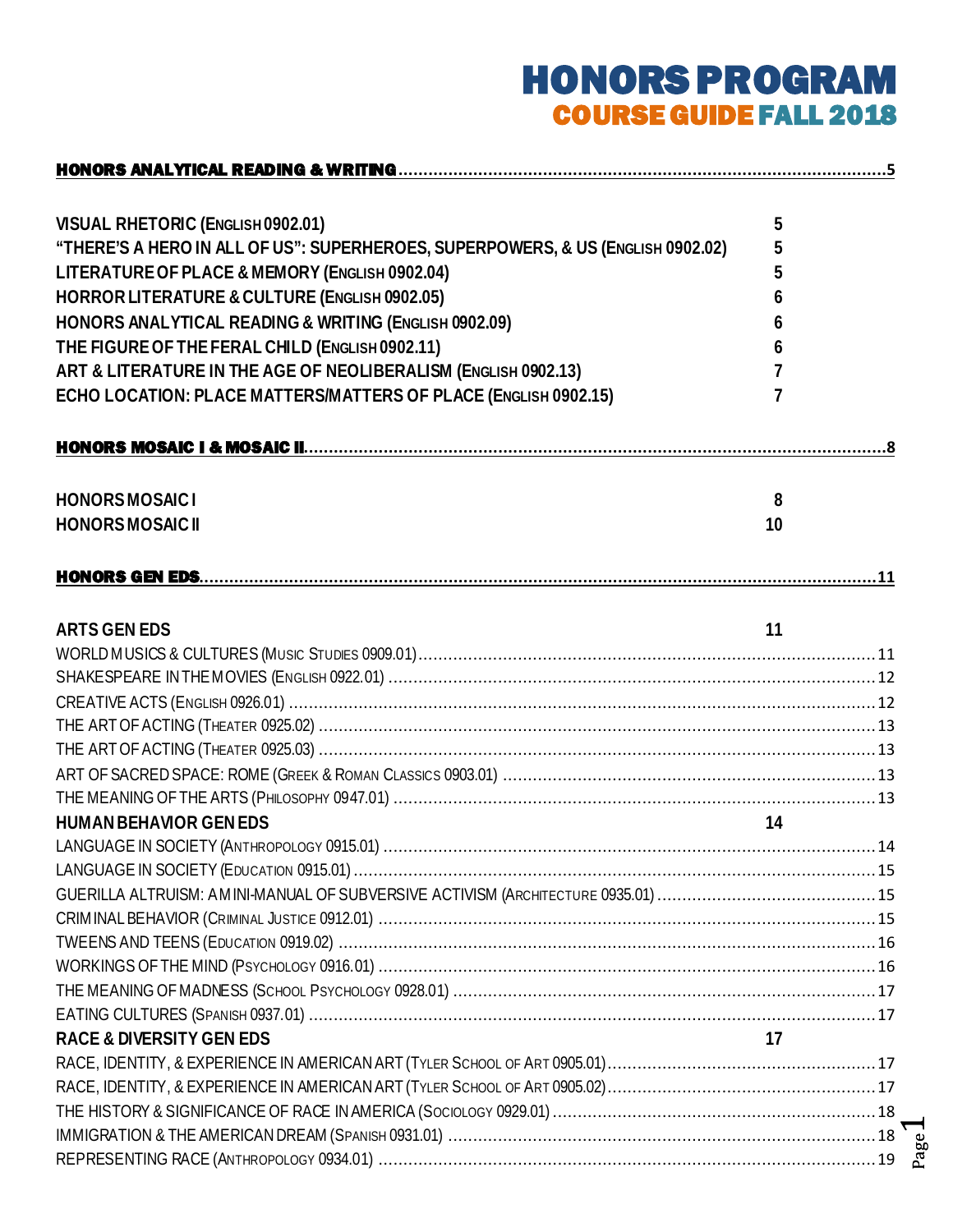# HONORS PROGRAM

## COURSE GUIDE FALL 2018

**HONORS ANALYTICAL READING & WRITING** .......... 5

| | |
|---|---|
| **VISUAL RHETORIC (ENGLISH 0902.01)** | 5 |
| **"THERE'S A HERO IN ALL OF US": SUPERHEROES, SUPERPOWERS, & US (ENGLISH 0902.02)** | 5 |
| **LITERATURE OF PLACE & MEMORY (ENGLISH 0902.04)** | 5 |
| **HORROR LITERATURE & CULTURE (ENGLISH 0902.05)** | 6 |
| **HONORS ANALYTICAL READING & WRITING (ENGLISH 0902.09)** | 6 |
| **THE FIGURE OF THE FERAL CHILD (ENGLISH 0902.11)** | 6 |
| **ART & LITERATURE IN THE AGE OF NEOLIBERALISM (ENGLISH 0902.13)** | 7 |
| **ECHO LOCATION: PLACE MATTERS/MATTERS OF PLACE (ENGLISH 0902.15)** | 7 |

**HONORS MOSAIC I & MOSAIC II** .......... 8

| | |
|---|---|
| **HONORS MOSAIC I** | 8 |
| **HONORS MOSAIC II** | 10 |

**HONORS GEN EDS** .......... 11

**ARTS GEN EDS** — 11

- WORLD MUSICS & CULTURES (MUSIC STUDIES 0909.01) .......... 11
- SHAKESPEARE IN THE MOVIES (ENGLISH 0922.01) .......... 12
- CREATIVE ACTS (ENGLISH 0926.01) .......... 12
- THE ART OF ACTING (THEATER 0925.02) .......... 13
- THE ART OF ACTING (THEATER 0925.03) .......... 13
- ART OF SACRED SPACE: ROME (GREEK & ROMAN CLASSICS 0903.01) .......... 13
- THE MEANING OF THE ARTS (PHILOSOPHY 0947.01) .......... 13

**HUMAN BEHAVIOR GEN EDS** — 14

- LANGUAGE IN SOCIETY (ANTHROPOLOGY 0915.01) .......... 14
- LANGUAGE IN SOCIETY (EDUCATION 0915.01) .......... 15
- GUERILLA ALTRUISM: A MINI-MANUAL OF SUBVERSIVE ACTIVISM (ARCHITECTURE 0935.01) .......... 15
- CRIMINAL BEHAVIOR (CRIMINAL JUSTICE 0912.01) .......... 15
- TWEENS AND TEENS (EDUCATION 0919.02) .......... 16
- WORKINGS OF THE MIND (PSYCHOLOGY 0916.01) .......... 16
- THE MEANING OF MADNESS (SCHOOL PSYCHOLOGY 0928.01) .......... 17
- EATING CULTURES (SPANISH 0937.01) .......... 17

**RACE & DIVERSITY GEN EDS** — 17

- RACE, IDENTITY, & EXPERIENCE IN AMERICAN ART (TYLER SCHOOL OF ART 0905.01) .......... 17
- RACE, IDENTITY, & EXPERIENCE IN AMERICAN ART (TYLER SCHOOL OF ART 0905.02) .......... 17
- THE HISTORY & SIGNIFICANCE OF RACE IN AMERICA (SOCIOLOGY 0929.01) .......... 18
- IMMIGRATION & THE AMERICAN DREAM (SPANISH 0931.01) .......... 18
- REPRESENTING RACE (ANTHROPOLOGY 0934.01) .......... 19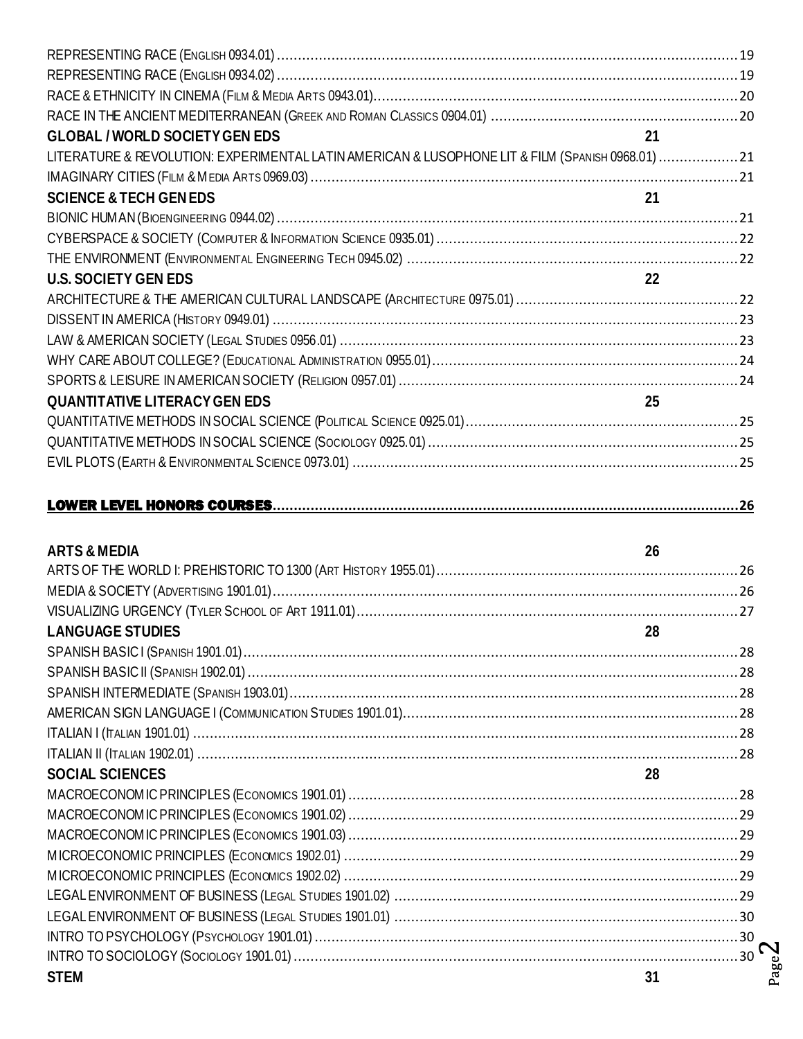REPRESENTING RACE (ENGLISH 0934.01) .......... 19
REPRESENTING RACE (ENGLISH 0934.02) .......... 19
RACE & ETHNICITY IN CINEMA (FILM & MEDIA ARTS 0943.01) .......... 20
RACE IN THE ANCIENT MEDITERRANEAN (GREEK AND ROMAN CLASSICS 0904.01) .......... 20

**GLOBAL / WORLD SOCIETY GEN EDS** 21

LITERATURE & REVOLUTION: EXPERIMENTAL LATIN AMERICAN & LUSOPHONE LIT & FILM (SPANISH 0968.01) .......... 21
IMAGINARY CITIES (FILM & MEDIA ARTS 0969.03) .......... 21

**SCIENCE & TECH GEN EDS** 21

BIONIC HUMAN (BIOENGINEERING 0944.02) .......... 21
CYBERSPACE & SOCIETY (COMPUTER & INFORMATION SCIENCE 0935.01) .......... 22
THE ENVIRONMENT (ENVIRONMENTAL ENGINEERING TECH 0945.02) .......... 22

**U.S. SOCIETY GEN EDS** 22

ARCHITECTURE & THE AMERICAN CULTURAL LANDSCAPE (ARCHITECTURE 0975.01) .......... 22
DISSENT IN AMERICA (HISTORY 0949.01) .......... 23
LAW & AMERICAN SOCIETY (LEGAL STUDIES 0956.01) .......... 23
WHY CARE ABOUT COLLEGE? (EDUCATIONAL ADMINISTRATION 0955.01) .......... 24
SPORTS & LEISURE IN AMERICAN SOCIETY (RELIGION 0957.01) .......... 24

**QUANTITATIVE LITERACY GEN EDS** 25

QUANTITATIVE METHODS IN SOCIAL SCIENCE (POLITICAL SCIENCE 0925.01) .......... 25
QUANTITATIVE METHODS IN SOCIAL SCIENCE (SOCIOLOGY 0925.01) .......... 25
EVIL PLOTS (EARTH & ENVIRONMENTAL SCIENCE 0973.01) .......... 25

**LOWER LEVEL HONORS COURSES** .......... 26

**ARTS & MEDIA** 26

ARTS OF THE WORLD I: PREHISTORIC TO 1300 (ART HISTORY 1955.01) .......... 26
MEDIA & SOCIETY (ADVERTISING 1901.01) .......... 26
VISUALIZING URGENCY (TYLER SCHOOL OF ART 1911.01) .......... 27

**LANGUAGE STUDIES** 28

SPANISH BASIC I (SPANISH 1901.01) .......... 28
SPANISH BASIC II (SPANISH 1902.01) .......... 28
SPANISH INTERMEDIATE (SPANISH 1903.01) .......... 28
AMERICAN SIGN LANGUAGE I (COMMUNICATION STUDIES 1901.01) .......... 28
ITALIAN I (ITALIAN 1901.01) .......... 28
ITALIAN II (ITALIAN 1902.01) .......... 28

**SOCIAL SCIENCES** 28

MACROECONOMIC PRINCIPLES (ECONOMICS 1901.01) .......... 28
MACROECONOMIC PRINCIPLES (ECONOMICS 1901.02) .......... 29
MACROECONOMIC PRINCIPLES (ECONOMICS 1901.03) .......... 29
MICROECONOMIC PRINCIPLES (ECONOMICS 1902.01) .......... 29
MICROECONOMIC PRINCIPLES (ECONOMICS 1902.02) .......... 29
LEGAL ENVIRONMENT OF BUSINESS (LEGAL STUDIES 1901.02) .......... 29
LEGAL ENVIRONMENT OF BUSINESS (LEGAL STUDIES 1901.01) .......... 30
INTRO TO PSYCHOLOGY (PSYCHOLOGY 1901.01) .......... 30
INTRO TO SOCIOLOGY (SOCIOLOGY 1901.01) .......... 30

**STEM** 31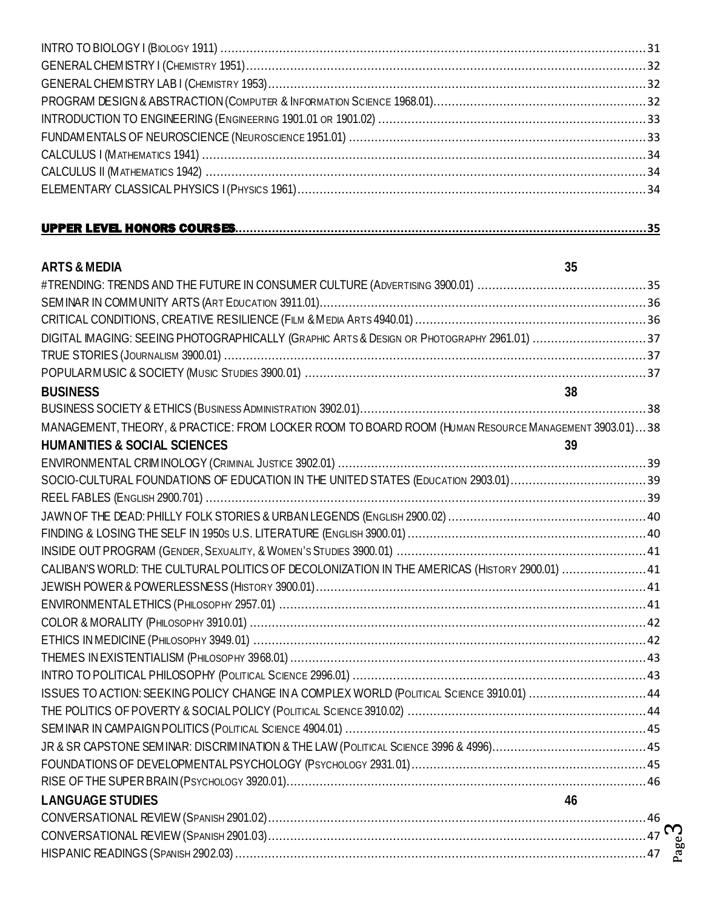INTRO TO BIOLOGY I (BIOLOGY 1911) ............................................................ 31
GENERAL CHEMISTRY I (CHEMISTRY 1951) ............................................................ 32
GENERAL CHEMISTRY LAB I (CHEMISTRY 1953) ............................................................ 32
PROGRAM DESIGN & ABSTRACTION (COMPUTER & INFORMATION SCIENCE 1968.01) ............................................................ 32
INTRODUCTION TO ENGINEERING (ENGINEERING 1901.01 OR 1901.02) ............................................................ 33
FUNDAMENTALS OF NEUROSCIENCE (NEUROSCIENCE 1951.01) ............................................................ 33
CALCULUS I (MATHEMATICS 1941) ............................................................ 34
CALCULUS II (MATHEMATICS 1942) ............................................................ 34
ELEMENTARY CLASSICAL PHYSICS I (PHYSICS 1961) ............................................................ 34

**UPPER LEVEL HONORS COURSES** ............................................................ 35

**ARTS & MEDIA** 35

#TRENDING: TRENDS AND THE FUTURE IN CONSUMER CULTURE (ADVERTISING 3900.01) ............................................................ 35
SEMINAR IN COMMUNITY ARTS (ART EDUCATION 3911.01) ............................................................ 36
CRITICAL CONDITIONS, CREATIVE RESILIENCE (FILM & MEDIA ARTS 4940.01) ............................................................ 36
DIGITAL IMAGING: SEEING PHOTOGRAPHICALLY (GRAPHIC ARTS & DESIGN OR PHOTOGRAPHY 2961.01) ............................................................ 37
TRUE STORIES (JOURNALISM 3900.01) ............................................................ 37
POPULAR MUSIC & SOCIETY (MUSIC STUDIES 3900.01) ............................................................ 37

**BUSINESS** 38

BUSINESS SOCIETY & ETHICS (BUSINESS ADMINISTRATION 3902.01) ............................................................ 38
MANAGEMENT, THEORY, & PRACTICE: FROM LOCKER ROOM TO BOARD ROOM (HUMAN RESOURCE MANAGEMENT 3903.01) ... 38

**HUMANITIES & SOCIAL SCIENCES** 39

ENVIRONMENTAL CRIMINOLOGY (CRIMINAL JUSTICE 3902.01) ............................................................ 39
SOCIO-CULTURAL FOUNDATIONS OF EDUCATION IN THE UNITED STATES (EDUCATION 2903.01) ............................................................ 39
REEL FABLES (ENGLISH 2900.701) ............................................................ 39
JAWN OF THE DEAD: PHILLY FOLK STORIES & URBAN LEGENDS (ENGLISH 2900.02) ............................................................ 40
FINDING & LOSING THE SELF IN 1950S U.S. LITERATURE (ENGLISH 3900.01) ............................................................ 40
INSIDE OUT PROGRAM (GENDER, SEXUALITY, & WOMEN'S STUDIES 3900.01) ............................................................ 41
CALIBAN'S WORLD: THE CULTURAL POLITICS OF DECOLONIZATION IN THE AMERICAS (HISTORY 2900.01) ............................................................ 41
JEWISH POWER & POWERLESSNESS (HISTORY 3900.01) ............................................................ 41
ENVIRONMENTAL ETHICS (PHILOSOPHY 2957.01) ............................................................ 41
COLOR & MORALITY (PHILOSOPHY 3910.01) ............................................................ 42
ETHICS IN MEDICINE (PHILOSOPHY 3949.01) ............................................................ 42
THEMES IN EXISTENTIALISM (PHILOSOPHY 3968.01) ............................................................ 43
INTRO TO POLITICAL PHILOSOPHY (POLITICAL SCIENCE 2996.01) ............................................................ 43
ISSUES TO ACTION: SEEKING POLICY CHANGE IN A COMPLEX WORLD (POLITICAL SCIENCE 3910.01) ............................................................ 44
THE POLITICS OF POVERTY & SOCIAL POLICY (POLITICAL SCIENCE 3910.02) ............................................................ 44
SEMINAR IN CAMPAIGN POLITICS (POLITICAL SCIENCE 4904.01) ............................................................ 45
JR & SR CAPSTONE SEMINAR: DISCRIMINATION & THE LAW (POLITICAL SCIENCE 3996 & 4996) ............................................................ 45
FOUNDATIONS OF DEVELOPMENTAL PSYCHOLOGY (PSYCHOLOGY 2931.01) ............................................................ 45
RISE OF THE SUPER BRAIN (PSYCHOLOGY 3920.01) ............................................................ 46

**LANGUAGE STUDIES** 46

CONVERSATIONAL REVIEW (SPANISH 2901.02) ............................................................ 46
CONVERSATIONAL REVIEW (SPANISH 2901.03) ............................................................ 47
HISPANIC READINGS (SPANISH 2902.03) ............................................................ 47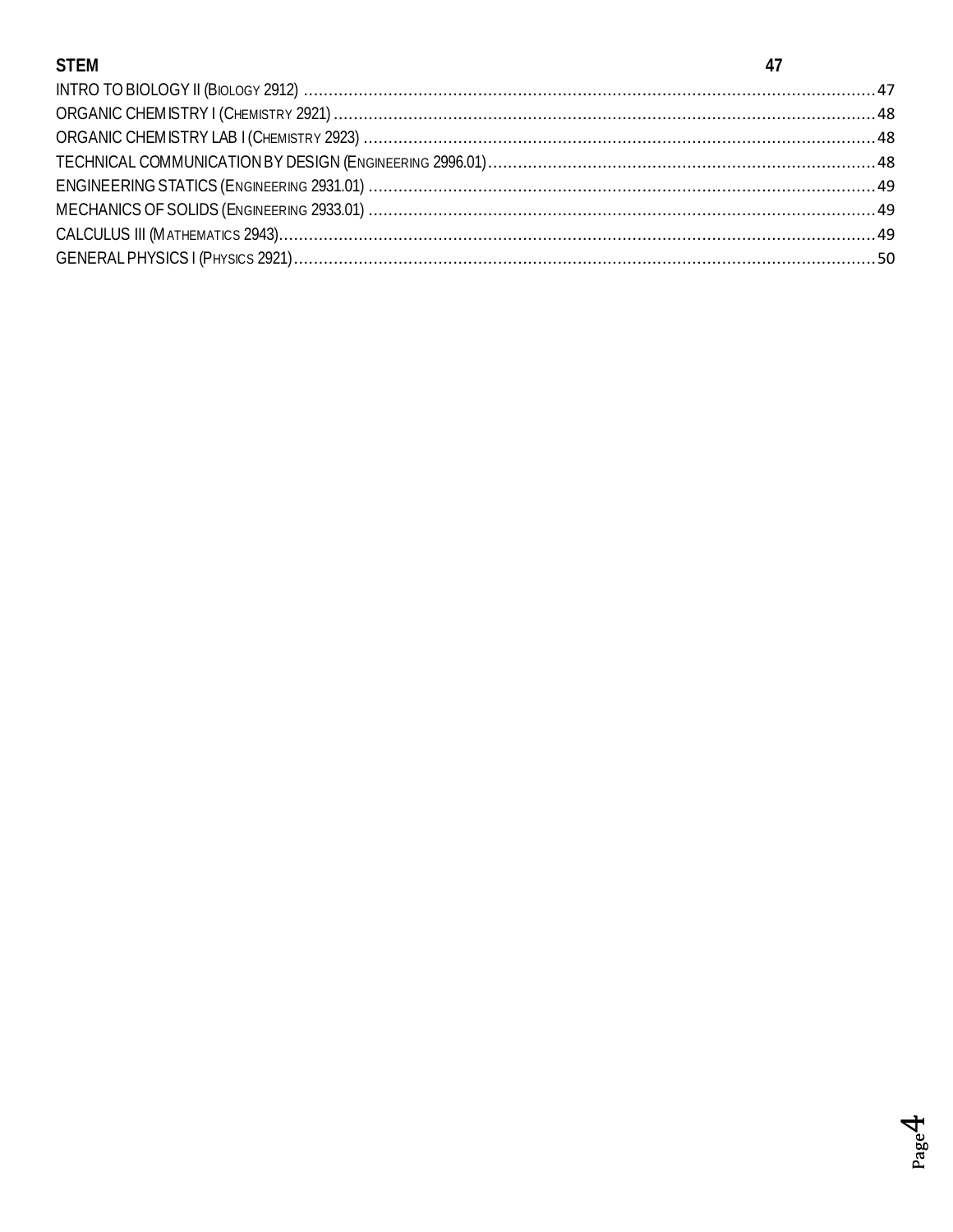**STEM** 47

INTRO TO BIOLOGY II (BIOLOGY 2912) ........ 47
ORGANIC CHEMISTRY I (CHEMISTRY 2921) ........ 48
ORGANIC CHEMISTRY LAB I (CHEMISTRY 2923) ........ 48
TECHNICAL COMMUNICATION BY DESIGN (ENGINEERING 2996.01) ........ 48
ENGINEERING STATICS (ENGINEERING 2931.01) ........ 49
MECHANICS OF SOLIDS (ENGINEERING 2933.01) ........ 49
CALCULUS III (MATHEMATICS 2943) ........ 49
GENERAL PHYSICS I (PHYSICS 2921) ........ 50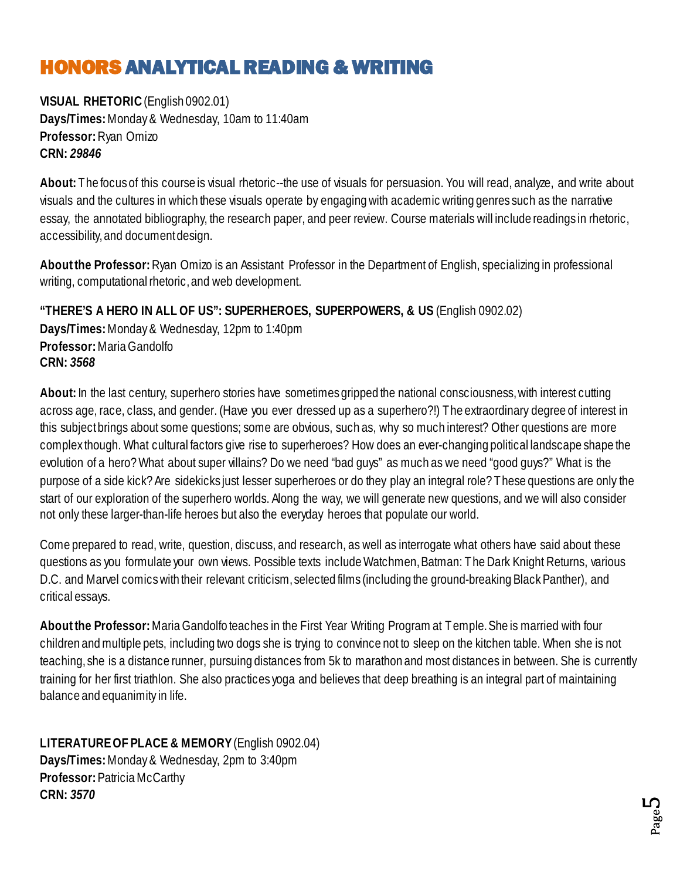# HONORS ANALYTICAL READING & WRITING

**VISUAL RHETORIC** (English 0902.01)
**Days/Times:** Monday & Wednesday, 10am to 11:40am
**Professor:** Ryan Omizo
**CRN:** ***29846***

**About:** The focus of this course is visual rhetoric--the use of visuals for persuasion. You will read, analyze, and write about visuals and the cultures in which these visuals operate by engaging with academic writing genres such as the narrative essay, the annotated bibliography, the research paper, and peer review. Course materials will include readings in rhetoric, accessibility, and document design.

**About the Professor:** Ryan Omizo is an Assistant Professor in the Department of English, specializing in professional writing, computational rhetoric, and web development.

**"THERE'S A HERO IN ALL OF US": SUPERHEROES, SUPERPOWERS, & US** (English 0902.02)
**Days/Times:** Monday & Wednesday, 12pm to 1:40pm
**Professor:** Maria Gandolfo
**CRN:** ***3568***

**About:** In the last century, superhero stories have sometimes gripped the national consciousness, with interest cutting across age, race, class, and gender. (Have you ever dressed up as a superhero?!) The extraordinary degree of interest in this subject brings about some questions; some are obvious, such as, why so much interest? Other questions are more complex though. What cultural factors give rise to superheroes? How does an ever-changing political landscape shape the evolution of a hero? What about super villains? Do we need "bad guys" as much as we need "good guys?" What is the purpose of a side kick? Are sidekicks just lesser superheroes or do they play an integral role? These questions are only the start of our exploration of the superhero worlds. Along the way, we will generate new questions, and we will also consider not only these larger-than-life heroes but also the everyday heroes that populate our world.

Come prepared to read, write, question, discuss, and research, as well as interrogate what others have said about these questions as you formulate your own views. Possible texts include Watchmen, Batman: The Dark Knight Returns, various D.C. and Marvel comics with their relevant criticism, selected films (including the ground-breaking Black Panther), and critical essays.

**About the Professor:** Maria Gandolfo teaches in the First Year Writing Program at Temple. She is married with four children and multiple pets, including two dogs she is trying to convince not to sleep on the kitchen table. When she is not teaching, she is a distance runner, pursuing distances from 5k to marathon and most distances in between. She is currently training for her first triathlon. She also practices yoga and believes that deep breathing is an integral part of maintaining balance and equanimity in life.

**LITERATURE OF PLACE & MEMORY** (English 0902.04)
**Days/Times:** Monday & Wednesday, 2pm to 3:40pm
**Professor:** Patricia McCarthy
**CRN:** ***3570***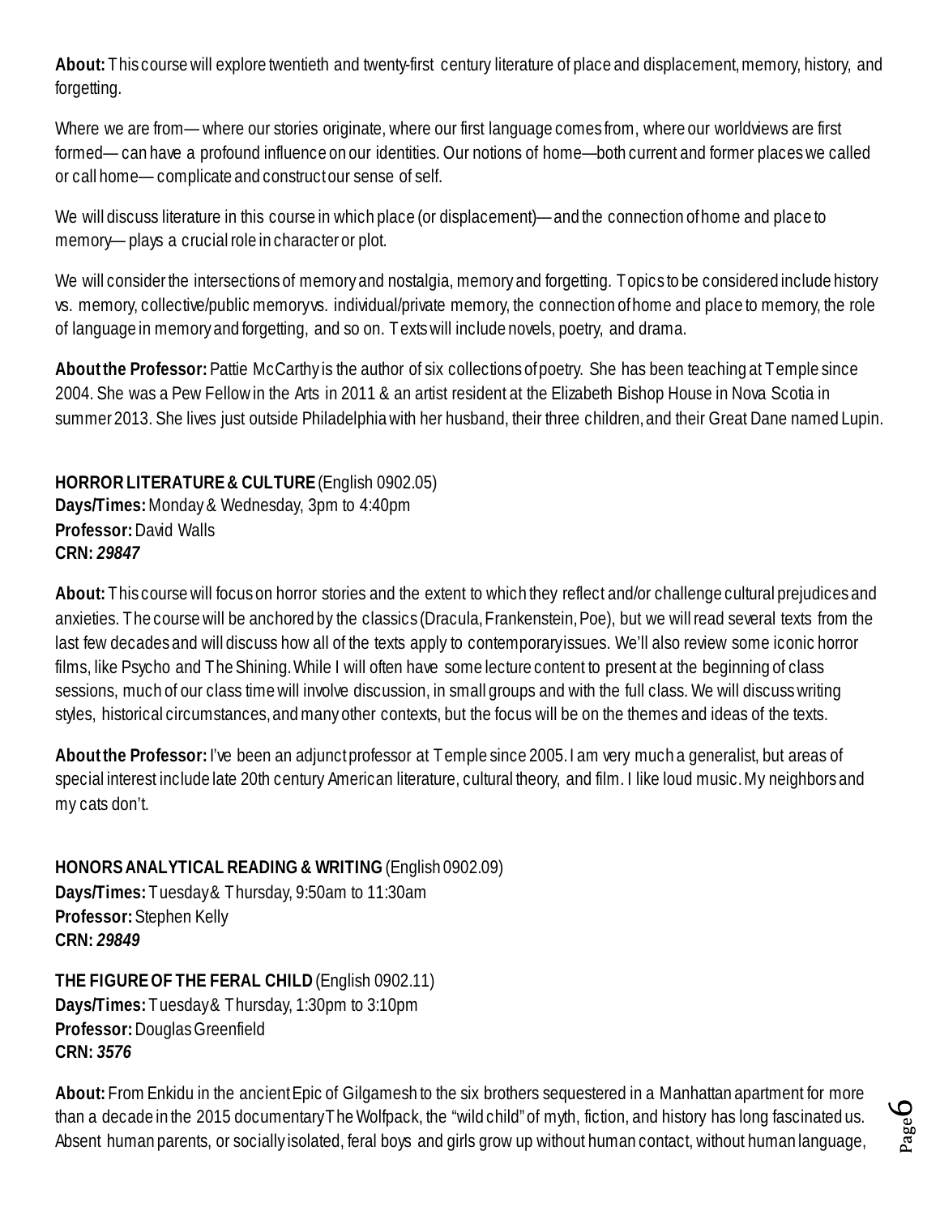**About:** This course will explore twentieth and twenty-first century literature of place and displacement, memory, history, and forgetting.

Where we are from— where our stories originate, where our first language comes from, where our worldviews are first formed— can have a profound influence on our identities. Our notions of home—both current and former places we called or call home— complicate and construct our sense of self.

We will discuss literature in this course in which place (or displacement)— and the connection of home and place to memory— plays a crucial role in character or plot.

We will consider the intersections of memory and nostalgia, memory and forgetting. Topics to be considered include history vs. memory, collective/public memory vs. individual/private memory, the connection of home and place to memory, the role of language in memory and forgetting, and so on. Texts will include novels, poetry, and drama.

**About the Professor:** Pattie McCarthy is the author of six collections of poetry. She has been teaching at Temple since 2004. She was a Pew Fellow in the Arts in 2011 & an artist resident at the Elizabeth Bishop House in Nova Scotia in summer 2013. She lives just outside Philadelphia with her husband, their three children, and their Great Dane named Lupin.

**HORROR LITERATURE & CULTURE** (English 0902.05)
**Days/Times:** Monday & Wednesday, 3pm to 4:40pm
**Professor:** David Walls
**CRN:** ***29847***

**About:** This course will focus on horror stories and the extent to which they reflect and/or challenge cultural prejudices and anxieties. The course will be anchored by the classics (Dracula, Frankenstein, Poe), but we will read several texts from the last few decades and will discuss how all of the texts apply to contemporary issues. We'll also review some iconic horror films, like Psycho and The Shining. While I will often have some lecture content to present at the beginning of class sessions, much of our class time will involve discussion, in small groups and with the full class. We will discuss writing styles, historical circumstances, and many other contexts, but the focus will be on the themes and ideas of the texts.

**About the Professor:** I've been an adjunct professor at Temple since 2005. I am very much a generalist, but areas of special interest include late 20th century American literature, cultural theory, and film. I like loud music. My neighbors and my cats don't.

**HONORS ANALYTICAL READING & WRITING** (English 0902.09)
**Days/Times:** Tuesday & Thursday, 9:50am to 11:30am
**Professor:** Stephen Kelly
**CRN:** ***29849***

**THE FIGURE OF THE FERAL CHILD** (English 0902.11)
**Days/Times:** Tuesday & Thursday, 1:30pm to 3:10pm
**Professor:** Douglas Greenfield
**CRN:** ***3576***

**About:** From Enkidu in the ancient Epic of Gilgamesh to the six brothers sequestered in a Manhattan apartment for more than a decade in the 2015 documentary The Wolfpack, the "wild child" of myth, fiction, and history has long fascinated us. Absent human parents, or socially isolated, feral boys and girls grow up without human contact, without human language,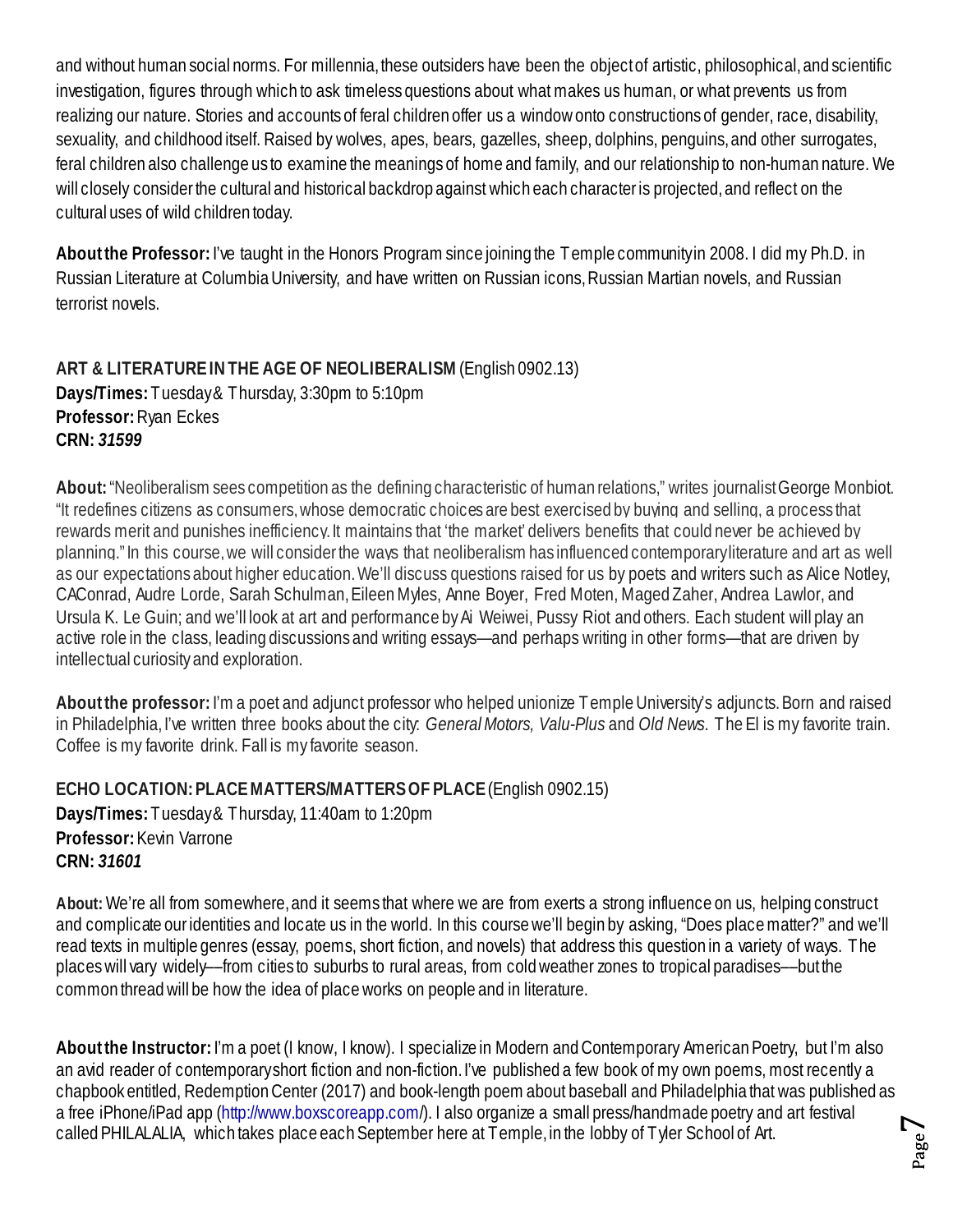and without human social norms. For millennia, these outsiders have been the object of artistic, philosophical, and scientific investigation, figures through which to ask timeless questions about what makes us human, or what prevents us from realizing our nature. Stories and accounts of feral children offer us a window onto constructions of gender, race, disability, sexuality, and childhood itself. Raised by wolves, apes, bears, gazelles, sheep, dolphins, penguins, and other surrogates, feral children also challenge us to examine the meanings of home and family, and our relationship to non-human nature. We will closely consider the cultural and historical backdrop against which each character is projected, and reflect on the cultural uses of wild children today.

**About the Professor:** I've taught in the Honors Program since joining the Temple community in 2008. I did my Ph.D. in Russian Literature at Columbia University, and have written on Russian icons, Russian Martian novels, and Russian terrorist novels.

**ART & LITERATURE IN THE AGE OF NEOLIBERALISM** (English 0902.13)
**Days/Times:** Tuesday & Thursday, 3:30pm to 5:10pm
**Professor:** Ryan Eckes
**CRN:** ***31599***

**About:** "Neoliberalism sees competition as the defining characteristic of human relations," writes journalist George Monbiot. "It redefines citizens as consumers, whose democratic choices are best exercised by buying and selling, a process that rewards merit and punishes inefficiency. It maintains that 'the market' delivers benefits that could never be achieved by planning." In this course, we will consider the ways that neoliberalism has influenced contemporary literature and art as well as our expectations about higher education. We'll discuss questions raised for us by poets and writers such as Alice Notley, CAConrad, Audre Lorde, Sarah Schulman, Eileen Myles, Anne Boyer, Fred Moten, Maged Zaher, Andrea Lawlor, and Ursula K. Le Guin; and we'll look at art and performance by Ai Weiwei, Pussy Riot and others. Each student will play an active role in the class, leading discussions and writing essays—and perhaps writing in other forms—that are driven by intellectual curiosity and exploration.

**About the professor:** I'm a poet and adjunct professor who helped unionize Temple University's adjuncts. Born and raised in Philadelphia, I've written three books about the city: *General Motors, Valu-Plus* and *Old News*. The El is my favorite train. Coffee is my favorite drink. Fall is my favorite season.

**ECHO LOCATION: PLACE MATTERS/MATTERS OF PLACE** (English 0902.15)
**Days/Times:** Tuesday & Thursday, 11:40am to 1:20pm
**Professor:** Kevin Varrone
**CRN:** ***31601***

**About:** We're all from somewhere, and it seems that where we are from exerts a strong influence on us, helping construct and complicate our identities and locate us in the world. In this course we'll begin by asking, "Does place matter?" and we'll read texts in multiple genres (essay, poems, short fiction, and novels) that address this question in a variety of ways. The places will vary widely––from cities to suburbs to rural areas, from cold weather zones to tropical paradises––but the common thread will be how the idea of place works on people and in literature.

**About the Instructor:** I'm a poet (I know, I know). I specialize in Modern and Contemporary American Poetry, but I'm also an avid reader of contemporary short fiction and non-fiction. I've published a few book of my own poems, most recently a chapbook entitled, Redemption Center (2017) and book-length poem about baseball and Philadelphia that was published as a free iPhone/iPad app (http://www.boxscoreapp.com/). I also organize a small press/handmade poetry and art festival called PHILALALIA, which takes place each September here at Temple, in the lobby of Tyler School of Art.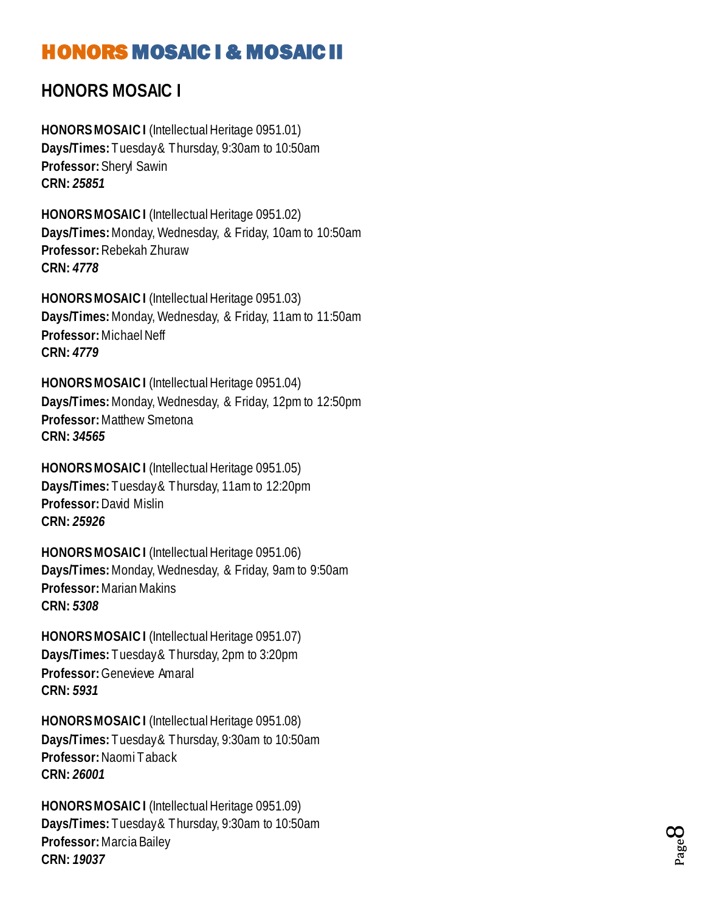# HONORS MOSAIC I & MOSAIC II

## HONORS MOSAIC I

**HONORS MOSAIC I** (Intellectual Heritage 0951.01)
**Days/Times:** Tuesday & Thursday, 9:30am to 10:50am
**Professor:** Sheryl Sawin
**CRN:** ***25851***

**HONORS MOSAIC I** (Intellectual Heritage 0951.02)
**Days/Times:** Monday, Wednesday, & Friday, 10am to 10:50am
**Professor:** Rebekah Zhuraw
**CRN:** ***4778***

**HONORS MOSAIC I** (Intellectual Heritage 0951.03)
**Days/Times:** Monday, Wednesday, & Friday, 11am to 11:50am
**Professor:** Michael Neff
**CRN:** ***4779***

**HONORS MOSAIC I** (Intellectual Heritage 0951.04)
**Days/Times:** Monday, Wednesday, & Friday, 12pm to 12:50pm
**Professor:** Matthew Smetona
**CRN:** ***34565***

**HONORS MOSAIC I** (Intellectual Heritage 0951.05)
**Days/Times:** Tuesday & Thursday, 11am to 12:20pm
**Professor:** David Mislin
**CRN:** ***25926***

**HONORS MOSAIC I** (Intellectual Heritage 0951.06)
**Days/Times:** Monday, Wednesday, & Friday, 9am to 9:50am
**Professor:** Marian Makins
**CRN:** ***5308***

**HONORS MOSAIC I** (Intellectual Heritage 0951.07)
**Days/Times:** Tuesday & Thursday, 2pm to 3:20pm
**Professor:** Genevieve Amaral
**CRN:** ***5931***

**HONORS MOSAIC I** (Intellectual Heritage 0951.08)
**Days/Times:** Tuesday & Thursday, 9:30am to 10:50am
**Professor:** Naomi Taback
**CRN:** ***26001***

**HONORS MOSAIC I** (Intellectual Heritage 0951.09)
**Days/Times:** Tuesday & Thursday, 9:30am to 10:50am
**Professor:** Marcia Bailey
**CRN:** ***19037***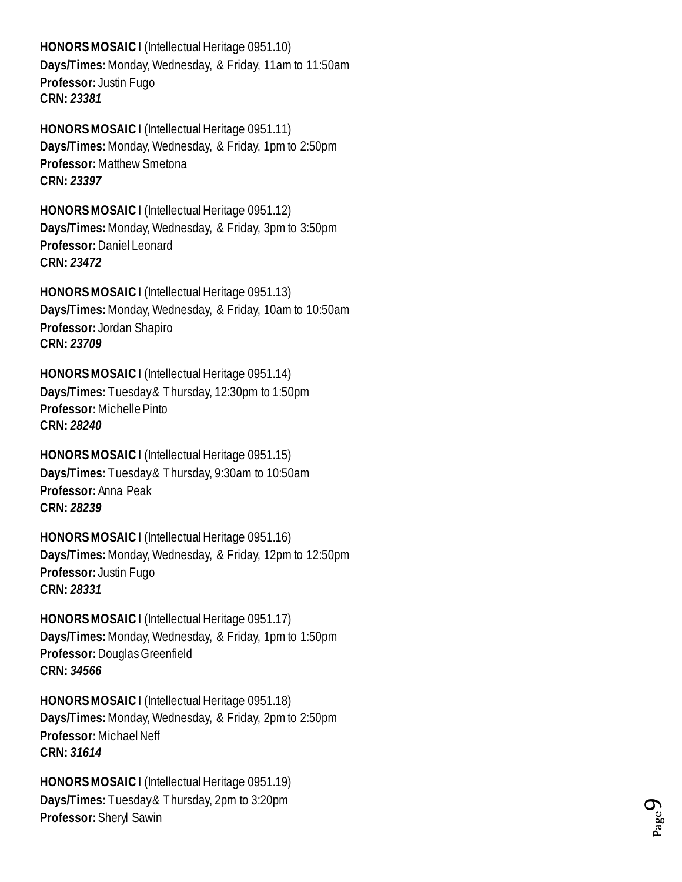**HONORS MOSAIC I** (Intellectual Heritage 0951.10)
**Days/Times:** Monday, Wednesday, & Friday, 11am to 11:50am
**Professor:** Justin Fugo
**CRN:** ***23381***

**HONORS MOSAIC I** (Intellectual Heritage 0951.11)
**Days/Times:** Monday, Wednesday, & Friday, 1pm to 2:50pm
**Professor:** Matthew Smetona
**CRN:** ***23397***

**HONORS MOSAIC I** (Intellectual Heritage 0951.12)
**Days/Times:** Monday, Wednesday, & Friday, 3pm to 3:50pm
**Professor:** Daniel Leonard
**CRN:** ***23472***

**HONORS MOSAIC I** (Intellectual Heritage 0951.13)
**Days/Times:** Monday, Wednesday, & Friday, 10am to 10:50am
**Professor:** Jordan Shapiro
**CRN:** ***23709***

**HONORS MOSAIC I** (Intellectual Heritage 0951.14)
**Days/Times:** Tuesday & Thursday, 12:30pm to 1:50pm
**Professor:** Michelle Pinto
**CRN:** ***28240***

**HONORS MOSAIC I** (Intellectual Heritage 0951.15)
**Days/Times:** Tuesday & Thursday, 9:30am to 10:50am
**Professor:** Anna Peak
**CRN:** ***28239***

**HONORS MOSAIC I** (Intellectual Heritage 0951.16)
**Days/Times:** Monday, Wednesday, & Friday, 12pm to 12:50pm
**Professor:** Justin Fugo
**CRN:** ***28331***

**HONORS MOSAIC I** (Intellectual Heritage 0951.17)
**Days/Times:** Monday, Wednesday, & Friday, 1pm to 1:50pm
**Professor:** Douglas Greenfield
**CRN:** ***34566***

**HONORS MOSAIC I** (Intellectual Heritage 0951.18)
**Days/Times:** Monday, Wednesday, & Friday, 2pm to 2:50pm
**Professor:** Michael Neff
**CRN:** ***31614***

**HONORS MOSAIC I** (Intellectual Heritage 0951.19)
**Days/Times:** Tuesday & Thursday, 2pm to 3:20pm
**Professor:** Sheryl Sawin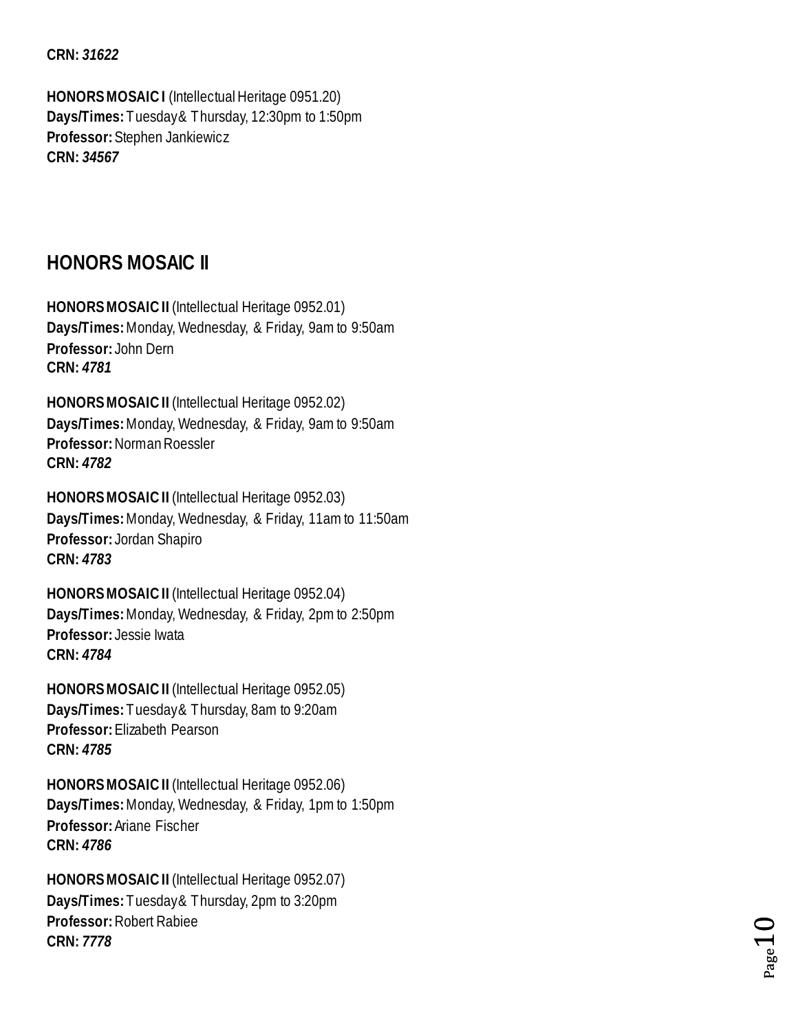**CRN:** ***31622***

**HONORS MOSAIC I** (Intellectual Heritage 0951.20)
**Days/Times:** Tuesday & Thursday, 12:30pm to 1:50pm
**Professor:** Stephen Jankiewicz
**CRN:** ***34567***

## HONORS MOSAIC II

**HONORS MOSAIC II** (Intellectual Heritage 0952.01)
**Days/Times:** Monday, Wednesday, & Friday, 9am to 9:50am
**Professor:** John Dern
**CRN:** ***4781***

**HONORS MOSAIC II** (Intellectual Heritage 0952.02)
**Days/Times:** Monday, Wednesday, & Friday, 9am to 9:50am
**Professor:** Norman Roessler
**CRN:** ***4782***

**HONORS MOSAIC II** (Intellectual Heritage 0952.03)
**Days/Times:** Monday, Wednesday, & Friday, 11am to 11:50am
**Professor:** Jordan Shapiro
**CRN:** ***4783***

**HONORS MOSAIC II** (Intellectual Heritage 0952.04)
**Days/Times:** Monday, Wednesday, & Friday, 2pm to 2:50pm
**Professor:** Jessie Iwata
**CRN:** ***4784***

**HONORS MOSAIC II** (Intellectual Heritage 0952.05)
**Days/Times:** Tuesday & Thursday, 8am to 9:20am
**Professor:** Elizabeth Pearson
**CRN:** ***4785***

**HONORS MOSAIC II** (Intellectual Heritage 0952.06)
**Days/Times:** Monday, Wednesday, & Friday, 1pm to 1:50pm
**Professor:** Ariane Fischer
**CRN:** ***4786***

**HONORS MOSAIC II** (Intellectual Heritage 0952.07)
**Days/Times:** Tuesday & Thursday, 2pm to 3:20pm
**Professor:** Robert Rabiee
**CRN:** ***7778***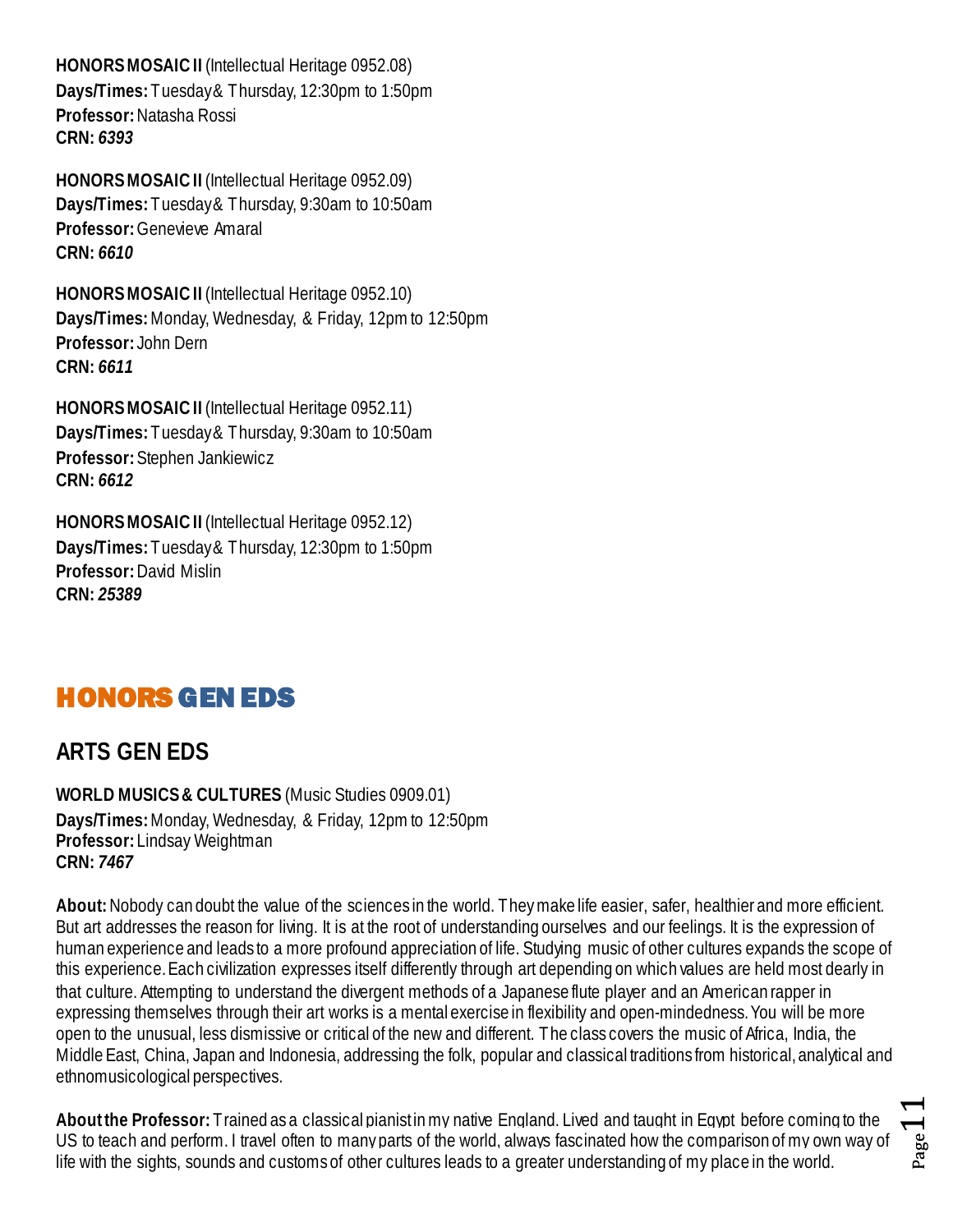**HONORS MOSAIC II** (Intellectual Heritage 0952.08)
**Days/Times:** Tuesday & Thursday, 12:30pm to 1:50pm
**Professor:** Natasha Rossi
**CRN:** ***6393***

**HONORS MOSAIC II** (Intellectual Heritage 0952.09)
**Days/Times:** Tuesday & Thursday, 9:30am to 10:50am
**Professor:** Genevieve Amaral
**CRN:** ***6610***

**HONORS MOSAIC II** (Intellectual Heritage 0952.10)
**Days/Times:** Monday, Wednesday, & Friday, 12pm to 12:50pm
**Professor:** John Dern
**CRN:** ***6611***

**HONORS MOSAIC II** (Intellectual Heritage 0952.11)
**Days/Times:** Tuesday & Thursday, 9:30am to 10:50am
**Professor:** Stephen Jankiewicz
**CRN:** ***6612***

**HONORS MOSAIC II** (Intellectual Heritage 0952.12)
**Days/Times:** Tuesday & Thursday, 12:30pm to 1:50pm
**Professor:** David Mislin
**CRN:** ***25389***

# HONORS GEN EDS

## ARTS GEN EDS

**WORLD MUSICS & CULTURES** (Music Studies 0909.01)
**Days/Times:** Monday, Wednesday, & Friday, 12pm to 12:50pm
**Professor:** Lindsay Weightman
**CRN:** ***7467***

**About:** Nobody can doubt the value of the sciences in the world. They make life easier, safer, healthier and more efficient. But art addresses the reason for living. It is at the root of understanding ourselves and our feelings. It is the expression of human experience and leads to a more profound appreciation of life. Studying music of other cultures expands the scope of this experience. Each civilization expresses itself differently through art depending on which values are held most dearly in that culture. Attempting to understand the divergent methods of a Japanese flute player and an American rapper in expressing themselves through their art works is a mental exercise in flexibility and open-mindedness. You will be more open to the unusual, less dismissive or critical of the new and different. The class covers the music of Africa, India, the Middle East, China, Japan and Indonesia, addressing the folk, popular and classical traditions from historical, analytical and ethnomusicological perspectives.

**About the Professor:** Trained as a classical pianist in my native England. Lived and taught in Egypt before coming to the US to teach and perform. I travel often to many parts of the world, always fascinated how the comparison of my own way of life with the sights, sounds and customs of other cultures leads to a greater understanding of my place in the world.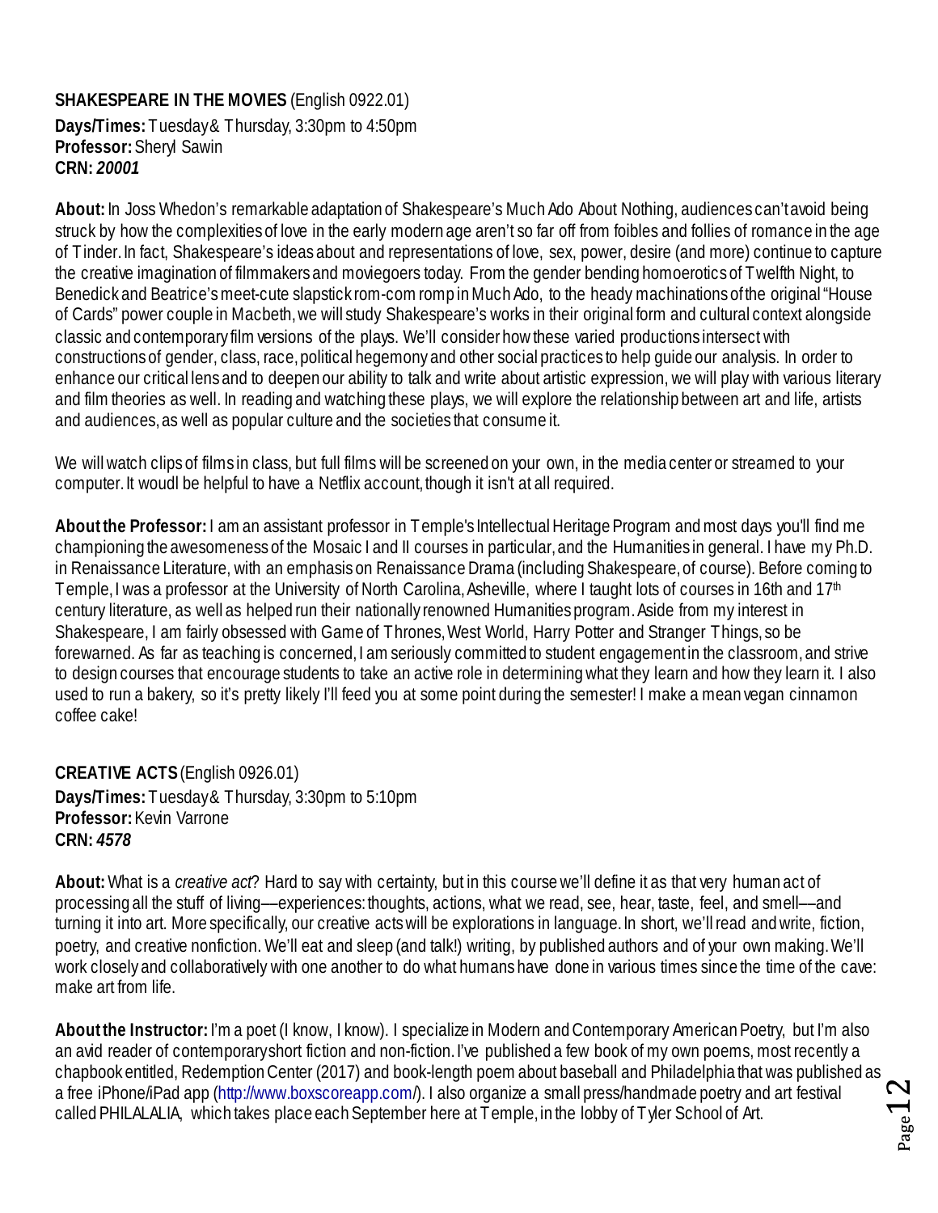**SHAKESPEARE IN THE MOVIES** (English 0922.01)
**Days/Times:** Tuesday & Thursday, 3:30pm to 4:50pm
**Professor:** Sheryl Sawin
**CRN:** ***20001***

**About:** In Joss Whedon's remarkable adaptation of Shakespeare's Much Ado About Nothing, audiences can't avoid being struck by how the complexities of love in the early modern age aren't so far off from foibles and follies of romance in the age of Tinder. In fact, Shakespeare's ideas about and representations of love, sex, power, desire (and more) continue to capture the creative imagination of filmmakers and moviegoers today. From the gender bending homoerotics of Twelfth Night, to Benedick and Beatrice's meet-cute slapstick rom-com romp in Much Ado, to the heady machinations of the original "House of Cards" power couple in Macbeth, we will study Shakespeare's works in their original form and cultural context alongside classic and contemporary film versions of the plays. We'll consider how these varied productions intersect with constructions of gender, class, race, political hegemony and other social practices to help guide our analysis. In order to enhance our critical lens and to deepen our ability to talk and write about artistic expression, we will play with various literary and film theories as well. In reading and watching these plays, we will explore the relationship between art and life, artists and audiences, as well as popular culture and the societies that consume it.

We will watch clips of films in class, but full films will be screened on your own, in the media center or streamed to your computer. It woudl be helpful to have a Netflix account, though it isn't at all required.

**About the Professor:** I am an assistant professor in Temple's Intellectual Heritage Program and most days you'll find me championing the awesomeness of the Mosaic I and II courses in particular, and the Humanities in general. I have my Ph.D. in Renaissance Literature, with an emphasis on Renaissance Drama (including Shakespeare, of course). Before coming to Temple, I was a professor at the University of North Carolina, Asheville, where I taught lots of courses in 16th and 17th century literature, as well as helped run their nationally renowned Humanities program. Aside from my interest in Shakespeare, I am fairly obsessed with Game of Thrones, West World, Harry Potter and Stranger Things, so be forewarned. As far as teaching is concerned, I am seriously committed to student engagement in the classroom, and strive to design courses that encourage students to take an active role in determining what they learn and how they learn it. I also used to run a bakery, so it's pretty likely I'll feed you at some point during the semester! I make a mean vegan cinnamon coffee cake!

**CREATIVE ACTS** (English 0926.01)
**Days/Times:** Tuesday & Thursday, 3:30pm to 5:10pm
**Professor:** Kevin Varrone
**CRN:** ***4578***

**About:** What is a *creative act*? Hard to say with certainty, but in this course we'll define it as that very human act of processing all the stuff of living—experiences: thoughts, actions, what we read, see, hear, taste, feel, and smell––and turning it into art. More specifically, our creative acts will be explorations in language. In short, we'll read and write, fiction, poetry, and creative nonfiction. We'll eat and sleep (and talk!) writing, by published authors and of your own making. We'll work closely and collaboratively with one another to do what humans have done in various times since the time of the cave: make art from life.

**About the Instructor:** I'm a poet (I know, I know). I specialize in Modern and Contemporary American Poetry, but I'm also an avid reader of contemporary short fiction and non-fiction. I've published a few book of my own poems, most recently a chapbook entitled, Redemption Center (2017) and book-length poem about baseball and Philadelphia that was published as a free iPhone/iPad app (http://www.boxscoreapp.com/). I also organize a small press/handmade poetry and art festival called PHILALALIA, which takes place each September here at Temple, in the lobby of Tyler School of Art.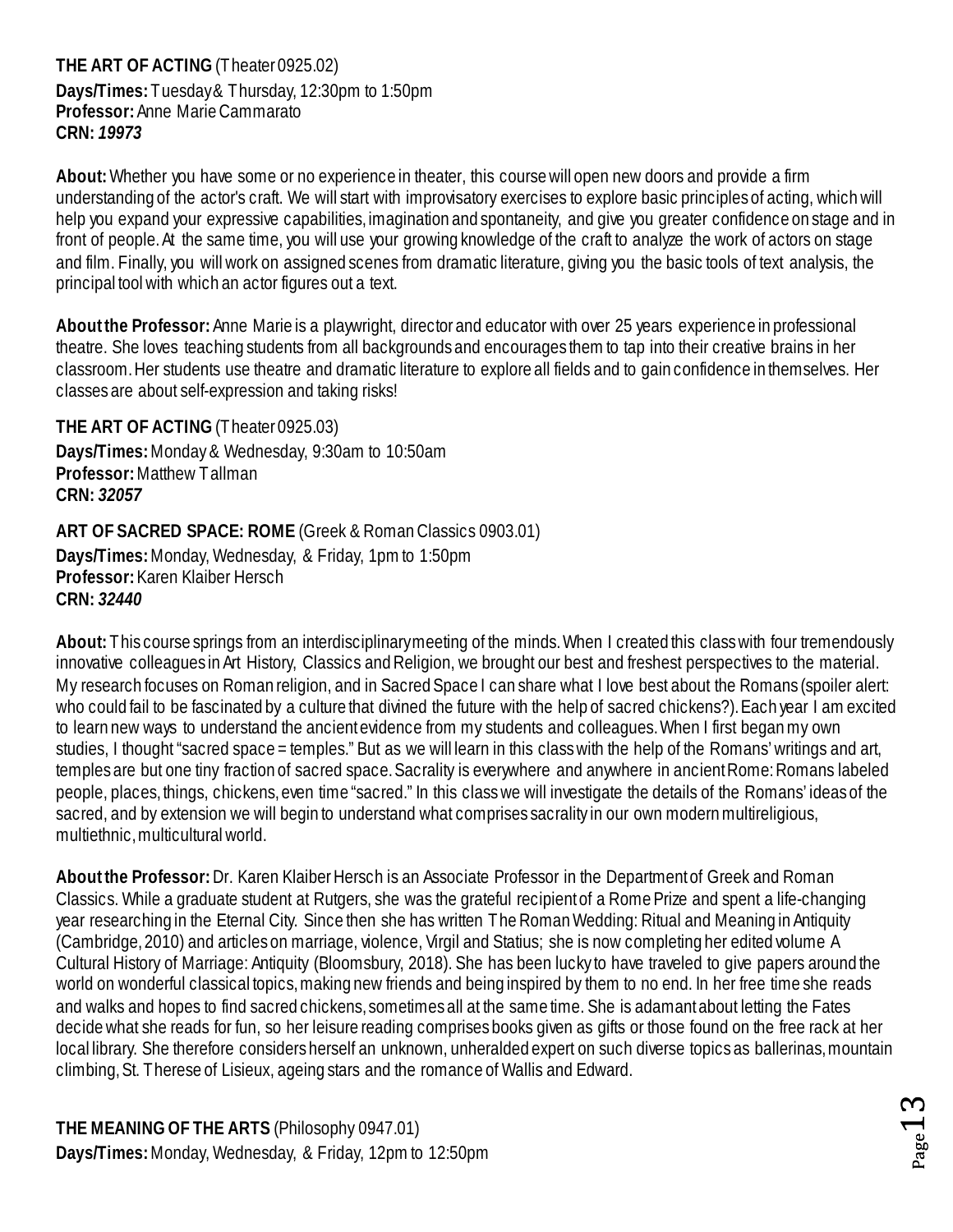**THE ART OF ACTING** (Theater 0925.02)
**Days/Times:** Tuesday & Thursday, 12:30pm to 1:50pm
**Professor:** Anne Marie Cammarato
**CRN:** ***19973***

**About:** Whether you have some or no experience in theater, this course will open new doors and provide a firm understanding of the actor's craft. We will start with improvisatory exercises to explore basic principles of acting, which will help you expand your expressive capabilities, imagination and spontaneity, and give you greater confidence on stage and in front of people. At the same time, you will use your growing knowledge of the craft to analyze the work of actors on stage and film. Finally, you will work on assigned scenes from dramatic literature, giving you the basic tools of text analysis, the principal tool with which an actor figures out a text.

**About the Professor:** Anne Marie is a playwright, director and educator with over 25 years experience in professional theatre. She loves teaching students from all backgrounds and encourages them to tap into their creative brains in her classroom. Her students use theatre and dramatic literature to explore all fields and to gain confidence in themselves. Her classes are about self-expression and taking risks!

**THE ART OF ACTING** (Theater 0925.03)
**Days/Times:** Monday & Wednesday, 9:30am to 10:50am
**Professor:** Matthew Tallman
**CRN:** ***32057***

**ART OF SACRED SPACE: ROME** (Greek & Roman Classics 0903.01)
**Days/Times:** Monday, Wednesday, & Friday, 1pm to 1:50pm
**Professor:** Karen Klaiber Hersch
**CRN:** ***32440***

**About:** This course springs from an interdisciplinary meeting of the minds. When I created this class with four tremendously innovative colleagues in Art History, Classics and Religion, we brought our best and freshest perspectives to the material. My research focuses on Roman religion, and in Sacred Space I can share what I love best about the Romans (spoiler alert: who could fail to be fascinated by a culture that divined the future with the help of sacred chickens?). Each year I am excited to learn new ways to understand the ancient evidence from my students and colleagues. When I first began my own studies, I thought "sacred space = temples." But as we will learn in this class with the help of the Romans' writings and art, temples are but one tiny fraction of sacred space. Sacrality is everywhere and anywhere in ancient Rome: Romans labeled people, places, things, chickens, even time "sacred." In this class we will investigate the details of the Romans' ideas of the sacred, and by extension we will begin to understand what comprises sacrality in our own modern multireligious, multiethnic, multicultural world.

**About the Professor:** Dr. Karen Klaiber Hersch is an Associate Professor in the Department of Greek and Roman Classics. While a graduate student at Rutgers, she was the grateful recipient of a Rome Prize and spent a life-changing year researching in the Eternal City. Since then she has written The Roman Wedding: Ritual and Meaning in Antiquity (Cambridge, 2010) and articles on marriage, violence, Virgil and Statius; she is now completing her edited volume A Cultural History of Marriage: Antiquity (Bloomsbury, 2018). She has been lucky to have traveled to give papers around the world on wonderful classical topics, making new friends and being inspired by them to no end. In her free time she reads and walks and hopes to find sacred chickens, sometimes all at the same time. She is adamant about letting the Fates decide what she reads for fun, so her leisure reading comprises books given as gifts or those found on the free rack at her local library. She therefore considers herself an unknown, unheralded expert on such diverse topics as ballerinas, mountain climbing, St. Therese of Lisieux, ageing stars and the romance of Wallis and Edward.

**THE MEANING OF THE ARTS** (Philosophy 0947.01)
**Days/Times:** Monday, Wednesday, & Friday, 12pm to 12:50pm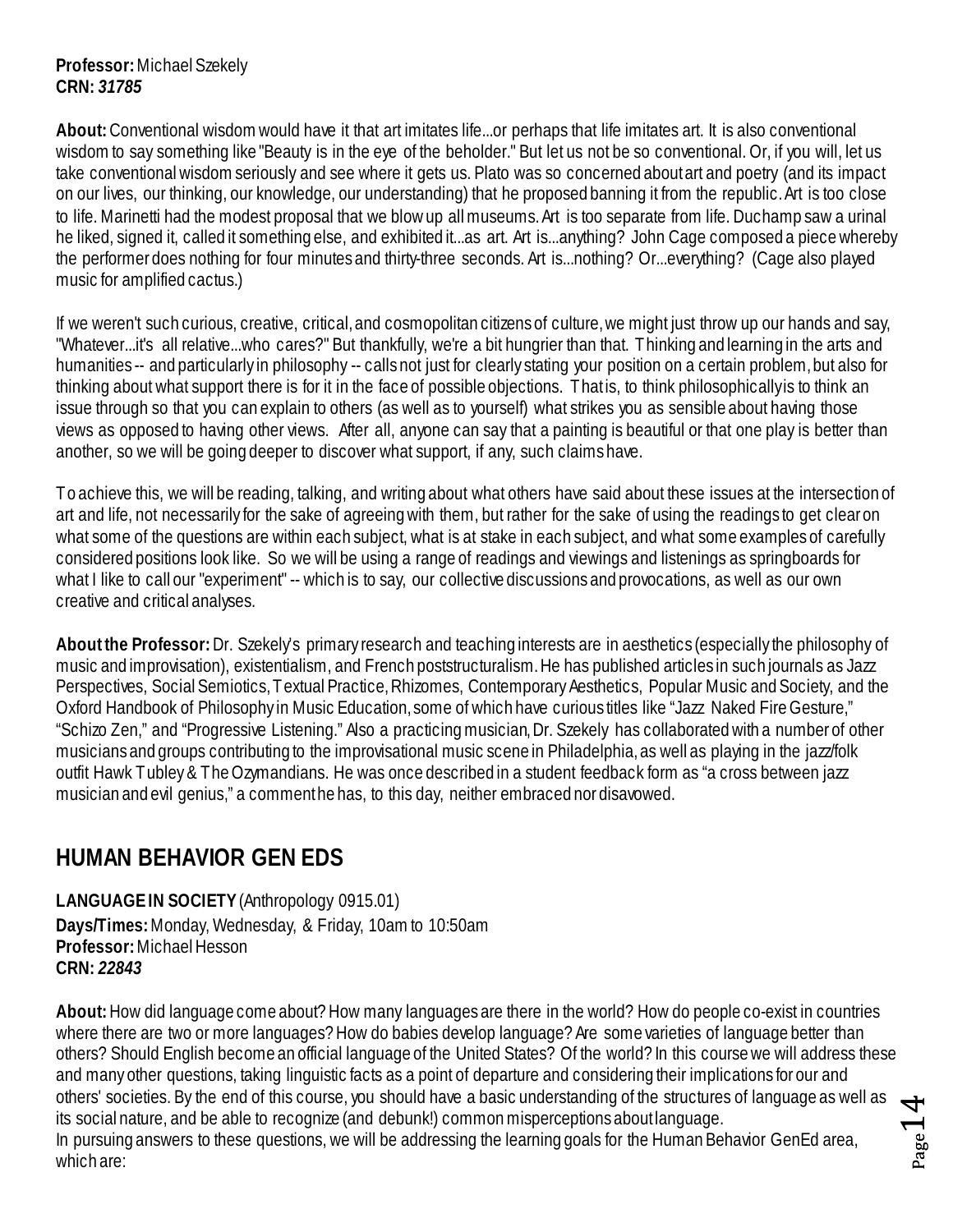**Professor:** Michael Szekely
**CRN:** ***31785***

**About:** Conventional wisdom would have it that art imitates life...or perhaps that life imitates art. It is also conventional wisdom to say something like "Beauty is in the eye of the beholder." But let us not be so conventional. Or, if you will, let us take conventional wisdom seriously and see where it gets us. Plato was so concerned about art and poetry (and its impact on our lives, our thinking, our knowledge, our understanding) that he proposed banning it from the republic. Art is too close to life. Marinetti had the modest proposal that we blow up all museums. Art is too separate from life. Duchamp saw a urinal he liked, signed it, called it something else, and exhibited it...as art. Art is...anything? John Cage composed a piece whereby the performer does nothing for four minutes and thirty-three seconds. Art is...nothing? Or...everything? (Cage also played music for amplified cactus.)

If we weren't such curious, creative, critical, and cosmopolitan citizens of culture, we might just throw up our hands and say, "Whatever...it's all relative...who cares?" But thankfully, we're a bit hungrier than that. Thinking and learning in the arts and humanities -- and particularly in philosophy -- calls not just for clearly stating your position on a certain problem, but also for thinking about what support there is for it in the face of possible objections. That is, to think philosophically is to think an issue through so that you can explain to others (as well as to yourself) what strikes you as sensible about having those views as opposed to having other views. After all, anyone can say that a painting is beautiful or that one play is better than another, so we will be going deeper to discover what support, if any, such claims have.

To achieve this, we will be reading, talking, and writing about what others have said about these issues at the intersection of art and life, not necessarily for the sake of agreeing with them, but rather for the sake of using the readings to get clear on what some of the questions are within each subject, what is at stake in each subject, and what some examples of carefully considered positions look like. So we will be using a range of readings and viewings and listenings as springboards for what I like to call our "experiment" -- which is to say, our collective discussions and provocations, as well as our own creative and critical analyses.

**About the Professor:** Dr. Szekely's primary research and teaching interests are in aesthetics (especially the philosophy of music and improvisation), existentialism, and French poststructuralism. He has published articles in such journals as Jazz Perspectives, Social Semiotics, Textual Practice, Rhizomes, Contemporary Aesthetics, Popular Music and Society, and the Oxford Handbook of Philosophy in Music Education, some of which have curious titles like "Jazz Naked Fire Gesture," "Schizo Zen," and "Progressive Listening." Also a practicing musician, Dr. Szekely has collaborated with a number of other musicians and groups contributing to the improvisational music scene in Philadelphia, as well as playing in the jazz/folk outfit Hawk Tubley & The Ozymandians. He was once described in a student feedback form as "a cross between jazz musician and evil genius," a comment he has, to this day, neither embraced nor disavowed.

## HUMAN BEHAVIOR GEN EDS

**LANGUAGE IN SOCIETY** (Anthropology 0915.01)
**Days/Times:** Monday, Wednesday, & Friday, 10am to 10:50am
**Professor:** Michael Hesson
**CRN:** ***22843***

**About:** How did language come about? How many languages are there in the world? How do people co-exist in countries where there are two or more languages? How do babies develop language? Are some varieties of language better than others? Should English become an official language of the United States? Of the world? In this course we will address these and many other questions, taking linguistic facts as a point of departure and considering their implications for our and others' societies. By the end of this course, you should have a basic understanding of the structures of language as well as its social nature, and be able to recognize (and debunk!) common misperceptions about language.
In pursuing answers to these questions, we will be addressing the learning goals for the Human Behavior GenEd area, which are: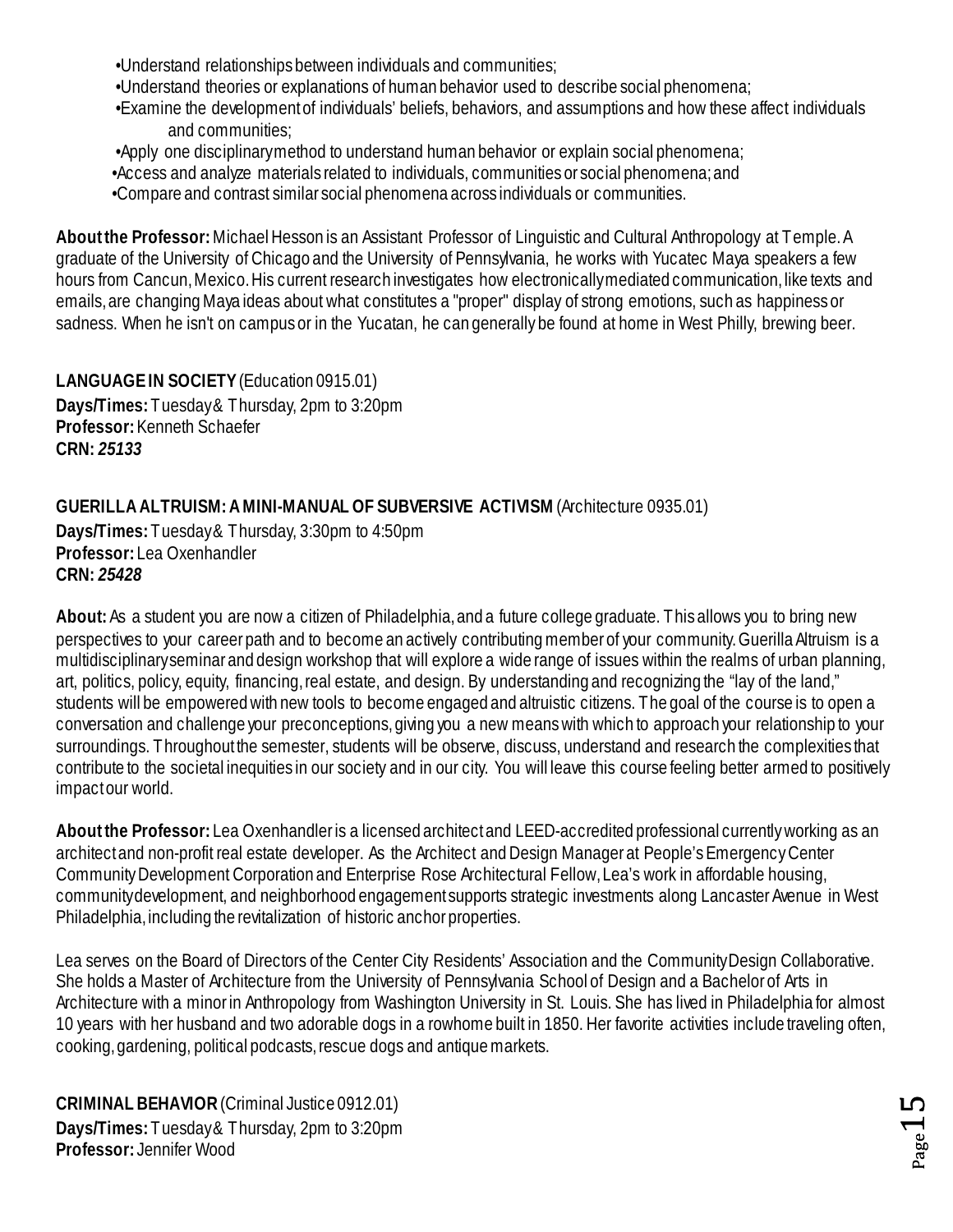- Understand relationships between individuals and communities;
- Understand theories or explanations of human behavior used to describe social phenomena;
- Examine the development of individuals' beliefs, behaviors, and assumptions and how these affect individuals and communities;
- Apply one disciplinary method to understand human behavior or explain social phenomena;
- Access and analyze materials related to individuals, communities or social phenomena; and
- Compare and contrast similar social phenomena across individuals or communities.

**About the Professor:** Michael Hesson is an Assistant Professor of Linguistic and Cultural Anthropology at Temple. A graduate of the University of Chicago and the University of Pennsylvania, he works with Yucatec Maya speakers a few hours from Cancun, Mexico. His current research investigates how electronically mediated communication, like texts and emails, are changing Maya ideas about what constitutes a "proper" display of strong emotions, such as happiness or sadness. When he isn't on campus or in the Yucatan, he can generally be found at home in West Philly, brewing beer.

**LANGUAGE IN SOCIETY** (Education 0915.01)
**Days/Times:** Tuesday & Thursday, 2pm to 3:20pm
**Professor:** Kenneth Schaefer
**CRN:** ***25133***

**GUERILLA ALTRUISM: A MINI-MANUAL OF SUBVERSIVE ACTIVISM** (Architecture 0935.01)
**Days/Times:** Tuesday & Thursday, 3:30pm to 4:50pm
**Professor:** Lea Oxenhandler
**CRN:** ***25428***

**About:** As a student you are now a citizen of Philadelphia, and a future college graduate. This allows you to bring new perspectives to your career path and to become an actively contributing member of your community. Guerilla Altruism is a multidisciplinary seminar and design workshop that will explore a wide range of issues within the realms of urban planning, art, politics, policy, equity, financing, real estate, and design. By understanding and recognizing the "lay of the land," students will be empowered with new tools to become engaged and altruistic citizens. The goal of the course is to open a conversation and challenge your preconceptions, giving you a new means with which to approach your relationship to your surroundings. Throughout the semester, students will be observe, discuss, understand and research the complexities that contribute to the societal inequities in our society and in our city. You will leave this course feeling better armed to positively impact our world.

**About the Professor:** Lea Oxenhandler is a licensed architect and LEED-accredited professional currently working as an architect and non-profit real estate developer. As the Architect and Design Manager at People's Emergency Center Community Development Corporation and Enterprise Rose Architectural Fellow, Lea's work in affordable housing, community development, and neighborhood engagement supports strategic investments along Lancaster Avenue in West Philadelphia, including the revitalization of historic anchor properties.

Lea serves on the Board of Directors of the Center City Residents' Association and the Community Design Collaborative. She holds a Master of Architecture from the University of Pennsylvania School of Design and a Bachelor of Arts in Architecture with a minor in Anthropology from Washington University in St. Louis. She has lived in Philadelphia for almost 10 years with her husband and two adorable dogs in a rowhome built in 1850. Her favorite activities include traveling often, cooking, gardening, political podcasts, rescue dogs and antique markets.

**CRIMINAL BEHAVIOR** (Criminal Justice 0912.01)
**Days/Times:** Tuesday & Thursday, 2pm to 3:20pm
**Professor:** Jennifer Wood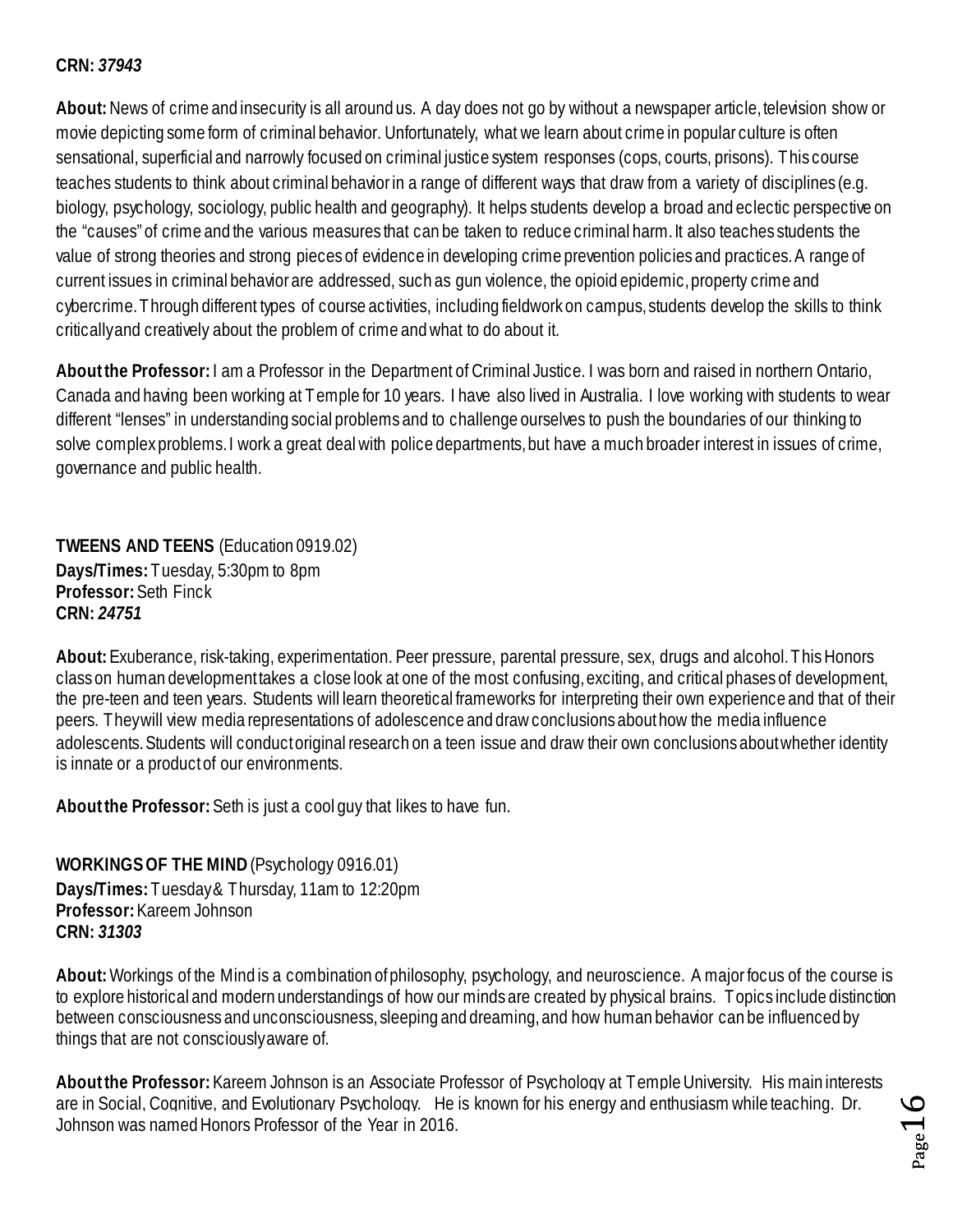**CRN:** ***37943***

**About:** News of crime and insecurity is all around us. A day does not go by without a newspaper article, television show or movie depicting some form of criminal behavior. Unfortunately, what we learn about crime in popular culture is often sensational, superficial and narrowly focused on criminal justice system responses (cops, courts, prisons). This course teaches students to think about criminal behavior in a range of different ways that draw from a variety of disciplines (e.g. biology, psychology, sociology, public health and geography). It helps students develop a broad and eclectic perspective on the "causes" of crime and the various measures that can be taken to reduce criminal harm. It also teaches students the value of strong theories and strong pieces of evidence in developing crime prevention policies and practices. A range of current issues in criminal behavior are addressed, such as gun violence, the opioid epidemic, property crime and cybercrime. Through different types of course activities, including fieldwork on campus, students develop the skills to think critically and creatively about the problem of crime and what to do about it.

**About the Professor:** I am a Professor in the Department of Criminal Justice. I was born and raised in northern Ontario, Canada and having been working at Temple for 10 years. I have also lived in Australia. I love working with students to wear different "lenses" in understanding social problems and to challenge ourselves to push the boundaries of our thinking to solve complex problems. I work a great deal with police departments, but have a much broader interest in issues of crime, governance and public health.

**TWEENS AND TEENS** (Education 0919.02)
**Days/Times:** Tuesday, 5:30pm to 8pm
**Professor:** Seth Finck
**CRN:** ***24751***

**About:** Exuberance, risk-taking, experimentation. Peer pressure, parental pressure, sex, drugs and alcohol. This Honors class on human development takes a close look at one of the most confusing, exciting, and critical phases of development, the pre-teen and teen years. Students will learn theoretical frameworks for interpreting their own experience and that of their peers. They will view media representations of adolescence and draw conclusions about how the media influence adolescents. Students will conduct original research on a teen issue and draw their own conclusions about whether identity is innate or a product of our environments.

**About the Professor:** Seth is just a cool guy that likes to have fun.

**WORKINGS OF THE MIND** (Psychology 0916.01)
**Days/Times:** Tuesday & Thursday, 11am to 12:20pm
**Professor:** Kareem Johnson
**CRN:** ***31303***

**About:** Workings of the Mind is a combination of philosophy, psychology, and neuroscience. A major focus of the course is to explore historical and modern understandings of how our minds are created by physical brains. Topics include distinction between consciousness and unconsciousness, sleeping and dreaming, and how human behavior can be influenced by things that are not consciously aware of.

**About the Professor:** Kareem Johnson is an Associate Professor of Psychology at Temple University. His main interests are in Social, Cognitive, and Evolutionary Psychology. He is known for his energy and enthusiasm while teaching. Dr. Johnson was named Honors Professor of the Year in 2016.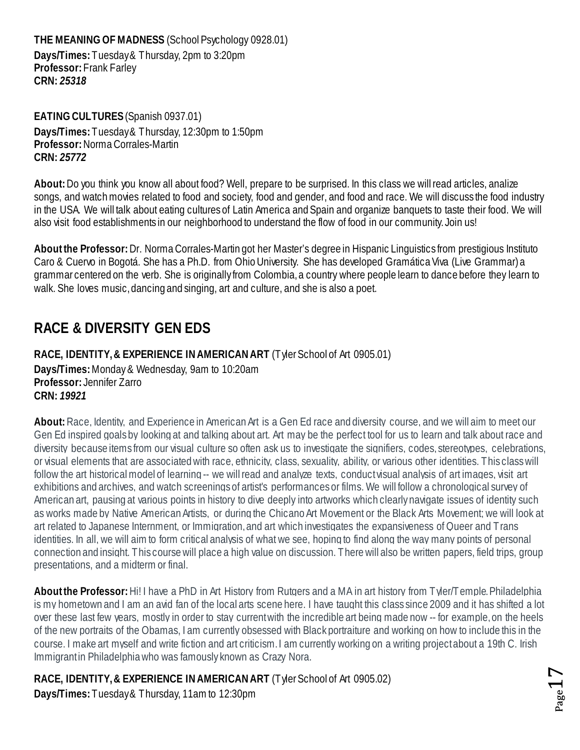**THE MEANING OF MADNESS** (School Psychology 0928.01)
**Days/Times:** Tuesday & Thursday, 2pm to 3:20pm
**Professor:** Frank Farley
**CRN:** ***25318***

**EATING CULTURES** (Spanish 0937.01)
**Days/Times:** Tuesday & Thursday, 12:30pm to 1:50pm
**Professor:** Norma Corrales-Martin
**CRN:** ***25772***

**About:** Do you think you know all about food? Well, prepare to be surprised. In this class we will read articles, analize songs, and watch movies related to food and society, food and gender, and food and race. We will discuss the food industry in the USA. We will talk about eating cultures of Latin America and Spain and organize banquets to taste their food. We will also visit food establishments in our neighborhood to understand the flow of food in our community. Join us!

**About the Professor:** Dr. Norma Corrales-Martin got her Master's degree in Hispanic Linguistics from prestigious Instituto Caro & Cuervo in Bogotá. She has a Ph.D. from Ohio University. She has developed Gramática Viva (Live Grammar) a grammar centered on the verb. She is originally from Colombia, a country where people learn to dance before they learn to walk. She loves music, dancing and singing, art and culture, and she is also a poet.

## RACE & DIVERSITY GEN EDS

**RACE, IDENTITY, & EXPERIENCE IN AMERICAN ART** (Tyler School of Art 0905.01)
**Days/Times:** Monday & Wednesday, 9am to 10:20am
**Professor:** Jennifer Zarro
**CRN:** ***19921***

**About:** Race, Identity, and Experience in American Art is a Gen Ed race and diversity course, and we will aim to meet our Gen Ed inspired goals by looking at and talking about art. Art may be the perfect tool for us to learn and talk about race and diversity because items from our visual culture so often ask us to investigate the signifiers, codes, stereotypes, celebrations, or visual elements that are associated with race, ethnicity, class, sexuality, ability, or various other identities. This class will follow the art historical model of learning -- we will read and analyze texts, conduct visual analysis of art images, visit art exhibitions and archives, and watch screenings of artist's performances or films. We will follow a chronological survey of American art, pausing at various points in history to dive deeply into artworks which clearly navigate issues of identity such as works made by Native American Artists, or during the Chicano Art Movement or the Black Arts Movement; we will look at art related to Japanese Internment, or Immigration, and art which investigates the expansiveness of Queer and Trans identities. In all, we will aim to form critical analysis of what we see, hoping to find along the way many points of personal connection and insight. This course will place a high value on discussion. There will also be written papers, field trips, group presentations, and a midterm or final.

**About the Professor:** Hi! I have a PhD in Art History from Rutgers and a MA in art history from Tyler/Temple. Philadelphia is my hometown and I am an avid fan of the local arts scene here. I have taught this class since 2009 and it has shifted a lot over these last few years, mostly in order to stay current with the incredible art being made now -- for example, on the heels of the new portraits of the Obamas, I am currently obsessed with Black portraiture and working on how to include this in the course. I make art myself and write fiction and art criticism. I am currently working on a writing project about a 19th C. Irish Immigrant in Philadelphia who was famously known as Crazy Nora.

**RACE, IDENTITY, & EXPERIENCE IN AMERICAN ART** (Tyler School of Art 0905.02)
**Days/Times:** Tuesday & Thursday, 11am to 12:30pm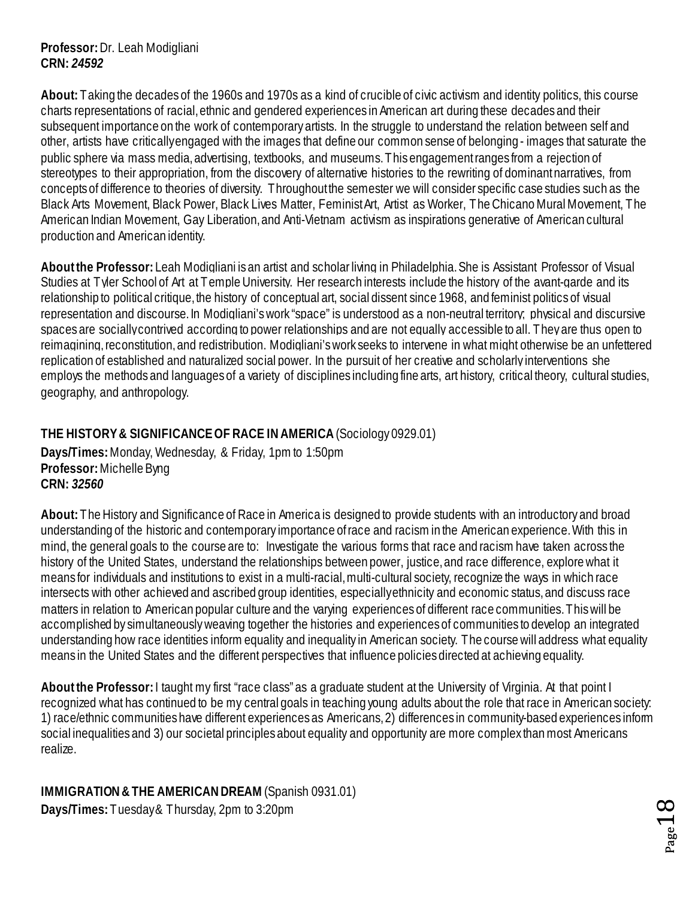**Professor:** Dr. Leah Modigliani
**CRN:** ***24592***

**About:** Taking the decades of the 1960s and 1970s as a kind of crucible of civic activism and identity politics, this course charts representations of racial, ethnic and gendered experiences in American art during these decades and their subsequent importance on the work of contemporary artists. In the struggle to understand the relation between self and other, artists have critically engaged with the images that define our common sense of belonging - images that saturate the public sphere via mass media, advertising, textbooks, and museums. This engagement ranges from a rejection of stereotypes to their appropriation, from the discovery of alternative histories to the rewriting of dominant narratives, from concepts of difference to theories of diversity. Throughout the semester we will consider specific case studies such as the Black Arts Movement, Black Power, Black Lives Matter, Feminist Art, Artist as Worker, The Chicano Mural Movement, The American Indian Movement, Gay Liberation, and Anti-Vietnam activism as inspirations generative of American cultural production and American identity.

**About the Professor:** Leah Modigliani is an artist and scholar living in Philadelphia. She is Assistant Professor of Visual Studies at Tyler School of Art at Temple University. Her research interests include the history of the avant-garde and its relationship to political critique, the history of conceptual art, social dissent since 1968, and feminist politics of visual representation and discourse. In Modigliani's work "space" is understood as a non-neutral territory; physical and discursive spaces are socially contrived according to power relationships and are not equally accessible to all. They are thus open to reimagining, reconstitution, and redistribution. Modigliani's work seeks to intervene in what might otherwise be an unfettered replication of established and naturalized social power. In the pursuit of her creative and scholarly interventions she employs the methods and languages of a variety of disciplines including fine arts, art history, critical theory, cultural studies, geography, and anthropology.

**THE HISTORY & SIGNIFICANCE OF RACE IN AMERICA** (Sociology 0929.01)
**Days/Times:** Monday, Wednesday, & Friday, 1pm to 1:50pm
**Professor:** Michelle Byng
**CRN:** ***32560***

**About:** The History and Significance of Race in America is designed to provide students with an introductory and broad understanding of the historic and contemporary importance of race and racism in the American experience. With this in mind, the general goals to the course are to: Investigate the various forms that race and racism have taken across the history of the United States, understand the relationships between power, justice, and race difference, explore what it means for individuals and institutions to exist in a multi-racial, multi-cultural society, recognize the ways in which race intersects with other achieved and ascribed group identities, especially ethnicity and economic status, and discuss race matters in relation to American popular culture and the varying experiences of different race communities. This will be accomplished by simultaneously weaving together the histories and experiences of communities to develop an integrated understanding how race identities inform equality and inequality in American society. The course will address what equality means in the United States and the different perspectives that influence policies directed at achieving equality.

**About the Professor:** I taught my first "race class" as a graduate student at the University of Virginia. At that point I recognized what has continued to be my central goals in teaching young adults about the role that race in American society: 1) race/ethnic communities have different experiences as Americans, 2) differences in community-based experiences inform social inequalities and 3) our societal principles about equality and opportunity are more complex than most Americans realize.

**IMMIGRATION & THE AMERICAN DREAM** (Spanish 0931.01)
**Days/Times:** Tuesday & Thursday, 2pm to 3:20pm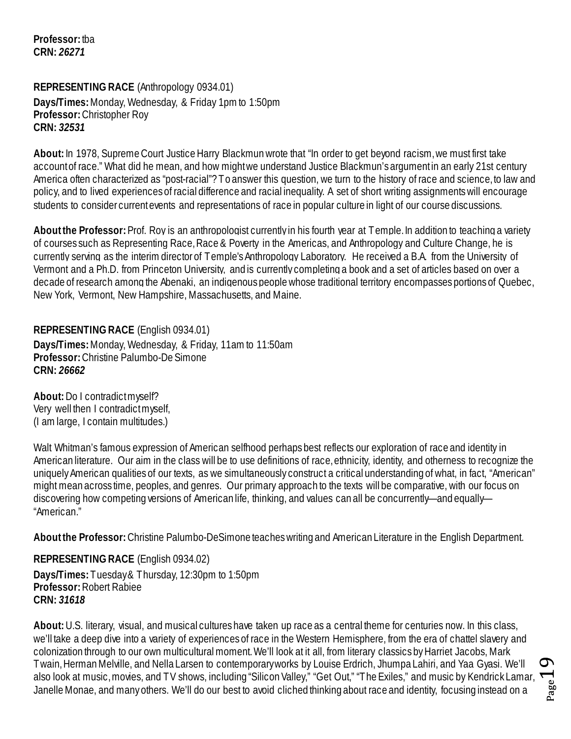**Professor:** tba
**CRN:** ***26271***

**REPRESENTING RACE** (Anthropology 0934.01)
**Days/Times:** Monday, Wednesday, & Friday 1pm to 1:50pm
**Professor:** Christopher Roy
**CRN:** ***32531***

**About:** In 1978, Supreme Court Justice Harry Blackmun wrote that "In order to get beyond racism, we must first take account of race." What did he mean, and how might we understand Justice Blackmun's argument in an early 21st century America often characterized as "post-racial"? To answer this question, we turn to the history of race and science, to law and policy, and to lived experiences of racial difference and racial inequality. A set of short writing assignments will encourage students to consider current events and representations of race in popular culture in light of our course discussions.

**About the Professor:** Prof. Roy is an anthropologist currently in his fourth year at Temple. In addition to teaching a variety of courses such as Representing Race, Race & Poverty in the Americas, and Anthropology and Culture Change, he is currently serving as the interim director of Temple's Anthropology Laboratory. He received a B.A. from the University of Vermont and a Ph.D. from Princeton University, and is currently completing a book and a set of articles based on over a decade of research among the Abenaki, an indigenous people whose traditional territory encompasses portions of Quebec, New York, Vermont, New Hampshire, Massachusetts, and Maine.

**REPRESENTING RACE** (English 0934.01)
**Days/Times:** Monday, Wednesday, & Friday, 11am to 11:50am
**Professor:** Christine Palumbo-De Simone
**CRN:** ***26662***

**About:** Do I contradict myself?
Very well then I contradict myself,
(I am large, I contain multitudes.)

Walt Whitman's famous expression of American selfhood perhaps best reflects our exploration of race and identity in American literature. Our aim in the class will be to use definitions of race, ethnicity, identity, and otherness to recognize the uniquely American qualities of our texts, as we simultaneously construct a critical understanding of what, in fact, "American" might mean across time, peoples, and genres. Our primary approach to the texts will be comparative, with our focus on discovering how competing versions of American life, thinking, and values can all be concurrently—and equally—"American."

**About the Professor:** Christine Palumbo-DeSimone teaches writing and American Literature in the English Department.

**REPRESENTING RACE** (English 0934.02)
**Days/Times:** Tuesday & Thursday, 12:30pm to 1:50pm
**Professor:** Robert Rabiee
**CRN:** ***31618***

**About:** U.S. literary, visual, and musical cultures have taken up race as a central theme for centuries now. In this class, we'll take a deep dive into a variety of experiences of race in the Western Hemisphere, from the era of chattel slavery and colonization through to our own multicultural moment. We'll look at it all, from literary classics by Harriet Jacobs, Mark Twain, Herman Melville, and Nella Larsen to contemporary works by Louise Erdrich, Jhumpa Lahiri, and Yaa Gyasi. We'll also look at music, movies, and TV shows, including "Silicon Valley," "Get Out," "The Exiles," and music by Kendrick Lamar, Janelle Monae, and many others. We'll do our best to avoid cliched thinking about race and identity, focusing instead on a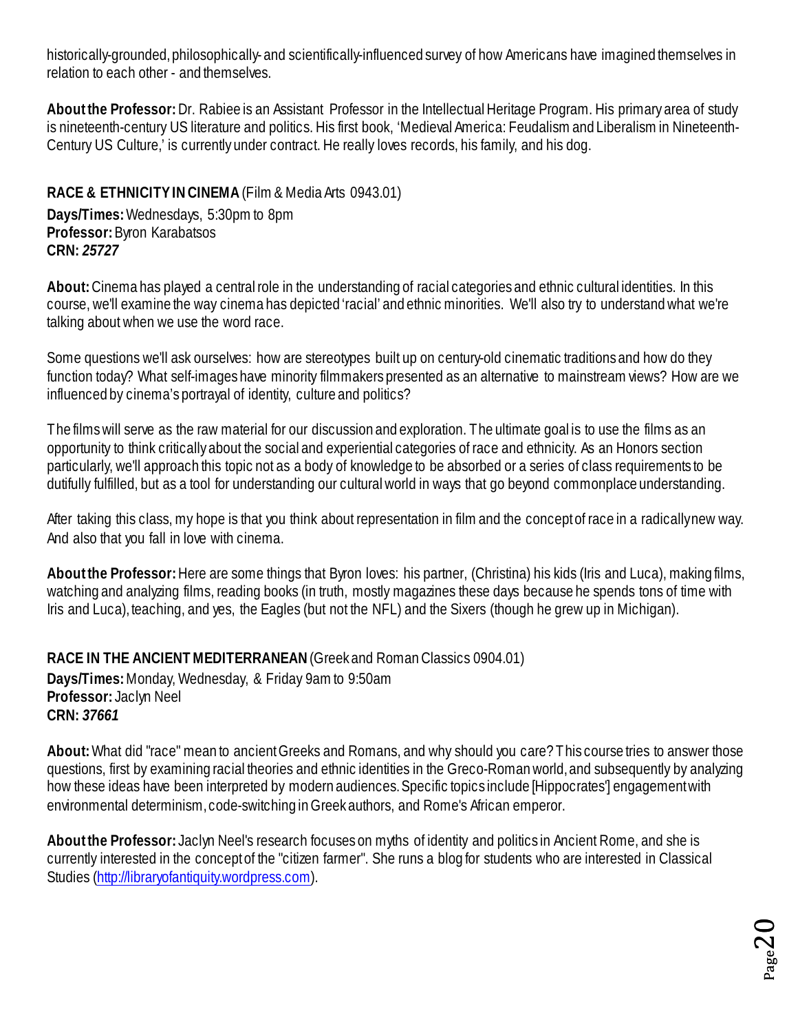historically-grounded, philosophically- and scientifically-influenced survey of how Americans have imagined themselves in relation to each other - and themselves.

**About the Professor:** Dr. Rabiee is an Assistant Professor in the Intellectual Heritage Program. His primary area of study is nineteenth-century US literature and politics. His first book, 'Medieval America: Feudalism and Liberalism in Nineteenth-Century US Culture,' is currently under contract. He really loves records, his family, and his dog.

**RACE & ETHNICITY IN CINEMA** (Film & Media Arts 0943.01)
**Days/Times:** Wednesdays, 5:30pm to 8pm
**Professor:** Byron Karabatsos
**CRN:** ***25727***

**About:** Cinema has played a central role in the understanding of racial categories and ethnic cultural identities. In this course, we'll examine the way cinema has depicted 'racial' and ethnic minorities. We'll also try to understand what we're talking about when we use the word race.

Some questions we'll ask ourselves: how are stereotypes built up on century-old cinematic traditions and how do they function today? What self-images have minority filmmakers presented as an alternative to mainstream views? How are we influenced by cinema's portrayal of identity, culture and politics?

The films will serve as the raw material for our discussion and exploration. The ultimate goal is to use the films as an opportunity to think critically about the social and experiential categories of race and ethnicity. As an Honors section particularly, we'll approach this topic not as a body of knowledge to be absorbed or a series of class requirements to be dutifully fulfilled, but as a tool for understanding our cultural world in ways that go beyond commonplace understanding.

After taking this class, my hope is that you think about representation in film and the concept of race in a radically new way. And also that you fall in love with cinema.

**About the Professor:** Here are some things that Byron loves: his partner, (Christina) his kids (Iris and Luca), making films, watching and analyzing films, reading books (in truth, mostly magazines these days because he spends tons of time with Iris and Luca), teaching, and yes, the Eagles (but not the NFL) and the Sixers (though he grew up in Michigan).

**RACE IN THE ANCIENT MEDITERRANEAN** (Greek and Roman Classics 0904.01)
**Days/Times:** Monday, Wednesday, & Friday 9am to 9:50am
**Professor:** Jaclyn Neel
**CRN:** ***37661***

**About:** What did "race" mean to ancient Greeks and Romans, and why should you care? This course tries to answer those questions, first by examining racial theories and ethnic identities in the Greco-Roman world, and subsequently by analyzing how these ideas have been interpreted by modern audiences. Specific topics include [Hippocrates'] engagement with environmental determinism, code-switching in Greek authors, and Rome's African emperor.

**About the Professor:** Jaclyn Neel's research focuses on myths of identity and politics in Ancient Rome, and she is currently interested in the concept of the "citizen farmer". She runs a blog for students who are interested in Classical Studies (http://libraryofantiquity.wordpress.com).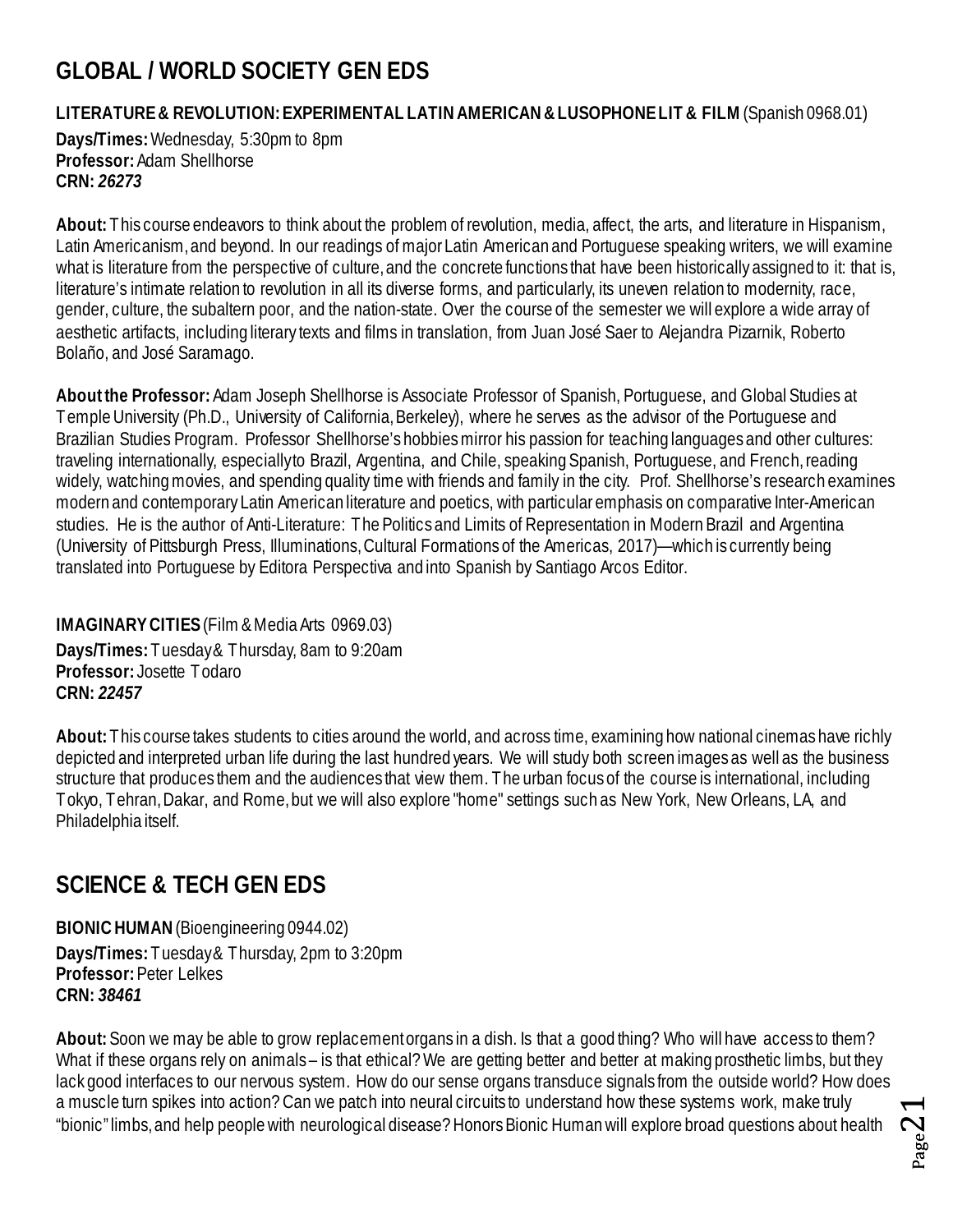## GLOBAL / WORLD SOCIETY GEN EDS

**LITERATURE & REVOLUTION: EXPERIMENTAL LATIN AMERICAN & LUSOPHONE LIT & FILM** (Spanish 0968.01)

**Days/Times:** Wednesday, 5:30pm to 8pm
**Professor:** Adam Shellhorse
**CRN:** ***26273***

**About:** This course endeavors to think about the problem of revolution, media, affect, the arts, and literature in Hispanism, Latin Americanism, and beyond. In our readings of major Latin American and Portuguese speaking writers, we will examine what is literature from the perspective of culture, and the concrete functions that have been historically assigned to it: that is, literature's intimate relation to revolution in all its diverse forms, and particularly, its uneven relation to modernity, race, gender, culture, the subaltern poor, and the nation-state. Over the course of the semester we will explore a wide array of aesthetic artifacts, including literary texts and films in translation, from Juan José Saer to Alejandra Pizarnik, Roberto Bolaño, and José Saramago.

**About the Professor:** Adam Joseph Shellhorse is Associate Professor of Spanish, Portuguese, and Global Studies at Temple University (Ph.D., University of California, Berkeley), where he serves as the advisor of the Portuguese and Brazilian Studies Program. Professor Shellhorse's hobbies mirror his passion for teaching languages and other cultures: traveling internationally, especially to Brazil, Argentina, and Chile, speaking Spanish, Portuguese, and French, reading widely, watching movies, and spending quality time with friends and family in the city. Prof. Shellhorse's research examines modern and contemporary Latin American literature and poetics, with particular emphasis on comparative Inter-American studies. He is the author of Anti-Literature: The Politics and Limits of Representation in Modern Brazil and Argentina (University of Pittsburgh Press, Illuminations, Cultural Formations of the Americas, 2017)—which is currently being translated into Portuguese by Editora Perspectiva and into Spanish by Santiago Arcos Editor.

**IMAGINARY CITIES** (Film & Media Arts 0969.03)

**Days/Times:** Tuesday & Thursday, 8am to 9:20am
**Professor:** Josette Todaro
**CRN:** ***22457***

**About:** This course takes students to cities around the world, and across time, examining how national cinemas have richly depicted and interpreted urban life during the last hundred years. We will study both screen images as well as the business structure that produces them and the audiences that view them. The urban focus of the course is international, including Tokyo, Tehran, Dakar, and Rome, but we will also explore "home" settings such as New York, New Orleans, LA, and Philadelphia itself.

## SCIENCE & TECH GEN EDS

**BIONIC HUMAN** (Bioengineering 0944.02)

**Days/Times:** Tuesday & Thursday, 2pm to 3:20pm
**Professor:** Peter Lelkes
**CRN:** ***38461***

**About:** Soon we may be able to grow replacement organs in a dish. Is that a good thing? Who will have access to them? What if these organs rely on animals – is that ethical? We are getting better and better at making prosthetic limbs, but they lack good interfaces to our nervous system. How do our sense organs transduce signals from the outside world? How does a muscle turn spikes into action? Can we patch into neural circuits to understand how these systems work, make truly "bionic" limbs, and help people with neurological disease? Honors Bionic Human will explore broad questions about health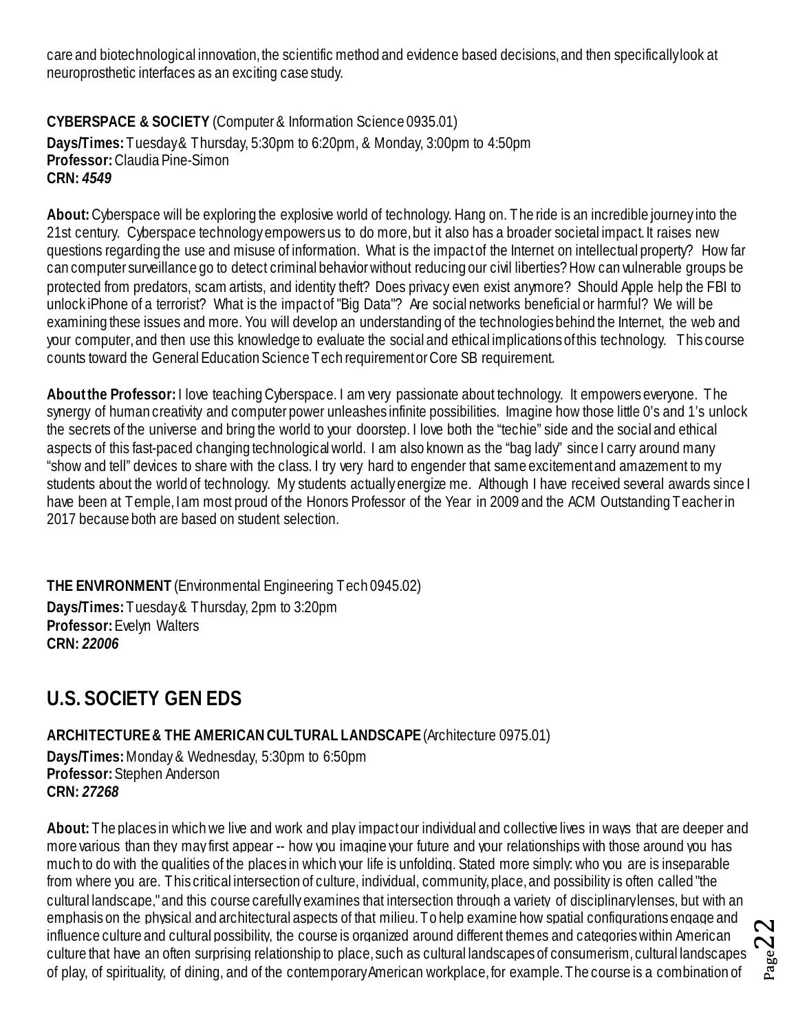care and biotechnological innovation, the scientific method and evidence based decisions, and then specifically look at neuroprosthetic interfaces as an exciting case study.

**CYBERSPACE & SOCIETY** (Computer & Information Science 0935.01)
**Days/Times:** Tuesday & Thursday, 5:30pm to 6:20pm, & Monday, 3:00pm to 4:50pm
**Professor:** Claudia Pine-Simon
**CRN:** ***4549***

**About:** Cyberspace will be exploring the explosive world of technology. Hang on. The ride is an incredible journey into the 21st century. Cyberspace technology empowers us to do more, but it also has a broader societal impact. It raises new questions regarding the use and misuse of information. What is the impact of the Internet on intellectual property? How far can computer surveillance go to detect criminal behavior without reducing our civil liberties? How can vulnerable groups be protected from predators, scam artists, and identity theft? Does privacy even exist anymore? Should Apple help the FBI to unlock iPhone of a terrorist? What is the impact of "Big Data"? Are social networks beneficial or harmful? We will be examining these issues and more. You will develop an understanding of the technologies behind the Internet, the web and your computer, and then use this knowledge to evaluate the social and ethical implications of this technology. This course counts toward the General Education Science Tech requirement or Core SB requirement.

**About the Professor:** I love teaching Cyberspace. I am very passionate about technology. It empowers everyone. The synergy of human creativity and computer power unleashes infinite possibilities. Imagine how those little 0's and 1's unlock the secrets of the universe and bring the world to your doorstep. I love both the "techie" side and the social and ethical aspects of this fast-paced changing technological world. I am also known as the "bag lady" since I carry around many "show and tell" devices to share with the class. I try very hard to engender that same excitement and amazement to my students about the world of technology. My students actually energize me. Although I have received several awards since I have been at Temple, I am most proud of the Honors Professor of the Year in 2009 and the ACM Outstanding Teacher in 2017 because both are based on student selection.

**THE ENVIRONMENT** (Environmental Engineering Tech 0945.02)
**Days/Times:** Tuesday & Thursday, 2pm to 3:20pm
**Professor:** Evelyn Walters
**CRN:** ***22006***

## U.S. SOCIETY GEN EDS

**ARCHITECTURE & THE AMERICAN CULTURAL LANDSCAPE** (Architecture 0975.01)
**Days/Times:** Monday & Wednesday, 5:30pm to 6:50pm
**Professor:** Stephen Anderson
**CRN:** ***27268***

**About:** The places in which we live and work and play impact our individual and collective lives in ways that are deeper and more various than they may first appear -- how you imagine your future and your relationships with those around you has much to do with the qualities of the places in which your life is unfolding. Stated more simply: who you are is inseparable from where you are. This critical intersection of culture, individual, community, place, and possibility is often called "the cultural landscape," and this course carefully examines that intersection through a variety of disciplinary lenses, but with an emphasis on the physical and architectural aspects of that milieu. To help examine how spatial configurations engage and influence culture and cultural possibility, the course is organized around different themes and categories within American culture that have an often surprising relationship to place, such as cultural landscapes of consumerism, cultural landscapes of play, of spirituality, of dining, and of the contemporary American workplace, for example. The course is a combination of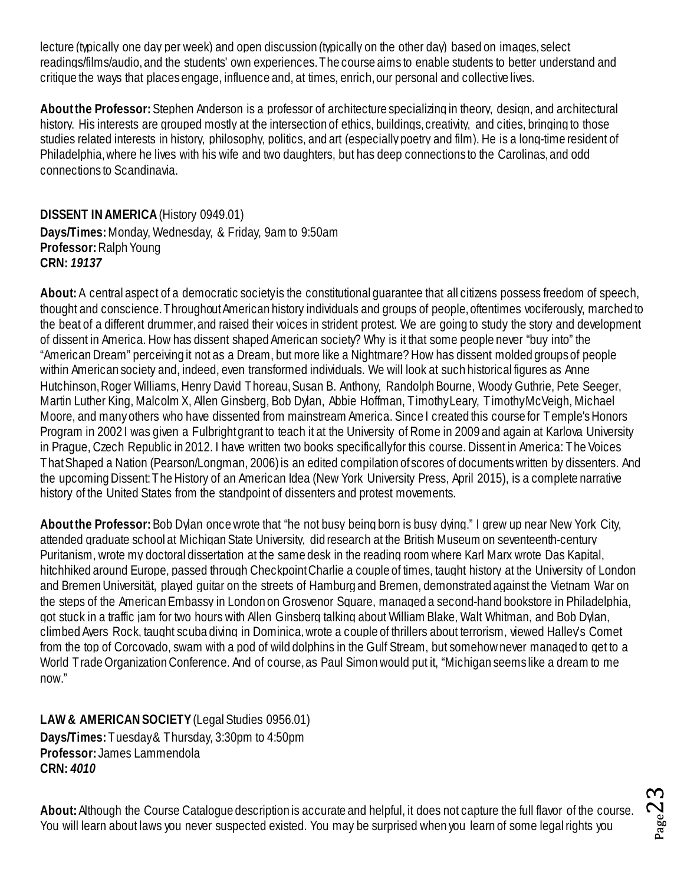lecture (typically one day per week) and open discussion (typically on the other day) based on images, select readings/films/audio, and the students' own experiences. The course aims to enable students to better understand and critique the ways that places engage, influence and, at times, enrich, our personal and collective lives.

**About the Professor:** Stephen Anderson is a professor of architecture specializing in theory, design, and architectural history. His interests are grouped mostly at the intersection of ethics, buildings, creativity, and cities, bringing to those studies related interests in history, philosophy, politics, and art (especially poetry and film). He is a long-time resident of Philadelphia, where he lives with his wife and two daughters, but has deep connections to the Carolinas, and odd connections to Scandinavia.

**DISSENT IN AMERICA** (History 0949.01)
**Days/Times:** Monday, Wednesday, & Friday, 9am to 9:50am
**Professor:** Ralph Young
**CRN:** ***19137***

**About:** A central aspect of a democratic society is the constitutional guarantee that all citizens possess freedom of speech, thought and conscience. Throughout American history individuals and groups of people, oftentimes vociferously, marched to the beat of a different drummer, and raised their voices in strident protest. We are going to study the story and development of dissent in America. How has dissent shaped American society? Why is it that some people never "buy into" the "American Dream" perceiving it not as a Dream, but more like a Nightmare? How has dissent molded groups of people within American society and, indeed, even transformed individuals. We will look at such historical figures as Anne Hutchinson, Roger Williams, Henry David Thoreau, Susan B. Anthony, Randolph Bourne, Woody Guthrie, Pete Seeger, Martin Luther King, Malcolm X, Allen Ginsberg, Bob Dylan, Abbie Hoffman, Timothy Leary, Timothy McVeigh, Michael Moore, and many others who have dissented from mainstream America. Since I created this course for Temple's Honors Program in 2002 I was given a Fulbright grant to teach it at the University of Rome in 2009 and again at Karlova University in Prague, Czech Republic in 2012. I have written two books specifically for this course. Dissent in America: The Voices That Shaped a Nation (Pearson/Longman, 2006) is an edited compilation of scores of documents written by dissenters. And the upcoming Dissent: The History of an American Idea (New York University Press, April 2015), is a complete narrative history of the United States from the standpoint of dissenters and protest movements.

**About the Professor:** Bob Dylan once wrote that "he not busy being born is busy dying." I grew up near New York City, attended graduate school at Michigan State University, did research at the British Museum on seventeenth-century Puritanism, wrote my doctoral dissertation at the same desk in the reading room where Karl Marx wrote Das Kapital, hitchhiked around Europe, passed through Checkpoint Charlie a couple of times, taught history at the University of London and Bremen Universität, played guitar on the streets of Hamburg and Bremen, demonstrated against the Vietnam War on the steps of the American Embassy in London on Grosvenor Square, managed a second-hand bookstore in Philadelphia, got stuck in a traffic jam for two hours with Allen Ginsberg talking about William Blake, Walt Whitman, and Bob Dylan, climbed Ayers Rock, taught scuba diving in Dominica, wrote a couple of thrillers about terrorism, viewed Halley's Comet from the top of Corcovado, swam with a pod of wild dolphins in the Gulf Stream, but somehow never managed to get to a World Trade Organization Conference. And of course, as Paul Simon would put it, "Michigan seems like a dream to me now."

**LAW & AMERICAN SOCIETY** (Legal Studies 0956.01)
**Days/Times:** Tuesday & Thursday, 3:30pm to 4:50pm
**Professor:** James Lammendola
**CRN:** ***4010***

**About:** Although the Course Catalogue description is accurate and helpful, it does not capture the full flavor of the course. You will learn about laws you never suspected existed. You may be surprised when you learn of some legal rights you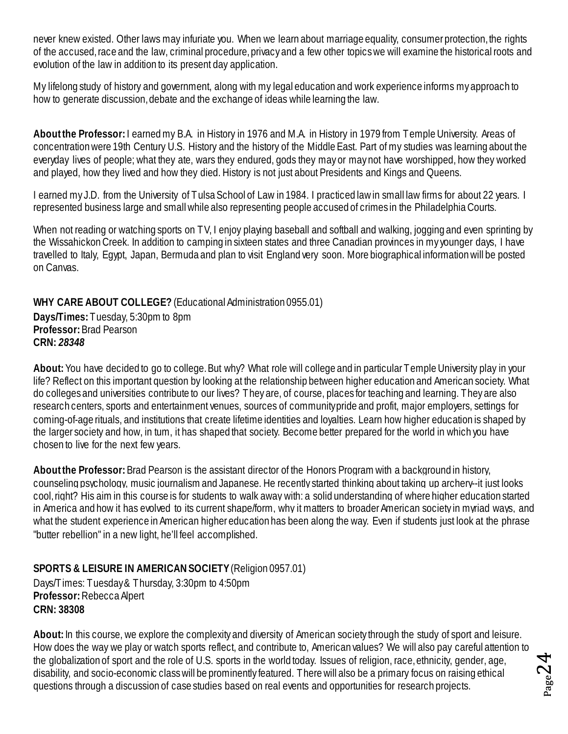never knew existed. Other laws may infuriate you. When we learn about marriage equality, consumer protection, the rights of the accused, race and the law, criminal procedure, privacy and a few other topics we will examine the historical roots and evolution of the law in addition to its present day application.

My lifelong study of history and government, along with my legal education and work experience informs my approach to how to generate discussion, debate and the exchange of ideas while learning the law.

**About the Professor:** I earned my B.A. in History in 1976 and M.A. in History in 1979 from Temple University. Areas of concentration were 19th Century U.S. History and the history of the Middle East. Part of my studies was learning about the everyday lives of people; what they ate, wars they endured, gods they may or may not have worshipped, how they worked and played, how they lived and how they died. History is not just about Presidents and Kings and Queens.

I earned my J.D. from the University of Tulsa School of Law in 1984. I practiced law in small law firms for about 22 years. I represented business large and small while also representing people accused of crimes in the Philadelphia Courts.

When not reading or watching sports on TV, I enjoy playing baseball and softball and walking, jogging and even sprinting by the Wissahickon Creek. In addition to camping in sixteen states and three Canadian provinces in my younger days, I have travelled to Italy, Egypt, Japan, Bermuda and plan to visit England very soon. More biographical information will be posted on Canvas.

**WHY CARE ABOUT COLLEGE?** (Educational Administration 0955.01)
**Days/Times:** Tuesday, 5:30pm to 8pm
**Professor:** Brad Pearson
**CRN:** ***28348***

**About:** You have decided to go to college. But why? What role will college and in particular Temple University play in your life? Reflect on this important question by looking at the relationship between higher education and American society. What do colleges and universities contribute to our lives? They are, of course, places for teaching and learning. They are also research centers, sports and entertainment venues, sources of community pride and profit, major employers, settings for coming-of-age rituals, and institutions that create lifetime identities and loyalties. Learn how higher education is shaped by the larger society and how, in turn, it has shaped that society. Become better prepared for the world in which you have chosen to live for the next few years.

**About the Professor:** Brad Pearson is the assistant director of the Honors Program with a background in history, counseling psychology, music journalism and Japanese. He recently started thinking about taking up archery--it just looks cool, right? His aim in this course is for students to walk away with: a solid understanding of where higher education started in America and how it has evolved to its current shape/form, why it matters to broader American society in myriad ways, and what the student experience in American higher education has been along the way. Even if students just look at the phrase "butter rebellion" in a new light, he'll feel accomplished.

**SPORTS & LEISURE IN AMERICAN SOCIETY** (Religion 0957.01)
Days/Times: Tuesday & Thursday, 3:30pm to 4:50pm
**Professor:** Rebecca Alpert
**CRN: 38308**

**About:** In this course, we explore the complexity and diversity of American society through the study of sport and leisure. How does the way we play or watch sports reflect, and contribute to, American values? We will also pay careful attention to the globalization of sport and the role of U.S. sports in the world today. Issues of religion, race, ethnicity, gender, age, disability, and socio-economic class will be prominently featured. There will also be a primary focus on raising ethical questions through a discussion of case studies based on real events and opportunities for research projects.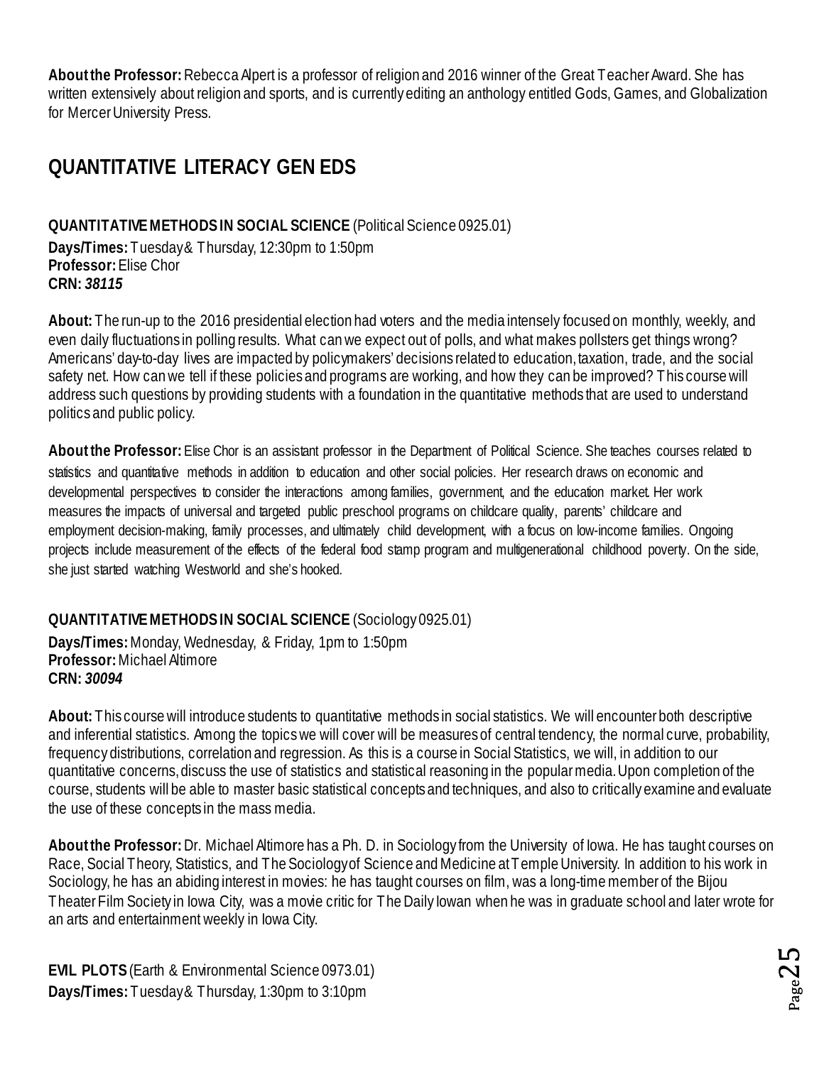**About the Professor:** Rebecca Alpert is a professor of religion and 2016 winner of the Great Teacher Award. She has written extensively about religion and sports, and is currently editing an anthology entitled Gods, Games, and Globalization for Mercer University Press.

## QUANTITATIVE LITERACY GEN EDS

**QUANTITATIVE METHODS IN SOCIAL SCIENCE** (Political Science 0925.01)
**Days/Times:** Tuesday & Thursday, 12:30pm to 1:50pm
**Professor:** Elise Chor
**CRN:** ***38115***

**About:** The run-up to the 2016 presidential election had voters and the media intensely focused on monthly, weekly, and even daily fluctuations in polling results. What can we expect out of polls, and what makes pollsters get things wrong? Americans' day-to-day lives are impacted by policymakers' decisions related to education, taxation, trade, and the social safety net. How can we tell if these policies and programs are working, and how they can be improved? This course will address such questions by providing students with a foundation in the quantitative methods that are used to understand politics and public policy.

**About the Professor:** Elise Chor is an assistant professor in the Department of Political Science. She teaches courses related to statistics and quantitative methods in addition to education and other social policies. Her research draws on economic and developmental perspectives to consider the interactions among families, government, and the education market. Her work measures the impacts of universal and targeted public preschool programs on childcare quality, parents' childcare and employment decision-making, family processes, and ultimately child development, with a focus on low-income families. Ongoing projects include measurement of the effects of the federal food stamp program and multigenerational childhood poverty. On the side, she just started watching Westworld and she's hooked.

**QUANTITATIVE METHODS IN SOCIAL SCIENCE** (Sociology 0925.01)
**Days/Times:** Monday, Wednesday, & Friday, 1pm to 1:50pm
**Professor:** Michael Altimore
**CRN:** ***30094***

**About:** This course will introduce students to quantitative methods in social statistics. We will encounter both descriptive and inferential statistics. Among the topics we will cover will be measures of central tendency, the normal curve, probability, frequency distributions, correlation and regression. As this is a course in Social Statistics, we will, in addition to our quantitative concerns, discuss the use of statistics and statistical reasoning in the popular media. Upon completion of the course, students will be able to master basic statistical concepts and techniques, and also to critically examine and evaluate the use of these concepts in the mass media.

**About the Professor:** Dr. Michael Altimore has a Ph. D. in Sociology from the University of Iowa. He has taught courses on Race, Social Theory, Statistics, and The Sociology of Science and Medicine at Temple University. In addition to his work in Sociology, he has an abiding interest in movies: he has taught courses on film, was a long-time member of the Bijou Theater Film Society in Iowa City, was a movie critic for The Daily Iowan when he was in graduate school and later wrote for an arts and entertainment weekly in Iowa City.

**EVIL PLOTS** (Earth & Environmental Science 0973.01)
**Days/Times:** Tuesday & Thursday, 1:30pm to 3:10pm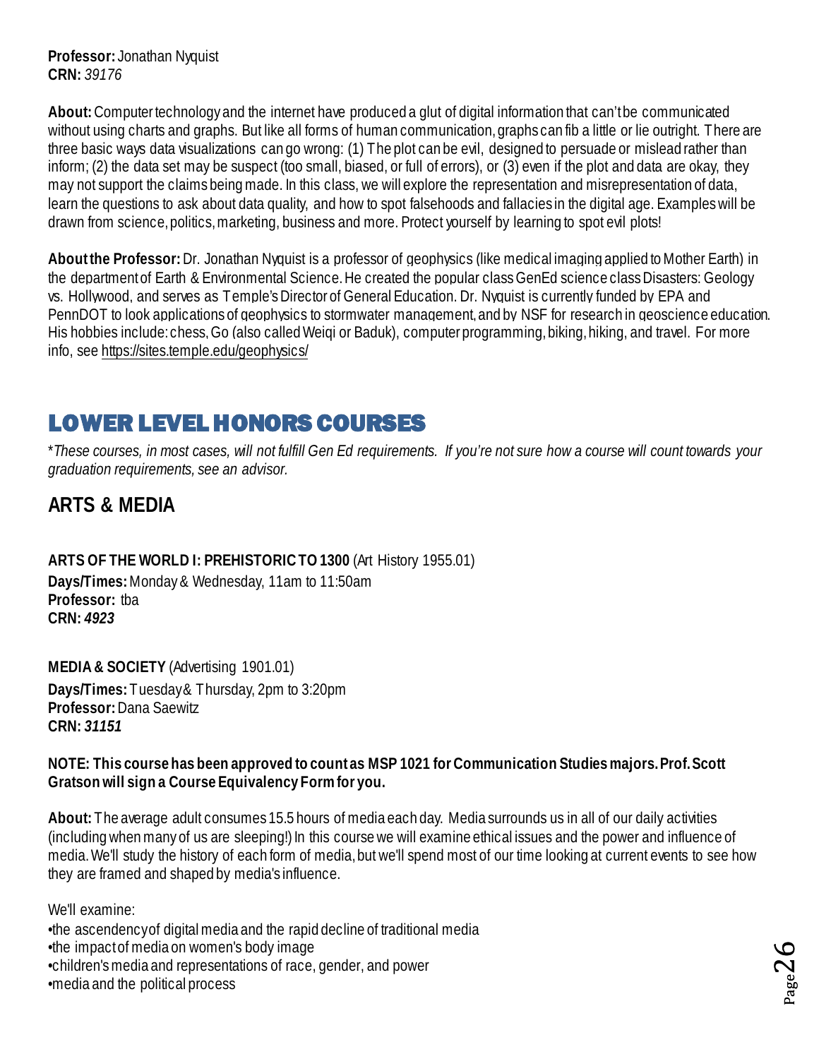**Professor:** Jonathan Nyquist
**CRN:** *39176*

**About:** Computer technology and the internet have produced a glut of digital information that can't be communicated without using charts and graphs. But like all forms of human communication, graphs can fib a little or lie outright. There are three basic ways data visualizations can go wrong: (1) The plot can be evil, designed to persuade or mislead rather than inform; (2) the data set may be suspect (too small, biased, or full of errors), or (3) even if the plot and data are okay, they may not support the claims being made. In this class, we will explore the representation and misrepresentation of data, learn the questions to ask about data quality, and how to spot falsehoods and fallacies in the digital age. Examples will be drawn from science, politics, marketing, business and more. Protect yourself by learning to spot evil plots!

**About the Professor:** Dr. Jonathan Nyquist is a professor of geophysics (like medical imaging applied to Mother Earth) in the department of Earth & Environmental Science. He created the popular class GenEd science class Disasters: Geology vs. Hollywood, and serves as Temple's Director of General Education. Dr. Nyquist is currently funded by EPA and PennDOT to look applications of geophysics to stormwater management, and by NSF for research in geoscience education. His hobbies include: chess, Go (also called Weiqi or Baduk), computer programming, biking, hiking, and travel. For more info, see https://sites.temple.edu/geophysics/

# LOWER LEVEL HONORS COURSES

*\*These courses, in most cases, will not fulfill Gen Ed requirements. If you're not sure how a course will count towards your graduation requirements, see an advisor.*

## ARTS & MEDIA

**ARTS OF THE WORLD I: PREHISTORIC TO 1300** (Art History 1955.01)
**Days/Times:** Monday & Wednesday, 11am to 11:50am
**Professor:** tba
**CRN:** ***4923***

**MEDIA & SOCIETY** (Advertising 1901.01)
**Days/Times:** Tuesday & Thursday, 2pm to 3:20pm
**Professor:** Dana Saewitz
**CRN:** ***31151***

**NOTE: This course has been approved to count as MSP 1021 for Communication Studies majors. Prof. Scott Gratson will sign a Course Equivalency Form for you.**

**About:** The average adult consumes 15.5 hours of media each day. Media surrounds us in all of our daily activities (including when many of us are sleeping!) In this course we will examine ethical issues and the power and influence of media. We'll study the history of each form of media, but we'll spend most of our time looking at current events to see how they are framed and shaped by media's influence.

We'll examine:

- the ascendency of digital media and the rapid decline of traditional media
- the impact of media on women's body image
- children's media and representations of race, gender, and power
- media and the political process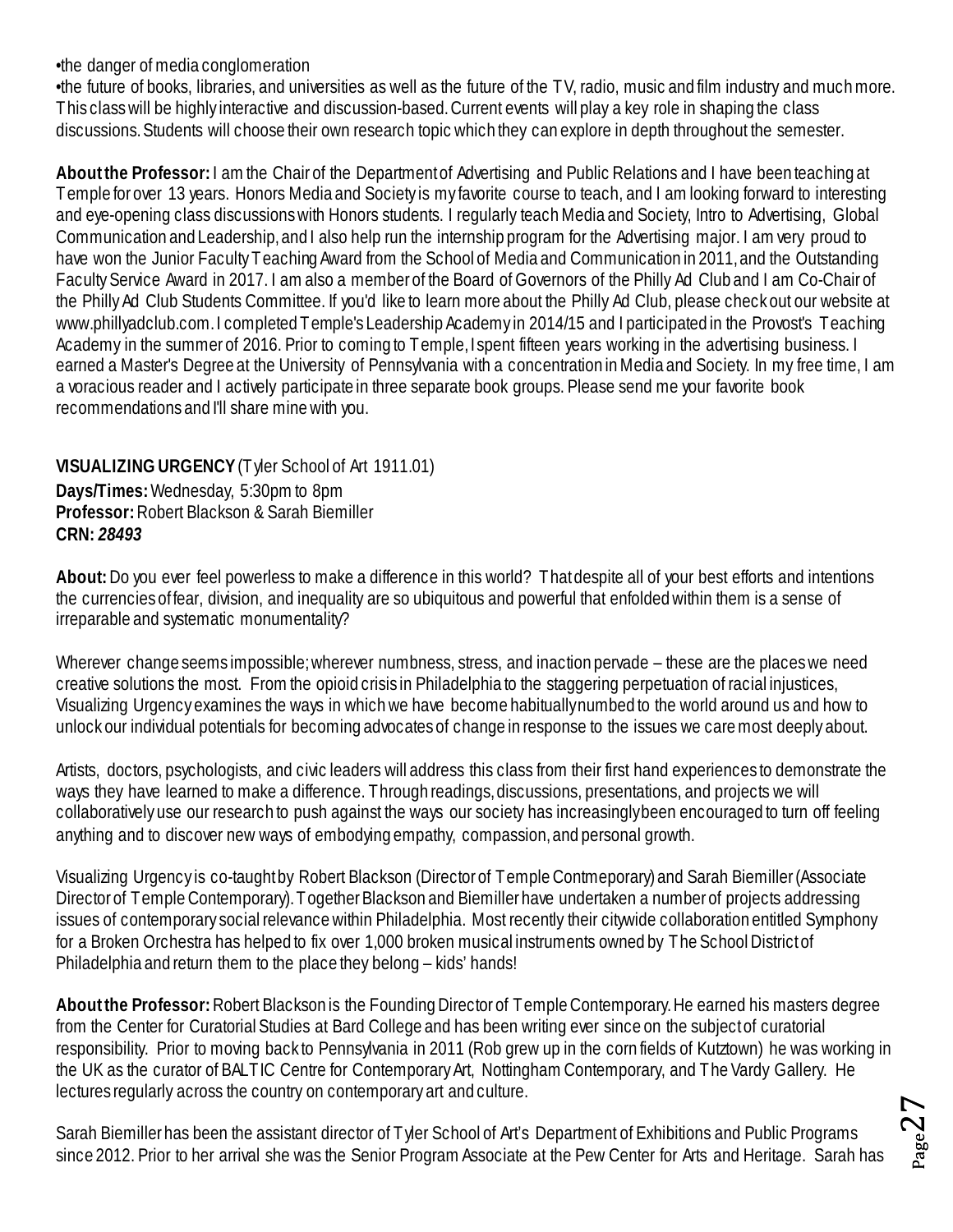•the danger of media conglomeration
•the future of books, libraries, and universities as well as the future of the TV, radio, music and film industry and much more. This class will be highly interactive and discussion-based. Current events will play a key role in shaping the class discussions. Students will choose their own research topic which they can explore in depth throughout the semester.

**About the Professor:** I am the Chair of the Department of Advertising and Public Relations and I have been teaching at Temple for over 13 years. Honors Media and Society is my favorite course to teach, and I am looking forward to interesting and eye-opening class discussions with Honors students. I regularly teach Media and Society, Intro to Advertising, Global Communication and Leadership, and I also help run the internship program for the Advertising major. I am very proud to have won the Junior Faculty Teaching Award from the School of Media and Communication in 2011, and the Outstanding Faculty Service Award in 2017. I am also a member of the Board of Governors of the Philly Ad Club and I am Co-Chair of the Philly Ad Club Students Committee. If you'd like to learn more about the Philly Ad Club, please check out our website at www.phillyadclub.com. I completed Temple's Leadership Academy in 2014/15 and I participated in the Provost's Teaching Academy in the summer of 2016. Prior to coming to Temple, I spent fifteen years working in the advertising business. I earned a Master's Degree at the University of Pennsylvania with a concentration in Media and Society. In my free time, I am a voracious reader and I actively participate in three separate book groups. Please send me your favorite book recommendations and I'll share mine with you.

**VISUALIZING URGENCY** (Tyler School of Art 1911.01)
**Days/Times:** Wednesday, 5:30pm to 8pm
**Professor:** Robert Blackson & Sarah Biemiller
**CRN:** ***28493***

**About:** Do you ever feel powerless to make a difference in this world? That despite all of your best efforts and intentions the currencies of fear, division, and inequality are so ubiquitous and powerful that enfolded within them is a sense of irreparable and systematic monumentality?

Wherever change seems impossible; wherever numbness, stress, and inaction pervade – these are the places we need creative solutions the most. From the opioid crisis in Philadelphia to the staggering perpetuation of racial injustices, Visualizing Urgency examines the ways in which we have become habitually numbed to the world around us and how to unlock our individual potentials for becoming advocates of change in response to the issues we care most deeply about.

Artists, doctors, psychologists, and civic leaders will address this class from their first hand experiences to demonstrate the ways they have learned to make a difference. Through readings, discussions, presentations, and projects we will collaboratively use our research to push against the ways our society has increasingly been encouraged to turn off feeling anything and to discover new ways of embodying empathy, compassion, and personal growth.

Visualizing Urgency is co-taught by Robert Blackson (Director of Temple Contmeporary) and Sarah Biemiller (Associate Director of Temple Contemporary). Together Blackson and Biemiller have undertaken a number of projects addressing issues of contemporary social relevance within Philadelphia. Most recently their citywide collaboration entitled Symphony for a Broken Orchestra has helped to fix over 1,000 broken musical instruments owned by The School District of Philadelphia and return them to the place they belong – kids' hands!

**About the Professor:** Robert Blackson is the Founding Director of Temple Contemporary. He earned his masters degree from the Center for Curatorial Studies at Bard College and has been writing ever since on the subject of curatorial responsibility. Prior to moving back to Pennsylvania in 2011 (Rob grew up in the corn fields of Kutztown) he was working in the UK as the curator of BALTIC Centre for Contemporary Art, Nottingham Contemporary, and The Vardy Gallery. He lectures regularly across the country on contemporary art and culture.

Sarah Biemiller has been the assistant director of Tyler School of Art's Department of Exhibitions and Public Programs since 2012. Prior to her arrival she was the Senior Program Associate at the Pew Center for Arts and Heritage. Sarah has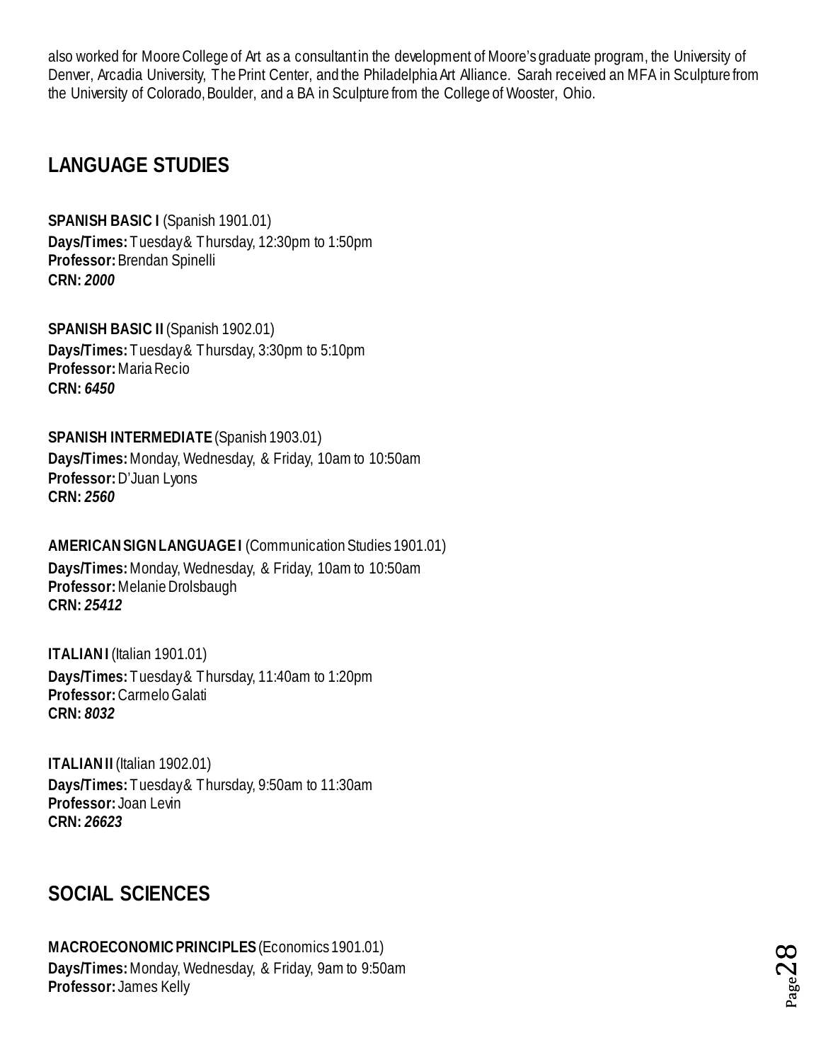also worked for Moore College of Art as a consultant in the development of Moore's graduate program, the University of Denver, Arcadia University, The Print Center, and the Philadelphia Art Alliance. Sarah received an MFA in Sculpture from the University of Colorado, Boulder, and a BA in Sculpture from the College of Wooster, Ohio.

## LANGUAGE STUDIES

**SPANISH BASIC I** (Spanish 1901.01)
**Days/Times:** Tuesday & Thursday, 12:30pm to 1:50pm
**Professor:** Brendan Spinelli
**CRN:** ***2000***

**SPANISH BASIC II** (Spanish 1902.01)
**Days/Times:** Tuesday & Thursday, 3:30pm to 5:10pm
**Professor:** Maria Recio
**CRN:** ***6450***

**SPANISH INTERMEDIATE** (Spanish 1903.01)
**Days/Times:** Monday, Wednesday, & Friday, 10am to 10:50am
**Professor:** D'Juan Lyons
**CRN:** ***2560***

**AMERICAN SIGN LANGUAGE I** (Communication Studies 1901.01)
**Days/Times:** Monday, Wednesday, & Friday, 10am to 10:50am
**Professor:** Melanie Drolsbaugh
**CRN:** ***25412***

**ITALIAN I** (Italian 1901.01)
**Days/Times:** Tuesday & Thursday, 11:40am to 1:20pm
**Professor:** Carmelo Galati
**CRN:** ***8032***

**ITALIAN II** (Italian 1902.01)
**Days/Times:** Tuesday & Thursday, 9:50am to 11:30am
**Professor:** Joan Levin
**CRN:** ***26623***

## SOCIAL SCIENCES

**MACROECONOMIC PRINCIPLES** (Economics 1901.01)
**Days/Times:** Monday, Wednesday, & Friday, 9am to 9:50am
**Professor:** James Kelly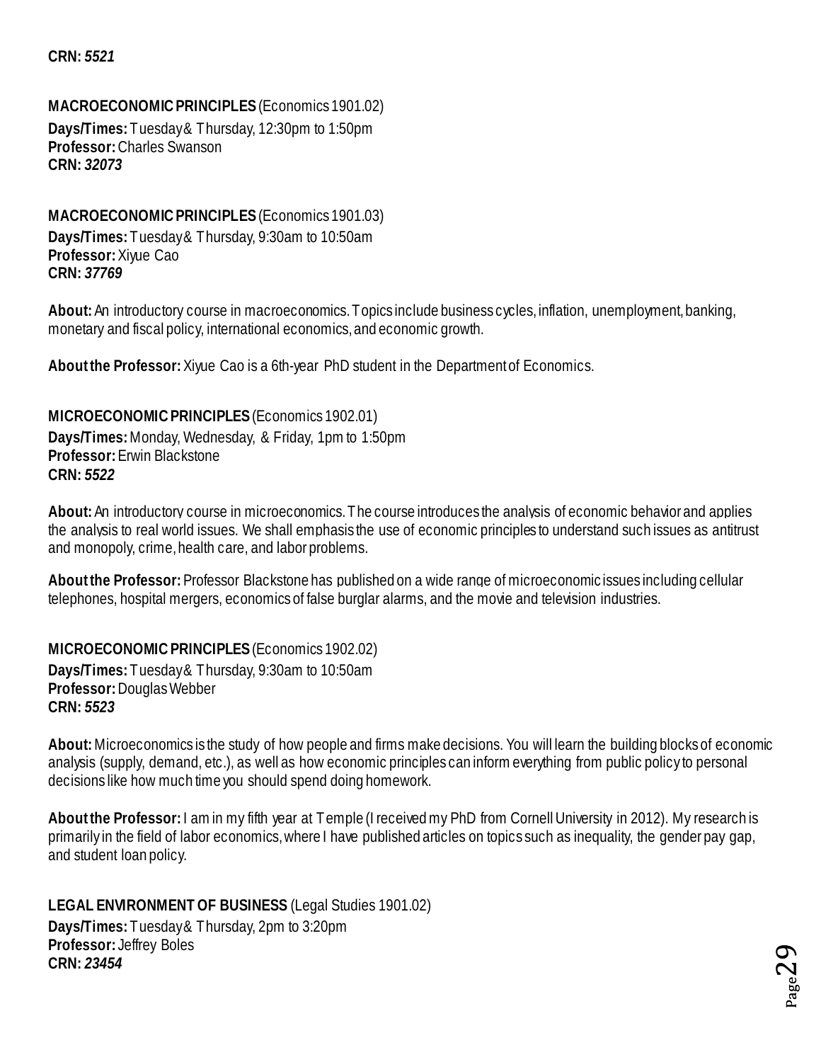**CRN:** ***5521***

**MACROECONOMIC PRINCIPLES** (Economics 1901.02)
**Days/Times:** Tuesday & Thursday, 12:30pm to 1:50pm
**Professor:** Charles Swanson
**CRN:** ***32073***

**MACROECONOMIC PRINCIPLES** (Economics 1901.03)
**Days/Times:** Tuesday & Thursday, 9:30am to 10:50am
**Professor:** Xiyue Cao
**CRN:** ***37769***

**About:** An introductory course in macroeconomics. Topics include business cycles, inflation, unemployment, banking, monetary and fiscal policy, international economics, and economic growth.

**About the Professor:** Xiyue Cao is a 6th-year PhD student in the Department of Economics.

**MICROECONOMIC PRINCIPLES** (Economics 1902.01)
**Days/Times:** Monday, Wednesday, & Friday, 1pm to 1:50pm
**Professor:** Erwin Blackstone
**CRN:** ***5522***

**About:** An introductory course in microeconomics. The course introduces the analysis of economic behavior and applies the analysis to real world issues. We shall emphasis the use of economic principles to understand such issues as antitrust and monopoly, crime, health care, and labor problems.

**About the Professor:** Professor Blackstone has published on a wide range of microeconomic issues including cellular telephones, hospital mergers, economics of false burglar alarms, and the movie and television industries.

**MICROECONOMIC PRINCIPLES** (Economics 1902.02)
**Days/Times:** Tuesday & Thursday, 9:30am to 10:50am
**Professor:** Douglas Webber
**CRN:** ***5523***

**About:** Microeconomics is the study of how people and firms make decisions. You will learn the building blocks of economic analysis (supply, demand, etc.), as well as how economic principles can inform everything from public policy to personal decisions like how much time you should spend doing homework.

**About the Professor:** I am in my fifth year at Temple (I received my PhD from Cornell University in 2012). My research is primarily in the field of labor economics, where I have published articles on topics such as inequality, the gender pay gap, and student loan policy.

**LEGAL ENVIRONMENT OF BUSINESS** (Legal Studies 1901.02)
**Days/Times:** Tuesday & Thursday, 2pm to 3:20pm
**Professor:** Jeffrey Boles
**CRN:** ***23454***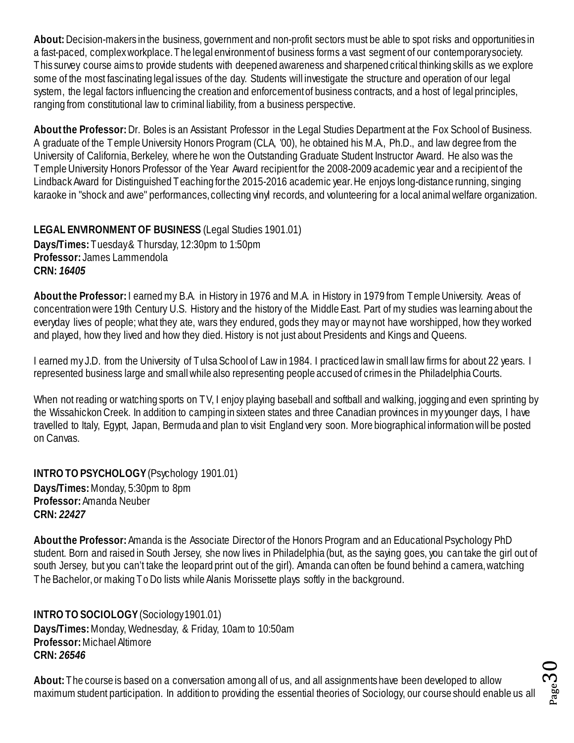**About:** Decision-makers in the business, government and non-profit sectors must be able to spot risks and opportunities in a fast-paced, complex workplace. The legal environment of business forms a vast segment of our contemporary society. This survey course aims to provide students with deepened awareness and sharpened critical thinking skills as we explore some of the most fascinating legal issues of the day. Students will investigate the structure and operation of our legal system, the legal factors influencing the creation and enforcement of business contracts, and a host of legal principles, ranging from constitutional law to criminal liability, from a business perspective.

**About the Professor:** Dr. Boles is an Assistant Professor in the Legal Studies Department at the Fox School of Business. A graduate of the Temple University Honors Program (CLA, '00), he obtained his M.A., Ph.D., and law degree from the University of California, Berkeley, where he won the Outstanding Graduate Student Instructor Award. He also was the Temple University Honors Professor of the Year Award recipient for the 2008-2009 academic year and a recipient of the Lindback Award for Distinguished Teaching for the 2015-2016 academic year. He enjoys long-distance running, singing karaoke in "shock and awe" performances, collecting vinyl records, and volunteering for a local animal welfare organization.

**LEGAL ENVIRONMENT OF BUSINESS** (Legal Studies 1901.01)
**Days/Times:** Tuesday & Thursday, 12:30pm to 1:50pm
**Professor:** James Lammendola
**CRN:** ***16405***

**About the Professor:** I earned my B.A. in History in 1976 and M.A. in History in 1979 from Temple University. Areas of concentration were 19th Century U.S. History and the history of the Middle East. Part of my studies was learning about the everyday lives of people; what they ate, wars they endured, gods they may or may not have worshipped, how they worked and played, how they lived and how they died. History is not just about Presidents and Kings and Queens.

I earned my J.D. from the University of Tulsa School of Law in 1984. I practiced law in small law firms for about 22 years. I represented business large and small while also representing people accused of crimes in the Philadelphia Courts.

When not reading or watching sports on TV, I enjoy playing baseball and softball and walking, jogging and even sprinting by the Wissahickon Creek. In addition to camping in sixteen states and three Canadian provinces in my younger days, I have travelled to Italy, Egypt, Japan, Bermuda and plan to visit England very soon. More biographical information will be posted on Canvas.

**INTRO TO PSYCHOLOGY** (Psychology 1901.01)
**Days/Times:** Monday, 5:30pm to 8pm
**Professor:** Amanda Neuber
**CRN:** ***22427***

**About the Professor:** Amanda is the Associate Director of the Honors Program and an Educational Psychology PhD student. Born and raised in South Jersey, she now lives in Philadelphia (but, as the saying goes, you can take the girl out of south Jersey, but you can't take the leopard print out of the girl). Amanda can often be found behind a camera, watching The Bachelor, or making To Do lists while Alanis Morissette plays softly in the background.

**INTRO TO SOCIOLOGY** (Sociology 1901.01)
**Days/Times:** Monday, Wednesday, & Friday, 10am to 10:50am
**Professor:** Michael Altimore
**CRN:** ***26546***

**About:** The course is based on a conversation among all of us, and all assignments have been developed to allow maximum student participation. In addition to providing the essential theories of Sociology, our course should enable us all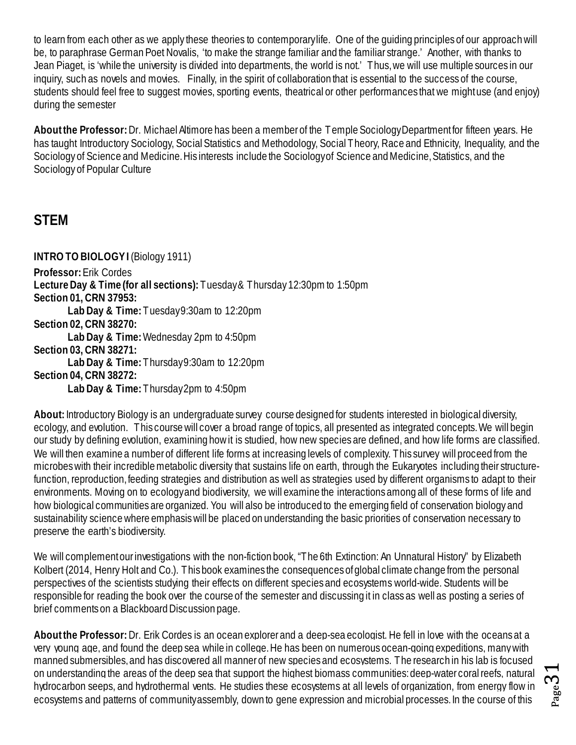to learn from each other as we apply these theories to contemporary life. One of the guiding principles of our approach will be, to paraphrase German Poet Novalis, 'to make the strange familiar and the familiar strange.' Another, with thanks to Jean Piaget, is 'while the university is divided into departments, the world is not.' Thus, we will use multiple sources in our inquiry, such as novels and movies. Finally, in the spirit of collaboration that is essential to the success of the course, students should feel free to suggest movies, sporting events, theatrical or other performances that we might use (and enjoy) during the semester

**About the Professor:** Dr. Michael Altimore has been a member of the Temple Sociology Department for fifteen years. He has taught Introductory Sociology, Social Statistics and Methodology, Social Theory, Race and Ethnicity, Inequality, and the Sociology of Science and Medicine. His interests include the Sociology of Science and Medicine, Statistics, and the Sociology of Popular Culture

## STEM

**INTRO TO BIOLOGY I** (Biology 1911)

**Professor:** Erik Cordes
**Lecture Day & Time (for all sections):** Tuesday & Thursday 12:30pm to 1:50pm
**Section 01, CRN 37953:**
    **Lab Day & Time:** Tuesday 9:30am to 12:20pm
**Section 02, CRN 38270:**
    **Lab Day & Time:** Wednesday 2pm to 4:50pm
**Section 03, CRN 38271:**
    **Lab Day & Time:** Thursday 9:30am to 12:20pm
**Section 04, CRN 38272:**
    **Lab Day & Time:** Thursday 2pm to 4:50pm

**About:** Introductory Biology is an undergraduate survey course designed for students interested in biological diversity, ecology, and evolution. This course will cover a broad range of topics, all presented as integrated concepts. We will begin our study by defining evolution, examining how it is studied, how new species are defined, and how life forms are classified. We will then examine a number of different life forms at increasing levels of complexity. This survey will proceed from the microbes with their incredible metabolic diversity that sustains life on earth, through the Eukaryotes including their structure-function, reproduction, feeding strategies and distribution as well as strategies used by different organisms to adapt to their environments. Moving on to ecology and biodiversity, we will examine the interactions among all of these forms of life and how biological communities are organized. You will also be introduced to the emerging field of conservation biology and sustainability science where emphasis will be placed on understanding the basic priorities of conservation necessary to preserve the earth's biodiversity.

We will complement our investigations with the non-fiction book, "The 6th Extinction: An Unnatural History" by Elizabeth Kolbert (2014, Henry Holt and Co.). This book examines the consequences of global climate change from the personal perspectives of the scientists studying their effects on different species and ecosystems world-wide. Students will be responsible for reading the book over the course of the semester and discussing it in class as well as posting a series of brief comments on a Blackboard Discussion page.

**About the Professor:** Dr. Erik Cordes is an ocean explorer and a deep-sea ecologist. He fell in love with the oceans at a very young age, and found the deep sea while in college. He has been on numerous ocean-going expeditions, many with manned submersibles, and has discovered all manner of new species and ecosystems. The research in his lab is focused on understanding the areas of the deep sea that support the highest biomass communities: deep-water coral reefs, natural hydrocarbon seeps, and hydrothermal vents. He studies these ecosystems at all levels of organization, from energy flow in ecosystems and patterns of community assembly, down to gene expression and microbial processes. In the course of this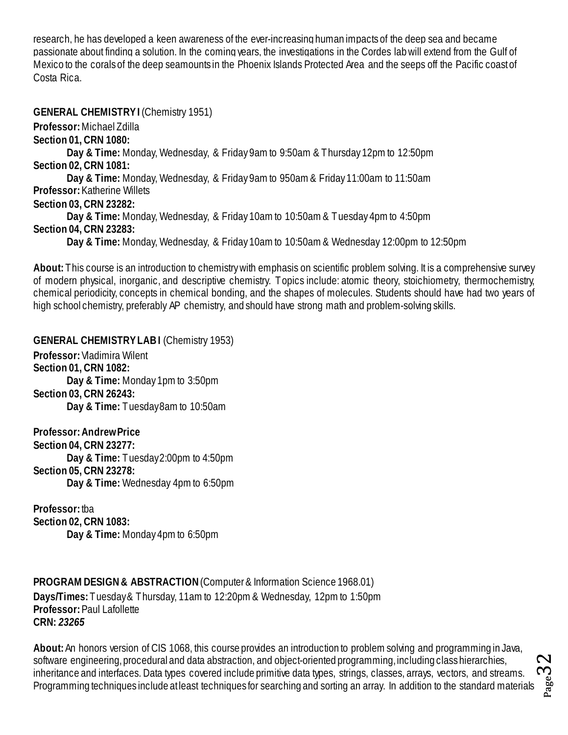research, he has developed a keen awareness of the ever-increasing human impacts of the deep sea and became passionate about finding a solution. In the coming years, the investigations in the Cordes lab will extend from the Gulf of Mexico to the corals of the deep seamounts in the Phoenix Islands Protected Area and the seeps off the Pacific coast of Costa Rica.

**GENERAL CHEMISTRY I** (Chemistry 1951)

**Professor:** Michael Zdilla

**Section 01, CRN 1080:**

  **Day & Time:** Monday, Wednesday, & Friday 9am to 9:50am & Thursday 12pm to 12:50pm

**Section 02, CRN 1081:**

  **Day & Time:** Monday, Wednesday, & Friday 9am to 950am & Friday 11:00am to 11:50am

**Professor:** Katherine Willets

**Section 03, CRN 23282:**

  **Day & Time:** Monday, Wednesday, & Friday 10am to 10:50am & Tuesday 4pm to 4:50pm

**Section 04, CRN 23283:**

  **Day & Time:** Monday, Wednesday, & Friday 10am to 10:50am & Wednesday 12:00pm to 12:50pm

**About:** This course is an introduction to chemistry with emphasis on scientific problem solving. It is a comprehensive survey of modern physical, inorganic, and descriptive chemistry. Topics include: atomic theory, stoichiometry, thermochemistry, chemical periodicity, concepts in chemical bonding, and the shapes of molecules. Students should have had two years of high school chemistry, preferably AP chemistry, and should have strong math and problem-solving skills.

**GENERAL CHEMISTRY LAB I** (Chemistry 1953)

**Professor:** Vladimira Wilent

**Section 01, CRN 1082:**

  **Day & Time:** Monday 1pm to 3:50pm

**Section 03, CRN 26243:**

  **Day & Time:** Tuesday 8am to 10:50am

**Professor: Andrew Price**

**Section 04, CRN 23277:**

  **Day & Time:** Tuesday 2:00pm to 4:50pm

**Section 05, CRN 23278:**

  **Day & Time:** Wednesday 4pm to 6:50pm

**Professor:** tba

**Section 02, CRN 1083:**

  **Day & Time:** Monday 4pm to 6:50pm

**PROGRAM DESIGN & ABSTRACTION** (Computer & Information Science 1968.01)

**Days/Times:** Tuesday & Thursday, 11am to 12:20pm & Wednesday, 12pm to 1:50pm

**Professor:** Paul Lafollette

**CRN:** ***23265***

**About:** An honors version of CIS 1068, this course provides an introduction to problem solving and programming in Java, software engineering, procedural and data abstraction, and object-oriented programming, including class hierarchies, inheritance and interfaces. Data types covered include primitive data types, strings, classes, arrays, vectors, and streams. Programming techniques include at least techniques for searching and sorting an array. In addition to the standard materials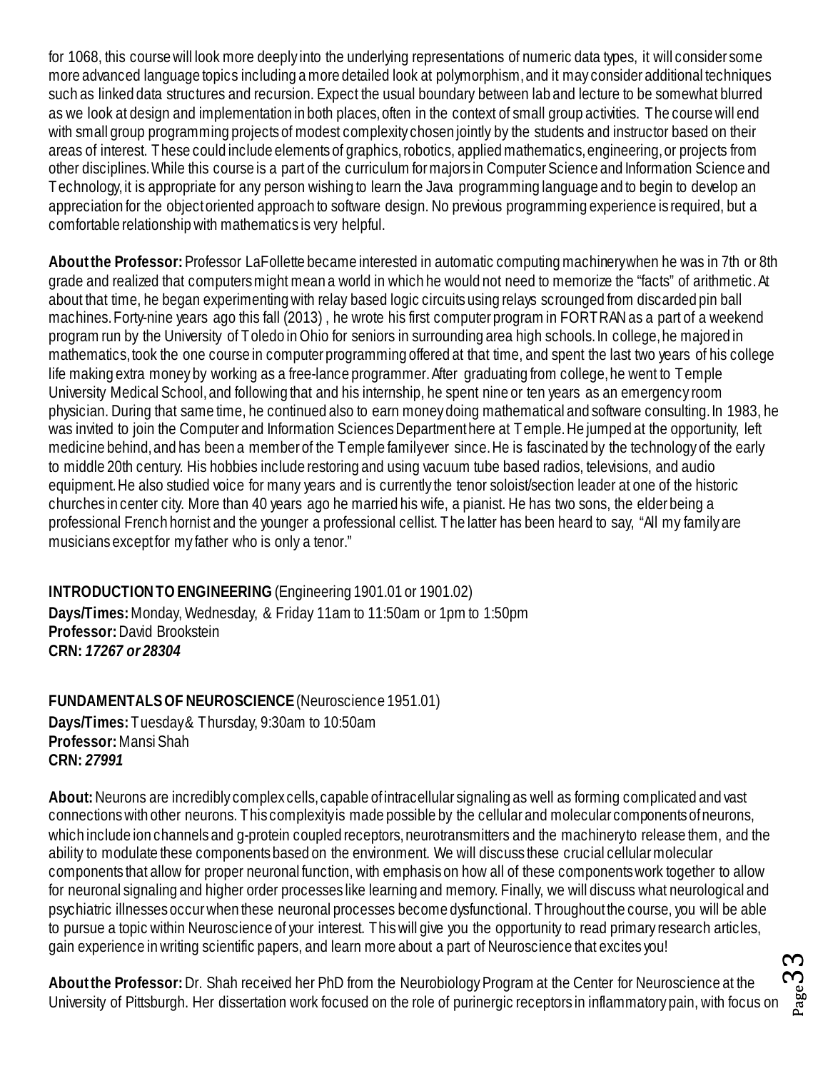for 1068, this course will look more deeply into the underlying representations of numeric data types, it will consider some more advanced language topics including a more detailed look at polymorphism, and it may consider additional techniques such as linked data structures and recursion. Expect the usual boundary between lab and lecture to be somewhat blurred as we look at design and implementation in both places, often in the context of small group activities. The course will end with small group programming projects of modest complexity chosen jointly by the students and instructor based on their areas of interest. These could include elements of graphics, robotics, applied mathematics, engineering, or projects from other disciplines. While this course is a part of the curriculum for majors in Computer Science and Information Science and Technology, it is appropriate for any person wishing to learn the Java programming language and to begin to develop an appreciation for the object oriented approach to software design. No previous programming experience is required, but a comfortable relationship with mathematics is very helpful.

**About the Professor:** Professor LaFollette became interested in automatic computing machinery when he was in 7th or 8th grade and realized that computers might mean a world in which he would not need to memorize the "facts" of arithmetic. At about that time, he began experimenting with relay based logic circuits using relays scrounged from discarded pin ball machines. Forty-nine years ago this fall (2013) , he wrote his first computer program in FORTRAN as a part of a weekend program run by the University of Toledo in Ohio for seniors in surrounding area high schools. In college, he majored in mathematics, took the one course in computer programming offered at that time, and spent the last two years of his college life making extra money by working as a free-lance programmer. After graduating from college, he went to Temple University Medical School, and following that and his internship, he spent nine or ten years as an emergency room physician. During that same time, he continued also to earn money doing mathematical and software consulting. In 1983, he was invited to join the Computer and Information Sciences Department here at Temple. He jumped at the opportunity, left medicine behind, and has been a member of the Temple family ever since. He is fascinated by the technology of the early to middle 20th century. His hobbies include restoring and using vacuum tube based radios, televisions, and audio equipment. He also studied voice for many years and is currently the tenor soloist/section leader at one of the historic churches in center city. More than 40 years ago he married his wife, a pianist. He has two sons, the elder being a professional French hornist and the younger a professional cellist. The latter has been heard to say, "All my family are musicians except for my father who is only a tenor."

**INTRODUCTION TO ENGINEERING** (Engineering 1901.01 or 1901.02)
**Days/Times:** Monday, Wednesday, & Friday 11am to 11:50am or 1pm to 1:50pm
**Professor:** David Brookstein
**CRN:** ***17267 or 28304***

**FUNDAMENTALS OF NEUROSCIENCE** (Neuroscience 1951.01)
**Days/Times:** Tuesday & Thursday, 9:30am to 10:50am
**Professor:** Mansi Shah
**CRN:** ***27991***

**About:** Neurons are incredibly complex cells, capable of intracellular signaling as well as forming complicated and vast connections with other neurons. This complexity is made possible by the cellular and molecular components of neurons, which include ion channels and g-protein coupled receptors, neurotransmitters and the machinery to release them, and the ability to modulate these components based on the environment. We will discuss these crucial cellular molecular components that allow for proper neuronal function, with emphasis on how all of these components work together to allow for neuronal signaling and higher order processes like learning and memory. Finally, we will discuss what neurological and psychiatric illnesses occur when these neuronal processes become dysfunctional. Throughout the course, you will be able to pursue a topic within Neuroscience of your interest. This will give you the opportunity to read primary research articles, gain experience in writing scientific papers, and learn more about a part of Neuroscience that excites you!

**About the Professor:** Dr. Shah received her PhD from the Neurobiology Program at the Center for Neuroscience at the University of Pittsburgh. Her dissertation work focused on the role of purinergic receptors in inflammatory pain, with focus on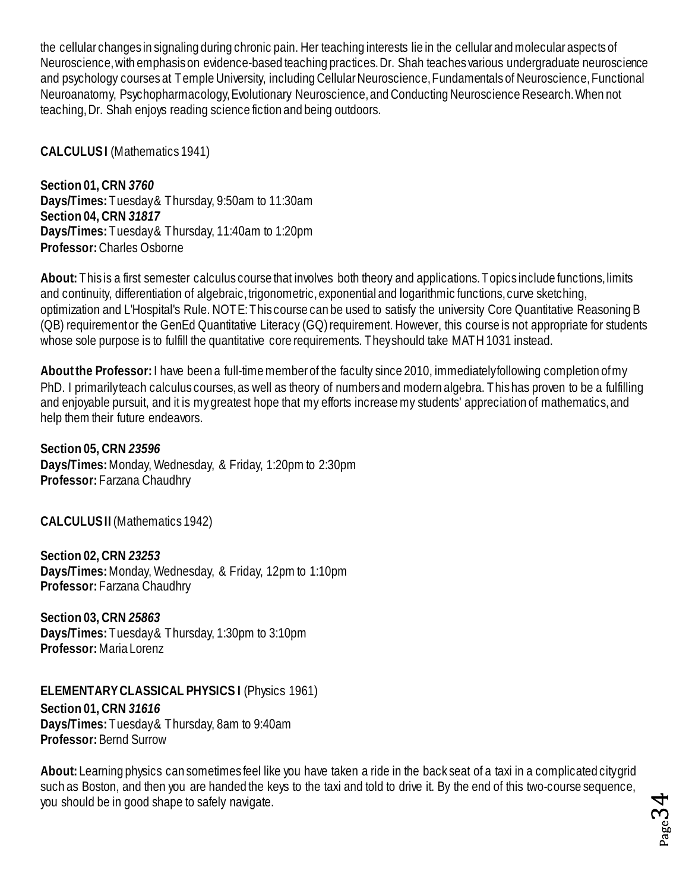the cellular changes in signaling during chronic pain. Her teaching interests lie in the cellular and molecular aspects of Neuroscience, with emphasis on evidence-based teaching practices. Dr. Shah teaches various undergraduate neuroscience and psychology courses at Temple University, including Cellular Neuroscience, Fundamentals of Neuroscience, Functional Neuroanatomy, Psychopharmacology, Evolutionary Neuroscience, and Conducting Neuroscience Research. When not teaching, Dr. Shah enjoys reading science fiction and being outdoors.

**CALCULUS I** (Mathematics 1941)

**Section 01, CRN *3760***
**Days/Times:** Tuesday & Thursday, 9:50am to 11:30am
**Section 04, CRN *31817***
**Days/Times:** Tuesday & Thursday, 11:40am to 1:20pm
**Professor:** Charles Osborne

**About:** This is a first semester calculus course that involves both theory and applications. Topics include functions, limits and continuity, differentiation of algebraic, trigonometric, exponential and logarithmic functions, curve sketching, optimization and L'Hospital's Rule. NOTE: This course can be used to satisfy the university Core Quantitative Reasoning B (QB) requirement or the GenEd Quantitative Literacy (GQ) requirement. However, this course is not appropriate for students whose sole purpose is to fulfill the quantitative core requirements. They should take MATH 1031 instead.

**About the Professor:** I have been a full-time member of the faculty since 2010, immediately following completion of my PhD. I primarily teach calculus courses, as well as theory of numbers and modern algebra. This has proven to be a fulfilling and enjoyable pursuit, and it is my greatest hope that my efforts increase my students' appreciation of mathematics, and help them their future endeavors.

**Section 05, CRN *23596***
**Days/Times:** Monday, Wednesday, & Friday, 1:20pm to 2:30pm
**Professor:** Farzana Chaudhry

**CALCULUS II** (Mathematics 1942)

**Section 02, CRN *23253***
**Days/Times:** Monday, Wednesday, & Friday, 12pm to 1:10pm
**Professor:** Farzana Chaudhry

**Section 03, CRN *25863***
**Days/Times:** Tuesday & Thursday, 1:30pm to 3:10pm
**Professor:** Maria Lorenz

**ELEMENTARY CLASSICAL PHYSICS I** (Physics 1961)
**Section 01, CRN *31616***
**Days/Times:** Tuesday & Thursday, 8am to 9:40am
**Professor:** Bernd Surrow

**About:** Learning physics can sometimes feel like you have taken a ride in the back seat of a taxi in a complicated city grid such as Boston, and then you are handed the keys to the taxi and told to drive it. By the end of this two-course sequence, you should be in good shape to safely navigate.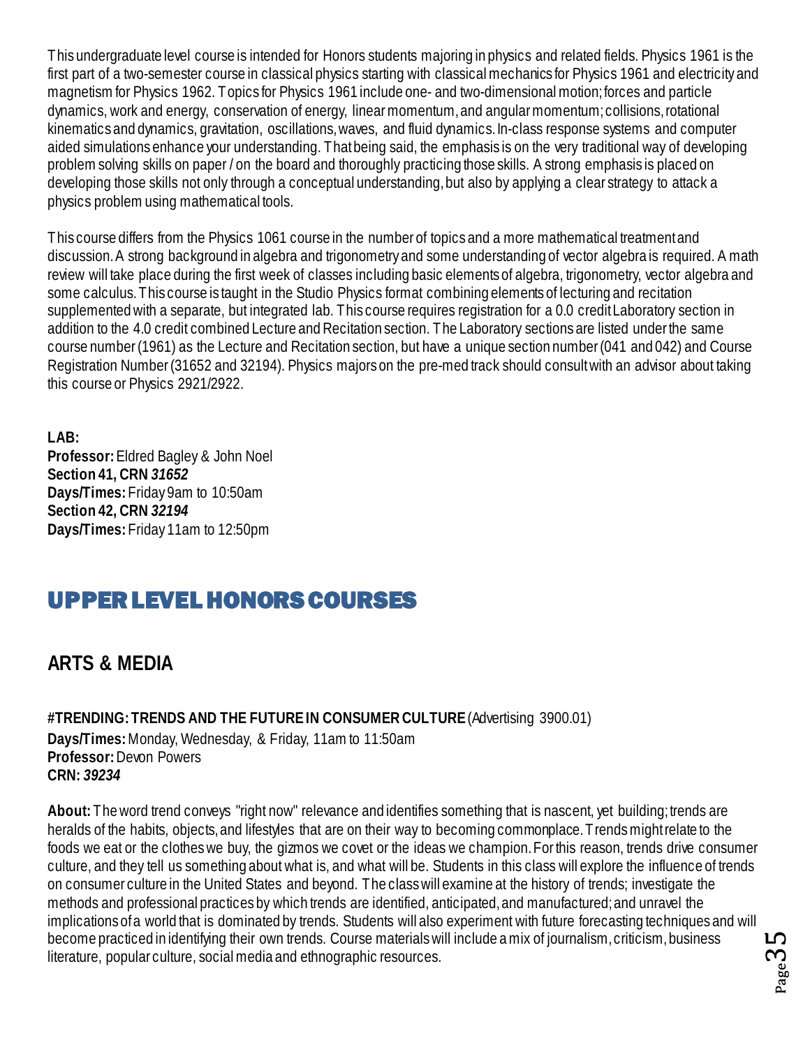This undergraduate level course is intended for Honors students majoring in physics and related fields. Physics 1961 is the first part of a two-semester course in classical physics starting with classical mechanics for Physics 1961 and electricity and magnetism for Physics 1962. Topics for Physics 1961 include one- and two-dimensional motion; forces and particle dynamics, work and energy, conservation of energy, linear momentum, and angular momentum; collisions, rotational kinematics and dynamics, gravitation, oscillations, waves, and fluid dynamics. In-class response systems and computer aided simulations enhance your understanding. That being said, the emphasis is on the very traditional way of developing problem solving skills on paper / on the board and thoroughly practicing those skills. A strong emphasis is placed on developing those skills not only through a conceptual understanding, but also by applying a clear strategy to attack a physics problem using mathematical tools.

This course differs from the Physics 1061 course in the number of topics and a more mathematical treatment and discussion. A strong background in algebra and trigonometry and some understanding of vector algebra is required. A math review will take place during the first week of classes including basic elements of algebra, trigonometry, vector algebra and some calculus. This course is taught in the Studio Physics format combining elements of lecturing and recitation supplemented with a separate, but integrated lab. This course requires registration for a 0.0 credit Laboratory section in addition to the 4.0 credit combined Lecture and Recitation section. The Laboratory sections are listed under the same course number (1961) as the Lecture and Recitation section, but have a unique section number (041 and 042) and Course Registration Number (31652 and 32194). Physics majors on the pre-med track should consult with an advisor about taking this course or Physics 2921/2922.

**LAB:**
**Professor:** Eldred Bagley & John Noel
**Section 41, CRN** ***31652***
**Days/Times:** Friday 9am to 10:50am
**Section 42, CRN** ***32194***
**Days/Times:** Friday 11am to 12:50pm

# UPPER LEVEL HONORS COURSES

## ARTS & MEDIA

**#TRENDING: TRENDS AND THE FUTURE IN CONSUMER CULTURE** (Advertising 3900.01)
**Days/Times:** Monday, Wednesday, & Friday, 11am to 11:50am
**Professor:** Devon Powers
**CRN:** ***39234***

**About:** The word trend conveys "right now" relevance and identifies something that is nascent, yet building; trends are heralds of the habits, objects, and lifestyles that are on their way to becoming commonplace. Trends might relate to the foods we eat or the clothes we buy, the gizmos we covet or the ideas we champion. For this reason, trends drive consumer culture, and they tell us something about what is, and what will be. Students in this class will explore the influence of trends on consumer culture in the United States and beyond. The class will examine at the history of trends; investigate the methods and professional practices by which trends are identified, anticipated, and manufactured; and unravel the implications of a world that is dominated by trends. Students will also experiment with future forecasting techniques and will become practiced in identifying their own trends. Course materials will include a mix of journalism, criticism, business literature, popular culture, social media and ethnographic resources.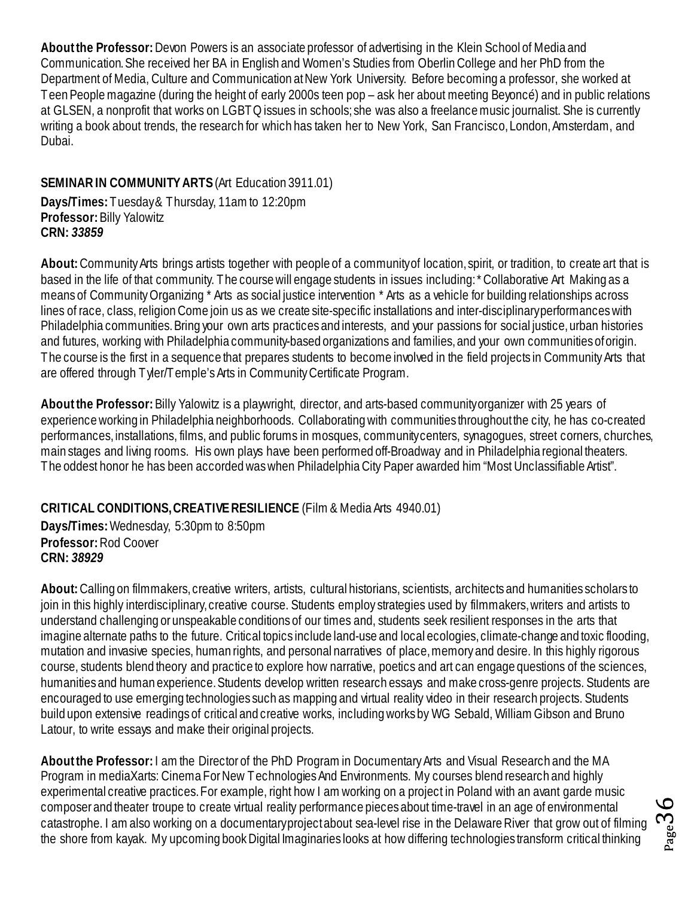**About the Professor:** Devon Powers is an associate professor of advertising in the Klein School of Media and Communication. She received her BA in English and Women's Studies from Oberlin College and her PhD from the Department of Media, Culture and Communication at New York University. Before becoming a professor, she worked at Teen People magazine (during the height of early 2000s teen pop – ask her about meeting Beyoncé) and in public relations at GLSEN, a nonprofit that works on LGBTQ issues in schools; she was also a freelance music journalist. She is currently writing a book about trends, the research for which has taken her to New York, San Francisco, London, Amsterdam, and Dubai.

**SEMINAR IN COMMUNITY ARTS** (Art Education 3911.01)

**Days/Times:** Tuesday & Thursday, 11am to 12:20pm
**Professor:** Billy Yalowitz
**CRN:** ***33859***

**About:** Community Arts brings artists together with people of a community of location, spirit, or tradition, to create art that is based in the life of that community. The course will engage students in issues including: * Collaborative Art Making as a means of Community Organizing * Arts as social justice intervention * Arts as a vehicle for building relationships across lines of race, class, religion Come join us as we create site-specific installations and inter-disciplinary performances with Philadelphia communities. Bring your own arts practices and interests, and your passions for social justice, urban histories and futures, working with Philadelphia community-based organizations and families, and your own communities of origin. The course is the first in a sequence that prepares students to become involved in the field projects in Community Arts that are offered through Tyler/Temple's Arts in Community Certificate Program.

**About the Professor:** Billy Yalowitz is a playwright, director, and arts-based community organizer with 25 years of experience working in Philadelphia neighborhoods. Collaborating with communities throughout the city, he has co-created performances, installations, films, and public forums in mosques, community centers, synagogues, street corners, churches, main stages and living rooms. His own plays have been performed off-Broadway and in Philadelphia regional theaters. The oddest honor he has been accorded was when Philadelphia City Paper awarded him "Most Unclassifiable Artist".

**CRITICAL CONDITIONS, CREATIVE RESILIENCE** (Film & Media Arts 4940.01)

**Days/Times:** Wednesday, 5:30pm to 8:50pm
**Professor:** Rod Coover
**CRN:** ***38929***

**About:** Calling on filmmakers, creative writers, artists, cultural historians, scientists, architects and humanities scholars to join in this highly interdisciplinary, creative course. Students employ strategies used by filmmakers, writers and artists to understand challenging or unspeakable conditions of our times and, students seek resilient responses in the arts that imagine alternate paths to the future. Critical topics include land-use and local ecologies, climate-change and toxic flooding, mutation and invasive species, human rights, and personal narratives of place, memory and desire. In this highly rigorous course, students blend theory and practice to explore how narrative, poetics and art can engage questions of the sciences, humanities and human experience. Students develop written research essays and make cross-genre projects. Students are encouraged to use emerging technologies such as mapping and virtual reality video in their research projects. Students build upon extensive readings of critical and creative works, including works by WG Sebald, William Gibson and Bruno Latour, to write essays and make their original projects.

**About the Professor:** I am the Director of the PhD Program in Documentary Arts and Visual Research and the MA Program in mediaXarts: Cinema For New Technologies And Environments. My courses blend research and highly experimental creative practices. For example, right how I am working on a project in Poland with an avant garde music composer and theater troupe to create virtual reality performance pieces about time-travel in an age of environmental catastrophe. I am also working on a documentary project about sea-level rise in the Delaware River that grow out of filming the shore from kayak. My upcoming book Digital Imaginaries looks at how differing technologies transform critical thinking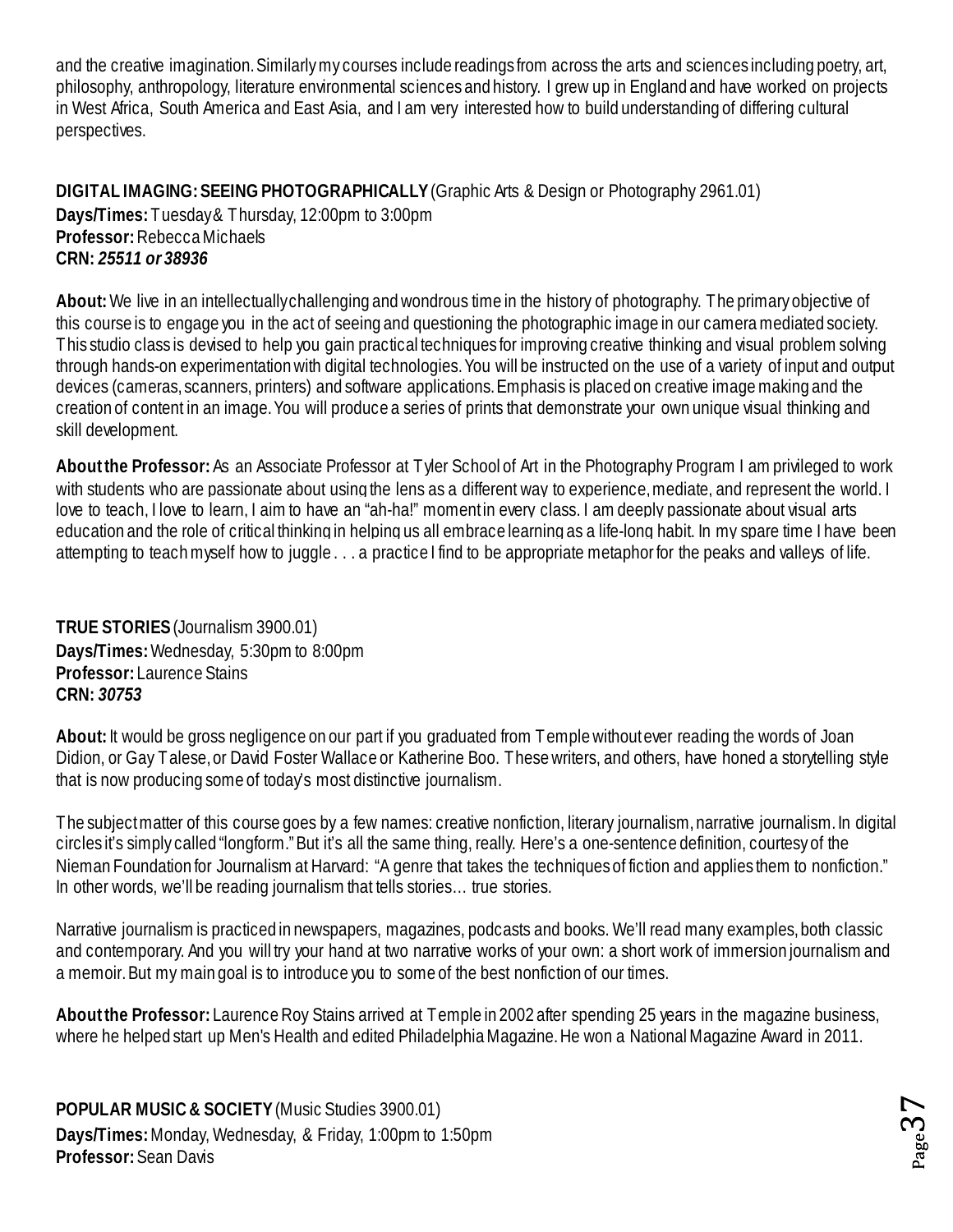and the creative imagination. Similarly my courses include readings from across the arts and sciences including poetry, art, philosophy, anthropology, literature environmental sciences and history. I grew up in England and have worked on projects in West Africa, South America and East Asia, and I am very interested how to build understanding of differing cultural perspectives.

**DIGITAL IMAGING: SEEING PHOTOGRAPHICALLY** (Graphic Arts & Design or Photography 2961.01)
**Days/Times:** Tuesday & Thursday, 12:00pm to 3:00pm
**Professor:** Rebecca Michaels
**CRN:** ***25511 or 38936***

**About:** We live in an intellectually challenging and wondrous time in the history of photography. The primary objective of this course is to engage you in the act of seeing and questioning the photographic image in our camera mediated society. This studio class is devised to help you gain practical techniques for improving creative thinking and visual problem solving through hands-on experimentation with digital technologies. You will be instructed on the use of a variety of input and output devices (cameras, scanners, printers) and software applications. Emphasis is placed on creative image making and the creation of content in an image. You will produce a series of prints that demonstrate your own unique visual thinking and skill development.

**About the Professor:** As an Associate Professor at Tyler School of Art in the Photography Program I am privileged to work with students who are passionate about using the lens as a different way to experience, mediate, and represent the world. I love to teach, I love to learn, I aim to have an "ah-ha!" moment in every class. I am deeply passionate about visual arts education and the role of critical thinking in helping us all embrace learning as a life-long habit. In my spare time I have been attempting to teach myself how to juggle . . . a practice I find to be appropriate metaphor for the peaks and valleys of life.

**TRUE STORIES** (Journalism 3900.01)
**Days/Times:** Wednesday, 5:30pm to 8:00pm
**Professor:** Laurence Stains
**CRN:** ***30753***

**About:** It would be gross negligence on our part if you graduated from Temple without ever reading the words of Joan Didion, or Gay Talese, or David Foster Wallace or Katherine Boo. These writers, and others, have honed a storytelling style that is now producing some of today's most distinctive journalism.

The subject matter of this course goes by a few names: creative nonfiction, literary journalism, narrative journalism. In digital circles it's simply called "longform." But it's all the same thing, really. Here's a one-sentence definition, courtesy of the Nieman Foundation for Journalism at Harvard: "A genre that takes the techniques of fiction and applies them to nonfiction." In other words, we'll be reading journalism that tells stories… true stories.

Narrative journalism is practiced in newspapers, magazines, podcasts and books. We'll read many examples, both classic and contemporary. And you will try your hand at two narrative works of your own: a short work of immersion journalism and a memoir. But my main goal is to introduce you to some of the best nonfiction of our times.

**About the Professor:** Laurence Roy Stains arrived at Temple in 2002 after spending 25 years in the magazine business, where he helped start up Men's Health and edited Philadelphia Magazine. He won a National Magazine Award in 2011.

**POPULAR MUSIC & SOCIETY** (Music Studies 3900.01)
**Days/Times:** Monday, Wednesday, & Friday, 1:00pm to 1:50pm
**Professor:** Sean Davis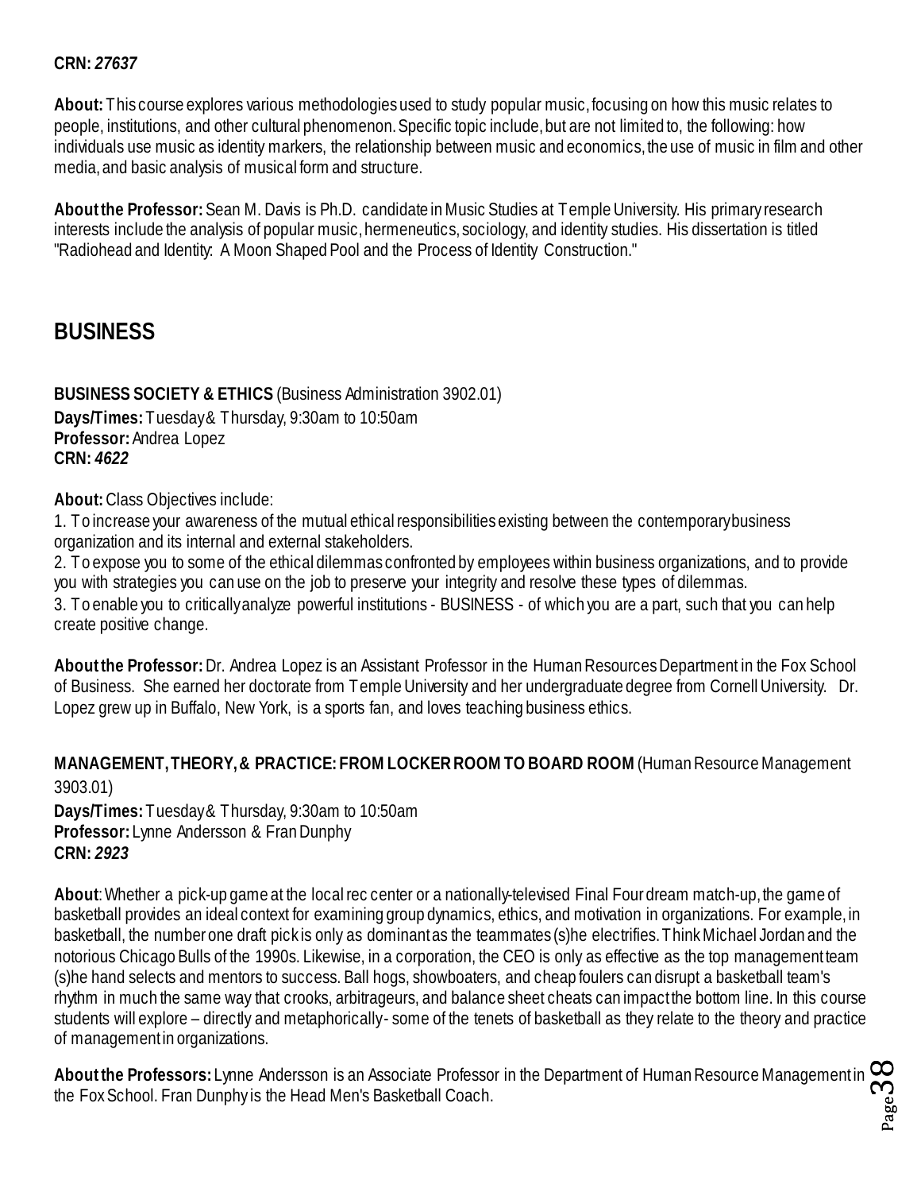**CRN:** *27637*

**About:** This course explores various methodologies used to study popular music, focusing on how this music relates to people, institutions, and other cultural phenomenon. Specific topic include, but are not limited to, the following: how individuals use music as identity markers, the relationship between music and economics, the use of music in film and other media, and basic analysis of musical form and structure.

**About the Professor:** Sean M. Davis is Ph.D. candidate in Music Studies at Temple University. His primary research interests include the analysis of popular music, hermeneutics, sociology, and identity studies. His dissertation is titled "Radiohead and Identity: A Moon Shaped Pool and the Process of Identity Construction."

## BUSINESS

**BUSINESS SOCIETY & ETHICS** (Business Administration 3902.01)
**Days/Times:** Tuesday & Thursday, 9:30am to 10:50am
**Professor:** Andrea Lopez
**CRN:** *4622*

**About:** Class Objectives include:

1. To increase your awareness of the mutual ethical responsibilities existing between the contemporary business organization and its internal and external stakeholders.
2. To expose you to some of the ethical dilemmas confronted by employees within business organizations, and to provide you with strategies you can use on the job to preserve your integrity and resolve these types of dilemmas.
3. To enable you to critically analyze powerful institutions - BUSINESS - of which you are a part, such that you can help create positive change.

**About the Professor:** Dr. Andrea Lopez is an Assistant Professor in the Human Resources Department in the Fox School of Business. She earned her doctorate from Temple University and her undergraduate degree from Cornell University. Dr. Lopez grew up in Buffalo, New York, is a sports fan, and loves teaching business ethics.

**MANAGEMENT, THEORY, & PRACTICE: FROM LOCKER ROOM TO BOARD ROOM** (Human Resource Management 3903.01)
**Days/Times:** Tuesday & Thursday, 9:30am to 10:50am
**Professor:** Lynne Andersson & Fran Dunphy
**CRN:** *2923*

**About**: Whether a pick-up game at the local rec center or a nationally-televised Final Four dream match-up, the game of basketball provides an ideal context for examining group dynamics, ethics, and motivation in organizations. For example, in basketball, the number one draft pick is only as dominant as the teammates (s)he electrifies. Think Michael Jordan and the notorious Chicago Bulls of the 1990s. Likewise, in a corporation, the CEO is only as effective as the top management team (s)he hand selects and mentors to success. Ball hogs, showboaters, and cheap foulers can disrupt a basketball team's rhythm in much the same way that crooks, arbitrageurs, and balance sheet cheats can impact the bottom line. In this course students will explore – directly and metaphorically - some of the tenets of basketball as they relate to the theory and practice of management in organizations.

**About the Professors:** Lynne Andersson is an Associate Professor in the Department of Human Resource Management in the Fox School. Fran Dunphy is the Head Men's Basketball Coach.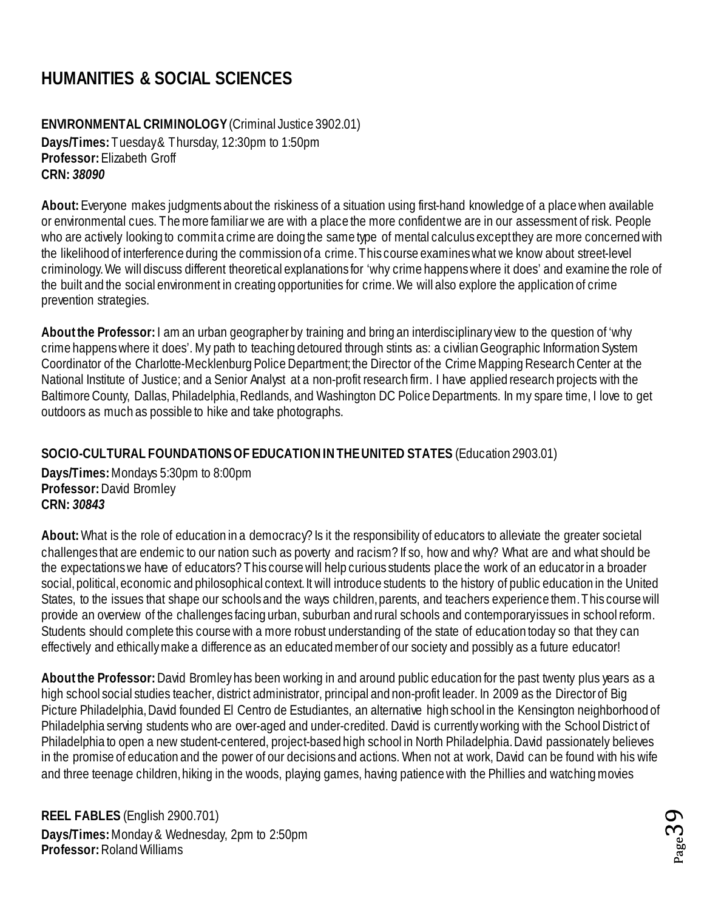# HUMANITIES & SOCIAL SCIENCES

**ENVIRONMENTAL CRIMINOLOGY** (Criminal Justice 3902.01)
**Days/Times:** Tuesday & Thursday, 12:30pm to 1:50pm
**Professor:** Elizabeth Groff
**CRN:** ***38090***

**About:** Everyone makes judgments about the riskiness of a situation using first-hand knowledge of a place when available or environmental cues. The more familiar we are with a place the more confident we are in our assessment of risk. People who are actively looking to commit a crime are doing the same type of mental calculus except they are more concerned with the likelihood of interference during the commission of a crime. This course examines what we know about street-level criminology. We will discuss different theoretical explanations for 'why crime happens where it does' and examine the role of the built and the social environment in creating opportunities for crime. We will also explore the application of crime prevention strategies.

**About the Professor:** I am an urban geographer by training and bring an interdisciplinary view to the question of 'why crime happens where it does'. My path to teaching detoured through stints as: a civilian Geographic Information System Coordinator of the Charlotte-Mecklenburg Police Department; the Director of the Crime Mapping Research Center at the National Institute of Justice; and a Senior Analyst at a non-profit research firm. I have applied research projects with the Baltimore County, Dallas, Philadelphia, Redlands, and Washington DC Police Departments. In my spare time, I love to get outdoors as much as possible to hike and take photographs.

**SOCIO-CULTURAL FOUNDATIONS OF EDUCATION IN THE UNITED STATES** (Education 2903.01)
**Days/Times:** Mondays 5:30pm to 8:00pm
**Professor:** David Bromley
**CRN:** ***30843***

**About:** What is the role of education in a democracy? Is it the responsibility of educators to alleviate the greater societal challenges that are endemic to our nation such as poverty and racism? If so, how and why? What are and what should be the expectations we have of educators? This course will help curious students place the work of an educator in a broader social, political, economic and philosophical context. It will introduce students to the history of public education in the United States, to the issues that shape our schools and the ways children, parents, and teachers experience them. This course will provide an overview of the challenges facing urban, suburban and rural schools and contemporary issues in school reform. Students should complete this course with a more robust understanding of the state of education today so that they can effectively and ethically make a difference as an educated member of our society and possibly as a future educator!

**About the Professor:** David Bromley has been working in and around public education for the past twenty plus years as a high school social studies teacher, district administrator, principal and non-profit leader. In 2009 as the Director of Big Picture Philadelphia, David founded El Centro de Estudiantes, an alternative high school in the Kensington neighborhood of Philadelphia serving students who are over-aged and under-credited. David is currently working with the School District of Philadelphia to open a new student-centered, project-based high school in North Philadelphia. David passionately believes in the promise of education and the power of our decisions and actions. When not at work, David can be found with his wife and three teenage children, hiking in the woods, playing games, having patience with the Phillies and watching movies

**REEL FABLES** (English 2900.701)
**Days/Times:** Monday & Wednesday, 2pm to 2:50pm
**Professor:** Roland Williams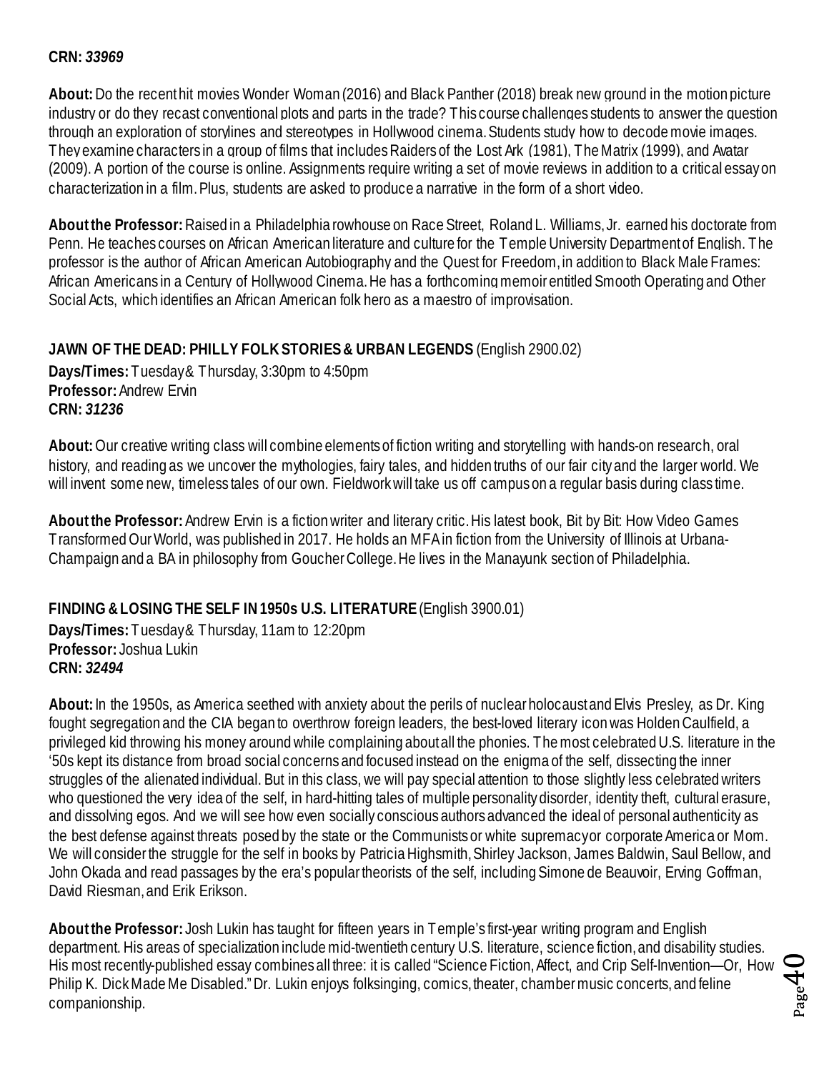**CRN:** ***33969***

**About:** Do the recent hit movies Wonder Woman (2016) and Black Panther (2018) break new ground in the motion picture industry or do they recast conventional plots and parts in the trade? This course challenges students to answer the question through an exploration of storylines and stereotypes in Hollywood cinema. Students study how to decode movie images. They examine characters in a group of films that includes Raiders of the Lost Ark (1981), The Matrix (1999), and Avatar (2009). A portion of the course is online. Assignments require writing a set of movie reviews in addition to a critical essay on characterization in a film. Plus, students are asked to produce a narrative in the form of a short video.

**About the Professor:** Raised in a Philadelphia rowhouse on Race Street, Roland L. Williams, Jr. earned his doctorate from Penn. He teaches courses on African American literature and culture for the Temple University Department of English. The professor is the author of African American Autobiography and the Quest for Freedom, in addition to Black Male Frames: African Americans in a Century of Hollywood Cinema. He has a forthcoming memoir entitled Smooth Operating and Other Social Acts, which identifies an African American folk hero as a maestro of improvisation.

**JAWN OF THE DEAD: PHILLY FOLK STORIES & URBAN LEGENDS** (English 2900.02)
**Days/Times:** Tuesday & Thursday, 3:30pm to 4:50pm
**Professor:** Andrew Ervin
**CRN:** ***31236***

**About:** Our creative writing class will combine elements of fiction writing and storytelling with hands-on research, oral history, and reading as we uncover the mythologies, fairy tales, and hidden truths of our fair city and the larger world. We will invent some new, timeless tales of our own. Fieldwork will take us off campus on a regular basis during class time.

**About the Professor:** Andrew Ervin is a fiction writer and literary critic. His latest book, Bit by Bit: How Video Games Transformed Our World, was published in 2017. He holds an MFA in fiction from the University of Illinois at Urbana-Champaign and a BA in philosophy from Goucher College. He lives in the Manayunk section of Philadelphia.

**FINDING & LOSING THE SELF IN 1950s U.S. LITERATURE** (English 3900.01)
**Days/Times:** Tuesday & Thursday, 11am to 12:20pm
**Professor:** Joshua Lukin
**CRN:** ***32494***

**About:** In the 1950s, as America seethed with anxiety about the perils of nuclear holocaust and Elvis Presley, as Dr. King fought segregation and the CIA began to overthrow foreign leaders, the best-loved literary icon was Holden Caulfield, a privileged kid throwing his money around while complaining about all the phonies. The most celebrated U.S. literature in the '50s kept its distance from broad social concerns and focused instead on the enigma of the self, dissecting the inner struggles of the alienated individual. But in this class, we will pay special attention to those slightly less celebrated writers who questioned the very idea of the self, in hard-hitting tales of multiple personality disorder, identity theft, cultural erasure, and dissolving egos. And we will see how even socially conscious authors advanced the ideal of personal authenticity as the best defense against threats posed by the state or the Communists or white supremacy or corporate America or Mom. We will consider the struggle for the self in books by Patricia Highsmith, Shirley Jackson, James Baldwin, Saul Bellow, and John Okada and read passages by the era's popular theorists of the self, including Simone de Beauvoir, Erving Goffman, David Riesman, and Erik Erikson.

**About the Professor:** Josh Lukin has taught for fifteen years in Temple's first-year writing program and English department. His areas of specialization include mid-twentieth century U.S. literature, science fiction, and disability studies. His most recently-published essay combines all three: it is called "Science Fiction, Affect, and Crip Self-Invention—Or, How Philip K. Dick Made Me Disabled." Dr. Lukin enjoys folksinging, comics, theater, chamber music concerts, and feline companionship.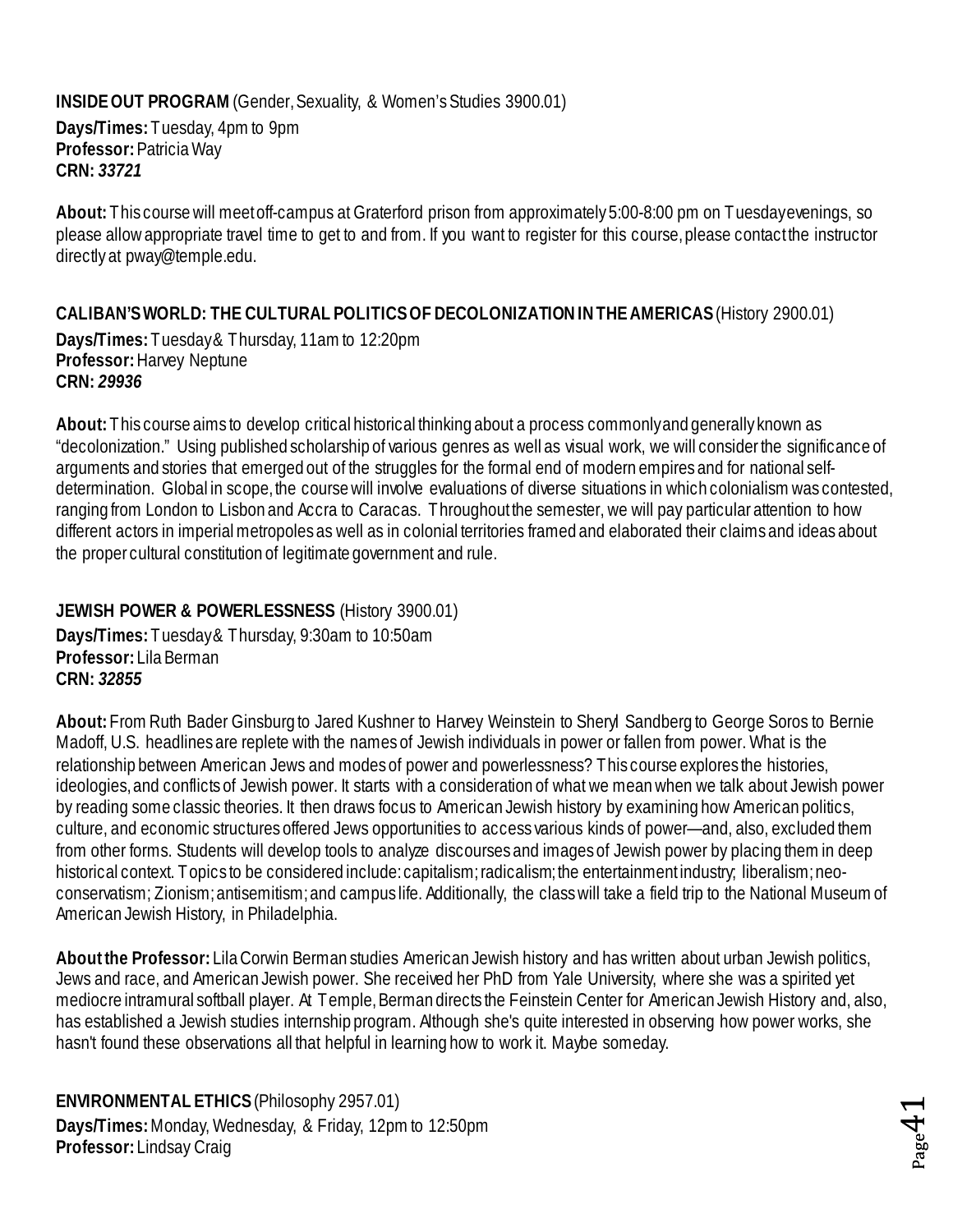**INSIDE OUT PROGRAM** (Gender, Sexuality, & Women's Studies 3900.01)
**Days/Times:** Tuesday, 4pm to 9pm
**Professor:** Patricia Way
**CRN:** ***33721***

**About:** This course will meet off-campus at Graterford prison from approximately 5:00-8:00 pm on Tuesday evenings, so please allow appropriate travel time to get to and from. If you want to register for this course, please contact the instructor directly at pway@temple.edu.

**CALIBAN'S WORLD: THE CULTURAL POLITICS OF DECOLONIZATION IN THE AMERICAS** (History 2900.01)
**Days/Times:** Tuesday & Thursday, 11am to 12:20pm
**Professor:** Harvey Neptune
**CRN:** ***29936***

**About:** This course aims to develop critical historical thinking about a process commonly and generally known as "decolonization." Using published scholarship of various genres as well as visual work, we will consider the significance of arguments and stories that emerged out of the struggles for the formal end of modern empires and for national self-determination. Global in scope, the course will involve evaluations of diverse situations in which colonialism was contested, ranging from London to Lisbon and Accra to Caracas. Throughout the semester, we will pay particular attention to how different actors in imperial metropoles as well as in colonial territories framed and elaborated their claims and ideas about the proper cultural constitution of legitimate government and rule.

**JEWISH POWER & POWERLESSNESS** (History 3900.01)
**Days/Times:** Tuesday & Thursday, 9:30am to 10:50am
**Professor:** Lila Berman
**CRN:** ***32855***

**About:** From Ruth Bader Ginsburg to Jared Kushner to Harvey Weinstein to Sheryl Sandberg to George Soros to Bernie Madoff, U.S. headlines are replete with the names of Jewish individuals in power or fallen from power. What is the relationship between American Jews and modes of power and powerlessness? This course explores the histories, ideologies, and conflicts of Jewish power. It starts with a consideration of what we mean when we talk about Jewish power by reading some classic theories. It then draws focus to American Jewish history by examining how American politics, culture, and economic structures offered Jews opportunities to access various kinds of power—and, also, excluded them from other forms. Students will develop tools to analyze discourses and images of Jewish power by placing them in deep historical context. Topics to be considered include: capitalism; radicalism; the entertainment industry; liberalism; neo-conservatism; Zionism; antisemitism; and campus life. Additionally, the class will take a field trip to the National Museum of American Jewish History, in Philadelphia.

**About the Professor:** Lila Corwin Berman studies American Jewish history and has written about urban Jewish politics, Jews and race, and American Jewish power. She received her PhD from Yale University, where she was a spirited yet mediocre intramural softball player. At Temple, Berman directs the Feinstein Center for American Jewish History and, also, has established a Jewish studies internship program. Although she's quite interested in observing how power works, she hasn't found these observations all that helpful in learning how to work it. Maybe someday.

**ENVIRONMENTAL ETHICS** (Philosophy 2957.01)
**Days/Times:** Monday, Wednesday, & Friday, 12pm to 12:50pm
**Professor:** Lindsay Craig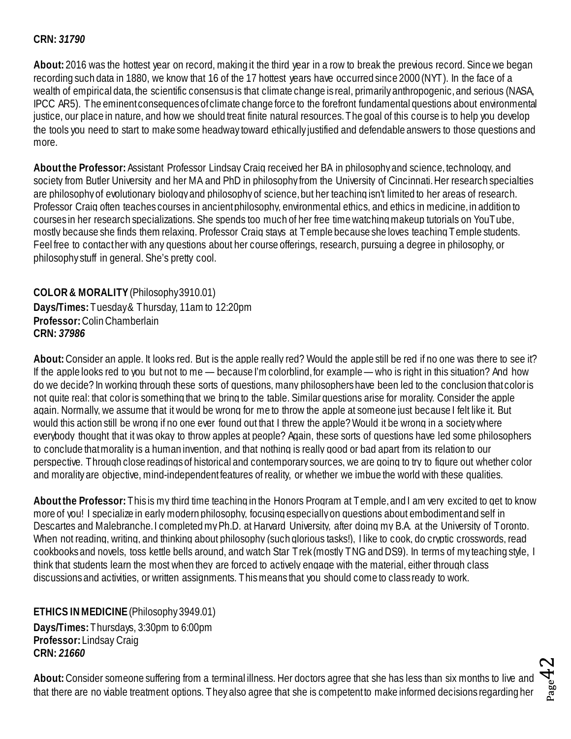**CRN:** ***31790***

**About:** 2016 was the hottest year on record, making it the third year in a row to break the previous record. Since we began recording such data in 1880, we know that 16 of the 17 hottest years have occurred since 2000 (NYT). In the face of a wealth of empirical data, the scientific consensus is that climate change is real, primarily anthropogenic, and serious (NASA, IPCC AR5). The eminent consequences of climate change force to the forefront fundamental questions about environmental justice, our place in nature, and how we should treat finite natural resources. The goal of this course is to help you develop the tools you need to start to make some headway toward ethically justified and defendable answers to those questions and more.

**About the Professor:** Assistant Professor Lindsay Craig received her BA in philosophy and science, technology, and society from Butler University and her MA and PhD in philosophy from the University of Cincinnati. Her research specialties are philosophy of evolutionary biology and philosophy of science, but her teaching isn't limited to her areas of research. Professor Craig often teaches courses in ancient philosophy, environmental ethics, and ethics in medicine, in addition to courses in her research specializations. She spends too much of her free time watching makeup tutorials on YouTube, mostly because she finds them relaxing. Professor Craig stays at Temple because she loves teaching Temple students. Feel free to contact her with any questions about her course offerings, research, pursuing a degree in philosophy, or philosophy stuff in general. She's pretty cool.

**COLOR & MORALITY** (Philosophy 3910.01)
**Days/Times:** Tuesday & Thursday, 11am to 12:20pm
**Professor:** Colin Chamberlain
**CRN:** ***37986***

**About:** Consider an apple. It looks red. But is the apple really red? Would the apple still be red if no one was there to see it? If the apple looks red to you but not to me — because I'm colorblind, for example — who is right in this situation? And how do we decide? In working through these sorts of questions, many philosophers have been led to the conclusion that color is not quite real: that color is something that we bring to the table. Similar questions arise for morality. Consider the apple again. Normally, we assume that it would be wrong for me to throw the apple at someone just because I felt like it. But would this action still be wrong if no one ever found out that I threw the apple? Would it be wrong in a society where everybody thought that it was okay to throw apples at people? Again, these sorts of questions have led some philosophers to conclude that morality is a human invention, and that nothing is really good or bad apart from its relation to our perspective. Through close readings of historical and contemporary sources, we are going to try to figure out whether color and morality are objective, mind-independent features of reality, or whether we imbue the world with these qualities.

**About the Professor:** This is my third time teaching in the Honors Program at Temple, and I am very excited to get to know more of you! I specialize in early modern philosophy, focusing especially on questions about embodiment and self in Descartes and Malebranche. I completed my Ph.D. at Harvard University, after doing my B.A. at the University of Toronto. When not reading, writing, and thinking about philosophy (such glorious tasks!), I like to cook, do cryptic crosswords, read cookbooks and novels, toss kettle bells around, and watch Star Trek (mostly TNG and DS9). In terms of my teaching style, I think that students learn the most when they are forced to actively engage with the material, either through class discussions and activities, or written assignments. This means that you should come to class ready to work.

**ETHICS IN MEDICINE** (Philosophy 3949.01)
**Days/Times:** Thursdays, 3:30pm to 6:00pm
**Professor:** Lindsay Craig
**CRN:** ***21660***

**About:** Consider someone suffering from a terminal illness. Her doctors agree that she has less than six months to live and that there are no viable treatment options. They also agree that she is competent to make informed decisions regarding her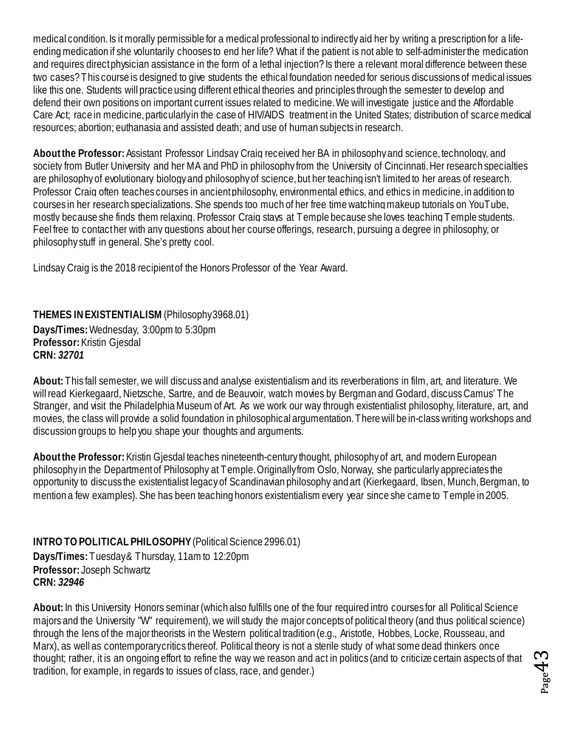medical condition. Is it morally permissible for a medical professional to indirectly aid her by writing a prescription for a life-ending medication if she voluntarily chooses to end her life? What if the patient is not able to self-administer the medication and requires direct physician assistance in the form of a lethal injection? Is there a relevant moral difference between these two cases? This course is designed to give students the ethical foundation needed for serious discussions of medical issues like this one. Students will practice using different ethical theories and principles through the semester to develop and defend their own positions on important current issues related to medicine. We will investigate justice and the Affordable Care Act; race in medicine, particularly in the case of HIV/AIDS treatment in the United States; distribution of scarce medical resources; abortion; euthanasia and assisted death; and use of human subjects in research.

**About the Professor:** Assistant Professor Lindsay Craig received her BA in philosophy and science, technology, and society from Butler University and her MA and PhD in philosophy from the University of Cincinnati. Her research specialties are philosophy of evolutionary biology and philosophy of science, but her teaching isn't limited to her areas of research. Professor Craig often teaches courses in ancient philosophy, environmental ethics, and ethics in medicine, in addition to courses in her research specializations. She spends too much of her free time watching makeup tutorials on YouTube, mostly because she finds them relaxing. Professor Craig stays at Temple because she loves teaching Temple students. Feel free to contact her with any questions about her course offerings, research, pursuing a degree in philosophy, or philosophy stuff in general. She's pretty cool.

Lindsay Craig is the 2018 recipient of the Honors Professor of the Year Award.

**THEMES IN EXISTENTIALISM** (Philosophy 3968.01)
**Days/Times:** Wednesday, 3:00pm to 5:30pm
**Professor:** Kristin Gjesdal
**CRN:** ***32701***

**About:** This fall semester, we will discuss and analyse existentialism and its reverberations in film, art, and literature. We will read Kierkegaard, Nietzsche, Sartre, and de Beauvoir, watch movies by Bergman and Godard, discuss Camus' The Stranger, and visit the Philadelphia Museum of Art. As we work our way through existentialist philosophy, literature, art, and movies, the class will provide a solid foundation in philosophical argumentation. There will be in-class writing workshops and discussion groups to help you shape your thoughts and arguments.

**About the Professor:** Kristin Gjesdal teaches nineteenth-century thought, philosophy of art, and modern European philosophy in the Department of Philosophy at Temple. Originally from Oslo, Norway, she particularly appreciates the opportunity to discuss the existentialist legacy of Scandinavian philosophy and art (Kierkegaard, Ibsen, Munch, Bergman, to mention a few examples). She has been teaching honors existentialism every year since she came to Temple in 2005.

**INTRO TO POLITICAL PHILOSOPHY** (Political Science 2996.01)
**Days/Times:** Tuesday & Thursday, 11am to 12:20pm
**Professor:** Joseph Schwartz
**CRN:** ***32946***

**About:** In this University Honors seminar (which also fulfills one of the four required intro courses for all Political Science majors and the University "W" requirement), we will study the major concepts of political theory (and thus political science) through the lens of the major theorists in the Western political tradition (e.g., Aristotle, Hobbes, Locke, Rousseau, and Marx), as well as contemporary critics thereof. Political theory is not a sterile study of what some dead thinkers once thought; rather, it is an ongoing effort to refine the way we reason and act in politics (and to criticize certain aspects of that tradition, for example, in regards to issues of class, race, and gender.)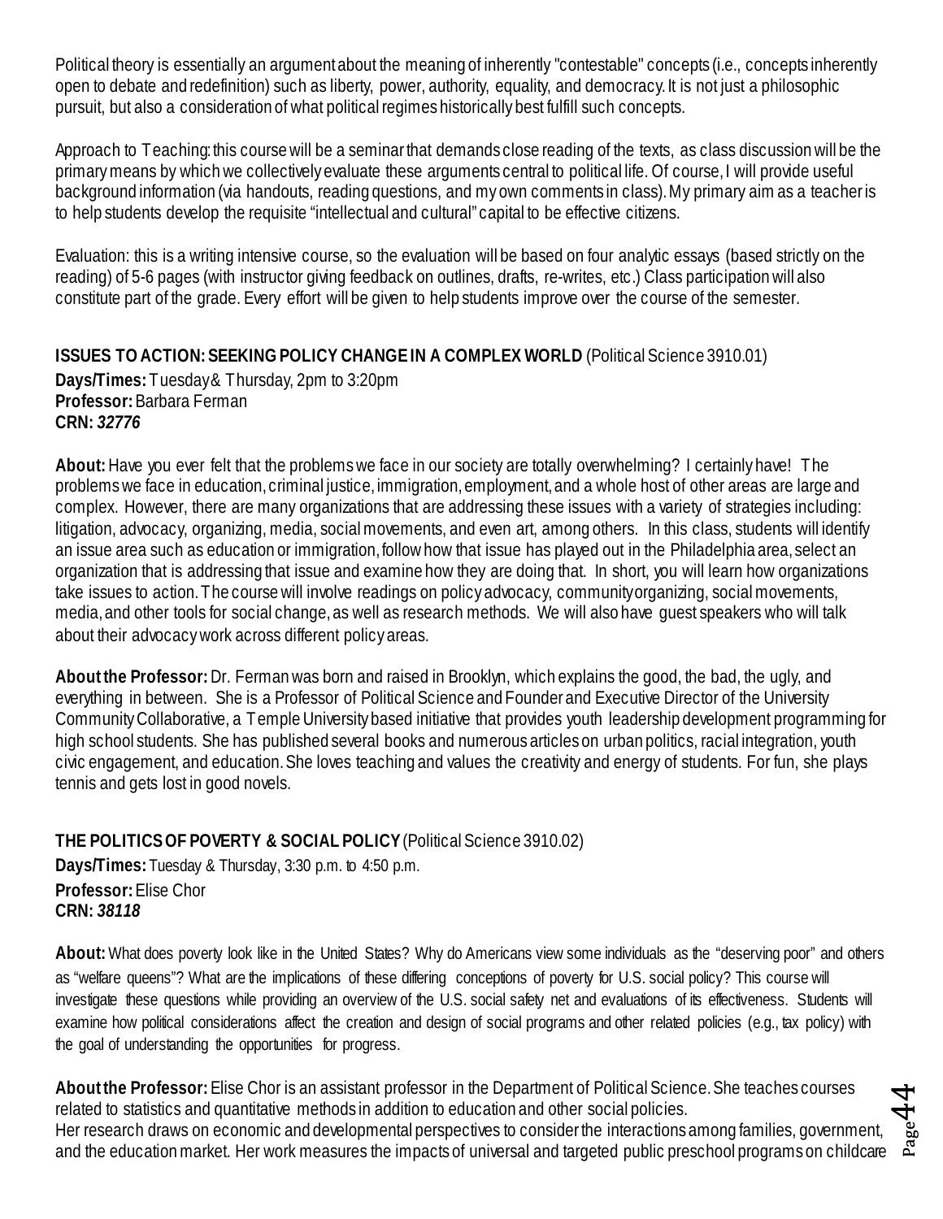Political theory is essentially an argument about the meaning of inherently "contestable" concepts (i.e., concepts inherently open to debate and redefinition) such as liberty, power, authority, equality, and democracy. It is not just a philosophic pursuit, but also a consideration of what political regimes historically best fulfill such concepts.

Approach to Teaching: this course will be a seminar that demands close reading of the texts, as class discussion will be the primary means by which we collectively evaluate these arguments central to political life. Of course, I will provide useful background information (via handouts, reading questions, and my own comments in class). My primary aim as a teacher is to help students develop the requisite "intellectual and cultural" capital to be effective citizens.

Evaluation: this is a writing intensive course, so the evaluation will be based on four analytic essays (based strictly on the reading) of 5-6 pages (with instructor giving feedback on outlines, drafts, re-writes, etc.) Class participation will also constitute part of the grade. Every effort will be given to help students improve over the course of the semester.

**ISSUES TO ACTION: SEEKING POLICY CHANGE IN A COMPLEX WORLD** (Political Science 3910.01)
**Days/Times:** Tuesday & Thursday, 2pm to 3:20pm
**Professor:** Barbara Ferman
**CRN:** ***32776***

**About:** Have you ever felt that the problems we face in our society are totally overwhelming? I certainly have! The problems we face in education, criminal justice, immigration, employment, and a whole host of other areas are large and complex. However, there are many organizations that are addressing these issues with a variety of strategies including: litigation, advocacy, organizing, media, social movements, and even art, among others. In this class, students will identify an issue area such as education or immigration, follow how that issue has played out in the Philadelphia area, select an organization that is addressing that issue and examine how they are doing that. In short, you will learn how organizations take issues to action. The course will involve readings on policy advocacy, community organizing, social movements, media, and other tools for social change, as well as research methods. We will also have guest speakers who will talk about their advocacy work across different policy areas.

**About the Professor:** Dr. Ferman was born and raised in Brooklyn, which explains the good, the bad, the ugly, and everything in between. She is a Professor of Political Science and Founder and Executive Director of the University Community Collaborative, a Temple University based initiative that provides youth leadership development programming for high school students. She has published several books and numerous articles on urban politics, racial integration, youth civic engagement, and education. She loves teaching and values the creativity and energy of students. For fun, she plays tennis and gets lost in good novels.

**THE POLITICS OF POVERTY & SOCIAL POLICY** (Political Science 3910.02)
**Days/Times:** Tuesday & Thursday, 3:30 p.m. to 4:50 p.m.
**Professor:** Elise Chor
**CRN:** ***38118***

**About:** What does poverty look like in the United States? Why do Americans view some individuals as the "deserving poor" and others as "welfare queens"? What are the implications of these differing conceptions of poverty for U.S. social policy? This course will investigate these questions while providing an overview of the U.S. social safety net and evaluations of its effectiveness. Students will examine how political considerations affect the creation and design of social programs and other related policies (e.g., tax policy) with the goal of understanding the opportunities for progress.

**About the Professor:** Elise Chor is an assistant professor in the Department of Political Science. She teaches courses related to statistics and quantitative methods in addition to education and other social policies.
Her research draws on economic and developmental perspectives to consider the interactions among families, government, and the education market. Her work measures the impacts of universal and targeted public preschool programs on childcare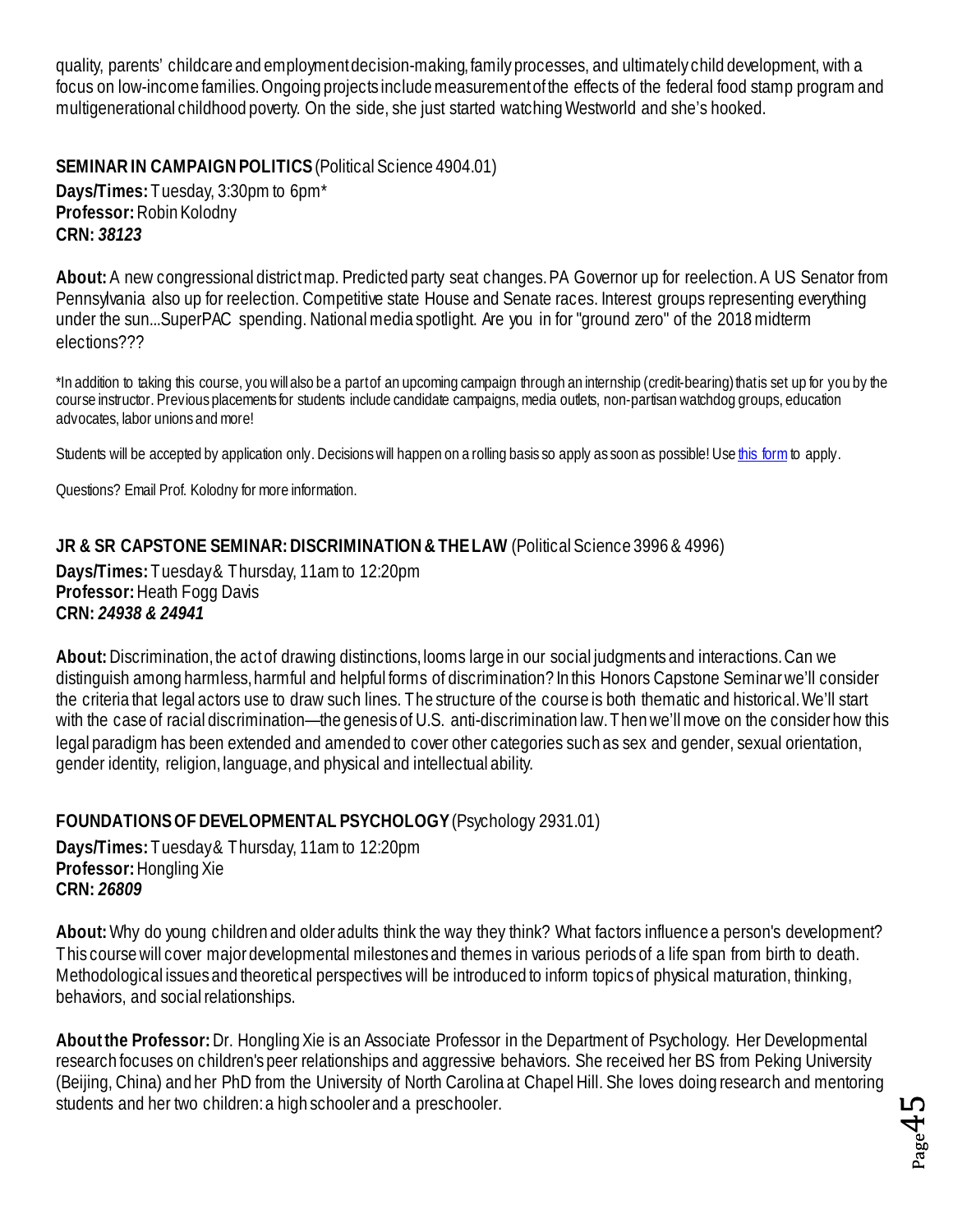quality, parents' childcare and employment decision-making, family processes, and ultimately child development, with a focus on low-income families. Ongoing projects include measurement of the effects of the federal food stamp program and multigenerational childhood poverty. On the side, she just started watching Westworld and she's hooked.

**SEMINAR IN CAMPAIGN POLITICS** (Political Science 4904.01)
**Days/Times:** Tuesday, 3:30pm to 6pm*
**Professor:** Robin Kolodny
**CRN:** ***38123***

**About:** A new congressional district map. Predicted party seat changes. PA Governor up for reelection. A US Senator from Pennsylvania also up for reelection. Competitive state House and Senate races. Interest groups representing everything under the sun...SuperPAC spending. National media spotlight. Are you in for "ground zero" of the 2018 midterm elections???

*In addition to taking this course, you will also be a part of an upcoming campaign through an internship (credit-bearing) that is set up for you by the course instructor. Previous placements for students include candidate campaigns, media outlets, non-partisan watchdog groups, education advocates, labor unions and more!

Students will be accepted by application only. Decisions will happen on a rolling basis so apply as soon as possible! Use this form to apply.

Questions? Email Prof. Kolodny for more information.

**JR & SR CAPSTONE SEMINAR: DISCRIMINATION & THE LAW** (Political Science 3996 & 4996)
**Days/Times:** Tuesday & Thursday, 11am to 12:20pm
**Professor:** Heath Fogg Davis
**CRN:** ***24938 & 24941***

**About:** Discrimination, the act of drawing distinctions, looms large in our social judgments and interactions. Can we distinguish among harmless, harmful and helpful forms of discrimination? In this Honors Capstone Seminar we'll consider the criteria that legal actors use to draw such lines. The structure of the course is both thematic and historical. We'll start with the case of racial discrimination—the genesis of U.S. anti-discrimination law. Then we'll move on the consider how this legal paradigm has been extended and amended to cover other categories such as sex and gender, sexual orientation, gender identity, religion, language, and physical and intellectual ability.

**FOUNDATIONS OF DEVELOPMENTAL PSYCHOLOGY** (Psychology 2931.01)
**Days/Times:** Tuesday & Thursday, 11am to 12:20pm
**Professor:** Hongling Xie
**CRN:** ***26809***

**About:** Why do young children and older adults think the way they think? What factors influence a person's development? This course will cover major developmental milestones and themes in various periods of a life span from birth to death. Methodological issues and theoretical perspectives will be introduced to inform topics of physical maturation, thinking, behaviors, and social relationships.

**About the Professor:** Dr. Hongling Xie is an Associate Professor in the Department of Psychology. Her Developmental research focuses on children's peer relationships and aggressive behaviors. She received her BS from Peking University (Beijing, China) and her PhD from the University of North Carolina at Chapel Hill. She loves doing research and mentoring students and her two children: a high schooler and a preschooler.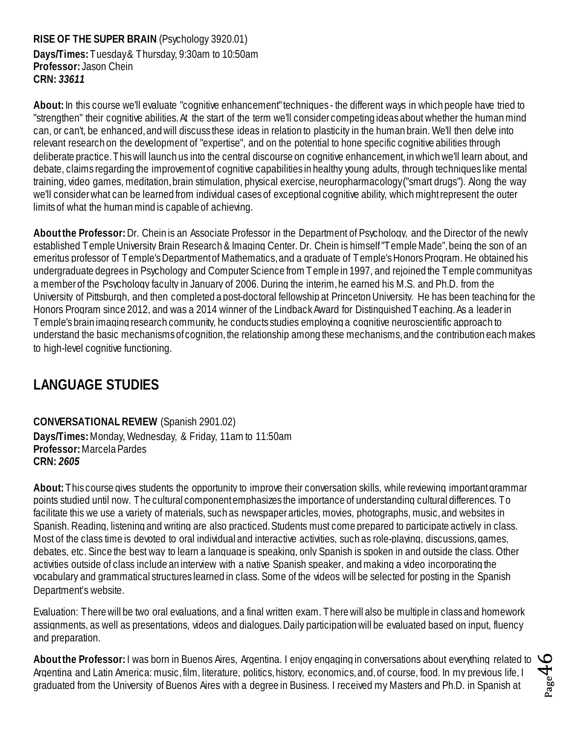**RISE OF THE SUPER BRAIN** (Psychology 3920.01)
**Days/Times:** Tuesday & Thursday, 9:30am to 10:50am
**Professor:** Jason Chein
**CRN:** ***33611***

**About:** In this course we'll evaluate "cognitive enhancement" techniques - the different ways in which people have tried to "strengthen" their cognitive abilities. At the start of the term we'll consider competing ideas about whether the human mind can, or can't, be enhanced, and will discuss these ideas in relation to plasticity in the human brain. We'll then delve into relevant research on the development of "expertise", and on the potential to hone specific cognitive abilities through deliberate practice. This will launch us into the central discourse on cognitive enhancement, in which we'll learn about, and debate, claims regarding the improvement of cognitive capabilities in healthy young adults, through techniques like mental training, video games, meditation, brain stimulation, physical exercise, neuropharmacology ("smart drugs"). Along the way we'll consider what can be learned from individual cases of exceptional cognitive ability, which might represent the outer limits of what the human mind is capable of achieving.

**About the Professor:** Dr. Chein is an Associate Professor in the Department of Psychology, and the Director of the newly established Temple University Brain Research & Imaging Center. Dr. Chein is himself "Temple Made", being the son of an emeritus professor of Temple's Department of Mathematics, and a graduate of Temple's Honors Program. He obtained his undergraduate degrees in Psychology and Computer Science from Temple in 1997, and rejoined the Temple community as a member of the Psychology faculty in January of 2006. During the interim, he earned his M.S. and Ph.D. from the University of Pittsburgh, and then completed a post-doctoral fellowship at Princeton University. He has been teaching for the Honors Program since 2012, and was a 2014 winner of the Lindback Award for Distinguished Teaching. As a leader in Temple's brain imaging research community, he conducts studies employing a cognitive neuroscientific approach to understand the basic mechanisms of cognition, the relationship among these mechanisms, and the contribution each makes to high-level cognitive functioning.

## LANGUAGE STUDIES

**CONVERSATIONAL REVIEW** (Spanish 2901.02)
**Days/Times:** Monday, Wednesday, & Friday, 11am to 11:50am
**Professor:** Marcela Pardes
**CRN:** ***2605***

**About:** This course gives students the opportunity to improve their conversation skills, while reviewing important grammar points studied until now. The cultural component emphasizes the importance of understanding cultural differences. To facilitate this we use a variety of materials, such as newspaper articles, movies, photographs, music, and websites in Spanish. Reading, listening and writing are also practiced. Students must come prepared to participate actively in class. Most of the class time is devoted to oral individual and interactive activities, such as role-playing, discussions, games, debates, etc. Since the best way to learn a language is speaking, only Spanish is spoken in and outside the class. Other activities outside of class include an interview with a native Spanish speaker, and making a video incorporating the vocabulary and grammatical structures learned in class. Some of the videos will be selected for posting in the Spanish Department's website.

Evaluation: There will be two oral evaluations, and a final written exam. There will also be multiple in class and homework assignments, as well as presentations, videos and dialogues. Daily participation will be evaluated based on input, fluency and preparation.

**About the Professor:** I was born in Buenos Aires, Argentina. I enjoy engaging in conversations about everything related to Argentina and Latin America: music, film, literature, politics, history, economics, and, of course, food. In my previous life, I graduated from the University of Buenos Aires with a degree in Business. I received my Masters and Ph.D. in Spanish at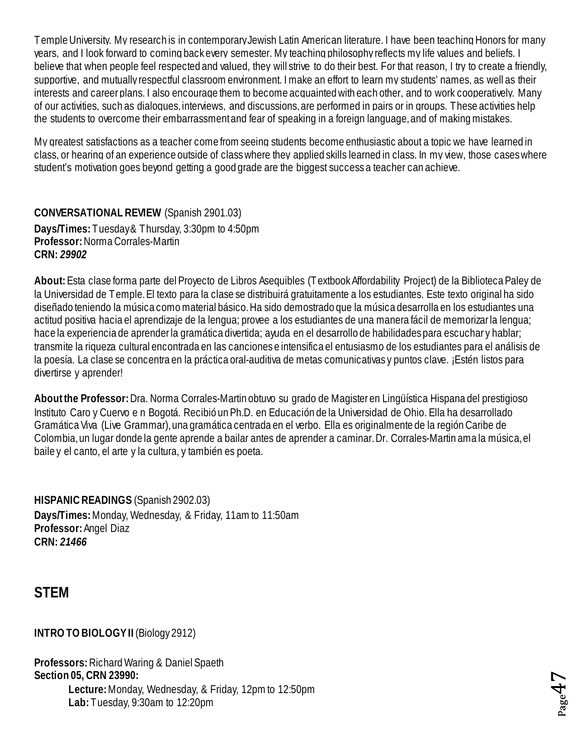Temple University. My research is in contemporary Jewish Latin American literature. I have been teaching Honors for many years, and I look forward to coming back every semester. My teaching philosophy reflects my life values and beliefs. I believe that when people feel respected and valued, they will strive to do their best. For that reason, I try to create a friendly, supportive, and mutually respectful classroom environment. I make an effort to learn my students' names, as well as their interests and career plans. I also encourage them to become acquainted with each other, and to work cooperatively. Many of our activities, such as dialogues, interviews, and discussions, are performed in pairs or in groups. These activities help the students to overcome their embarrassment and fear of speaking in a foreign language, and of making mistakes.

My greatest satisfactions as a teacher come from seeing students become enthusiastic about a topic we have learned in class, or hearing of an experience outside of class where they applied skills learned in class. In my view, those cases where student's motivation goes beyond getting a good grade are the biggest success a teacher can achieve.

**CONVERSATIONAL REVIEW** (Spanish 2901.03)
**Days/Times:** Tuesday & Thursday, 3:30pm to 4:50pm
**Professor:** Norma Corrales-Martin
**CRN:** ***29902***

**About:** Esta clase forma parte del Proyecto de Libros Asequibles (Textbook Affordability Project) de la Biblioteca Paley de la Universidad de Temple. El texto para la clase se distribuirá gratuitamente a los estudiantes. Este texto original ha sido diseñado teniendo la música como material básico. Ha sido demostrado que la música desarrolla en los estudiantes una actitud positiva hacia el aprendizaje de la lengua; provee a los estudiantes de una manera fácil de memorizar la lengua; hace la experiencia de aprender la gramática divertida; ayuda en el desarrollo de habilidades para escuchar y hablar; transmite la riqueza cultural encontrada en las canciones e intensifica el entusiasmo de los estudiantes para el análisis de la poesía. La clase se concentra en la práctica oral-auditiva de metas comunicativas y puntos clave. ¡Estén listos para divertirse y aprender!

**About the Professor:** Dra. Norma Corrales-Martin obtuvo su grado de Magister en Lingüística Hispana del prestigioso Instituto Caro y Cuervo e n Bogotá. Recibió un Ph.D. en Educación de la Universidad de Ohio. Ella ha desarrollado Gramática Viva (Live Grammar), una gramática centrada en el verbo. Ella es originalmente de la región Caribe de Colombia, un lugar donde la gente aprende a bailar antes de aprender a caminar. Dr. Corrales-Martin ama la música, el baile y el canto, el arte y la cultura, y también es poeta.

**HISPANIC READINGS** (Spanish 2902.03)
**Days/Times:** Monday, Wednesday, & Friday, 11am to 11:50am
**Professor:** Angel Diaz
**CRN:** ***21466***

## STEM

**INTRO TO BIOLOGY II** (Biology 2912)

**Professors:** Richard Waring & Daniel Spaeth
**Section 05, CRN 23990:**
- **Lecture:** Monday, Wednesday, & Friday, 12pm to 12:50pm
- **Lab:** Tuesday, 9:30am to 12:20pm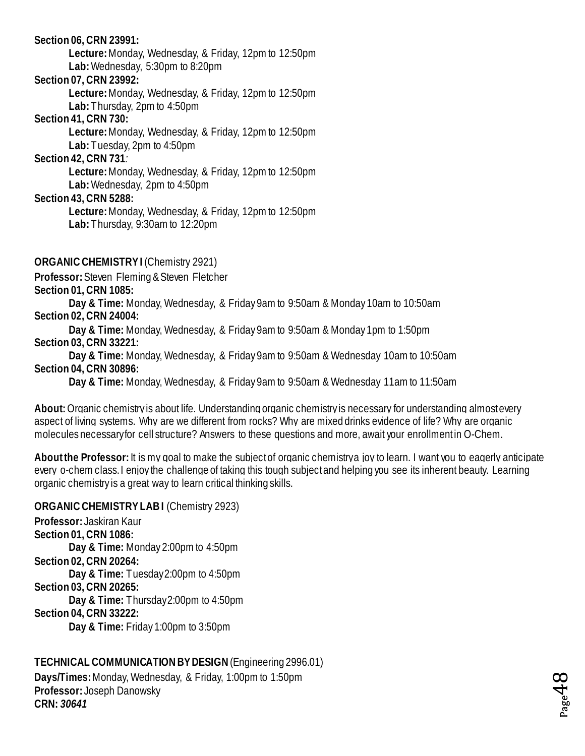**Section 06, CRN 23991:**

**Lecture:** Monday, Wednesday, & Friday, 12pm to 12:50pm

**Lab:** Wednesday, 5:30pm to 8:20pm

**Section 07, CRN 23992:**

**Lecture:** Monday, Wednesday, & Friday, 12pm to 12:50pm

**Lab:** Thursday, 2pm to 4:50pm

**Section 41, CRN 730:**

**Lecture:** Monday, Wednesday, & Friday, 12pm to 12:50pm

**Lab:** Tuesday, 2pm to 4:50pm

**Section 42, CRN 731**:

**Lecture:** Monday, Wednesday, & Friday, 12pm to 12:50pm

**Lab:** Wednesday, 2pm to 4:50pm

**Section 43, CRN 5288:**

**Lecture:** Monday, Wednesday, & Friday, 12pm to 12:50pm

**Lab:** Thursday, 9:30am to 12:20pm

**ORGANIC CHEMISTRY I** (Chemistry 2921)

**Professor:** Steven Fleming & Steven Fletcher

**Section 01, CRN 1085:**

**Day & Time:** Monday, Wednesday, & Friday 9am to 9:50am & Monday 10am to 10:50am

**Section 02, CRN 24004:**

**Day & Time:** Monday, Wednesday, & Friday 9am to 9:50am & Monday 1pm to 1:50pm

**Section 03, CRN 33221:**

**Day & Time:** Monday, Wednesday, & Friday 9am to 9:50am & Wednesday 10am to 10:50am

**Section 04, CRN 30896:**

**Day & Time:** Monday, Wednesday, & Friday 9am to 9:50am & Wednesday 11am to 11:50am

**About:** Organic chemistry is about life. Understanding organic chemistry is necessary for understanding almost every aspect of living systems. Why are we different from rocks? Why are mixed drinks evidence of life? Why are organic molecules necessary for cell structure? Answers to these questions and more, await your enrollment in O-Chem.

**About the Professor:** It is my goal to make the subject of organic chemistry a joy to learn. I want you to eagerly anticipate every o-chem class. I enjoy the challenge of taking this tough subject and helping you see its inherent beauty. Learning organic chemistry is a great way to learn critical thinking skills.

**ORGANIC CHEMISTRY LAB I** (Chemistry 2923)

**Professor:** Jaskiran Kaur

**Section 01, CRN 1086:**

**Day & Time:** Monday 2:00pm to 4:50pm

**Section 02, CRN 20264:**

**Day & Time:** Tuesday 2:00pm to 4:50pm

**Section 03, CRN 20265:**

**Day & Time:** Thursday 2:00pm to 4:50pm

**Section 04, CRN 33222:**

**Day & Time:** Friday 1:00pm to 3:50pm

**TECHNICAL COMMUNICATION BY DESIGN** (Engineering 2996.01)

**Days/Times:** Monday, Wednesday, & Friday, 1:00pm to 1:50pm

**Professor:** Joseph Danowsky

**CRN:** ***30641***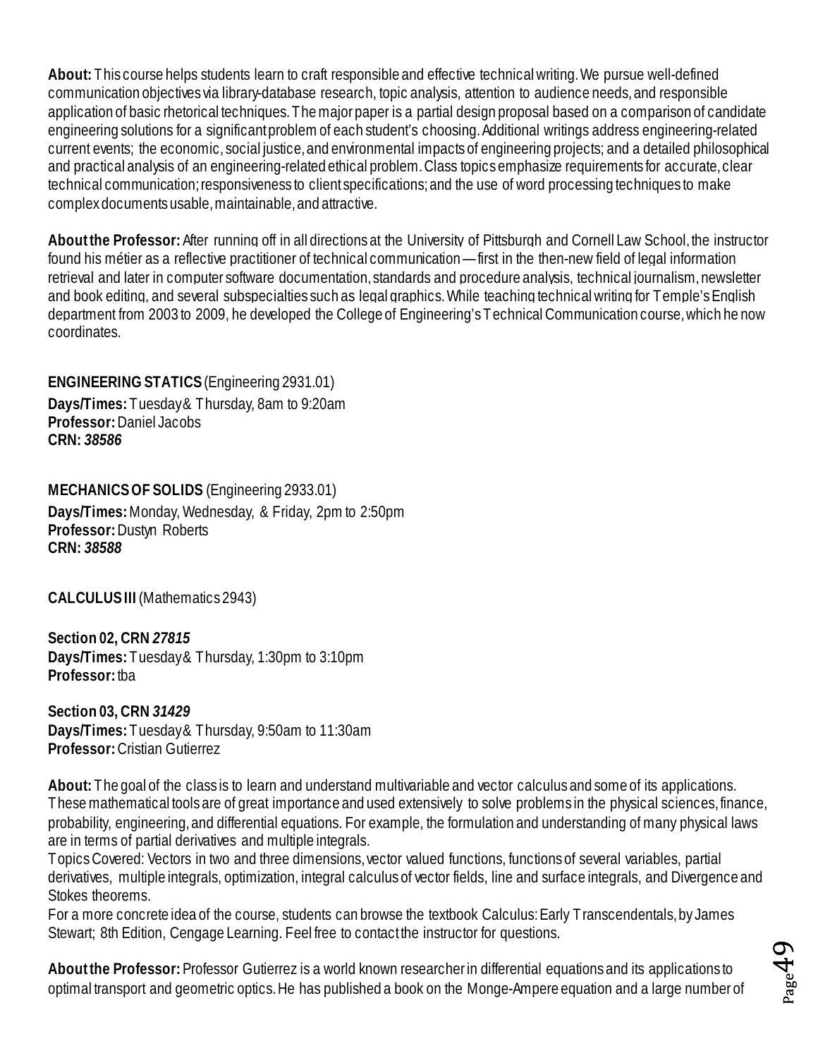**About:** This course helps students learn to craft responsible and effective technical writing. We pursue well-defined communication objectives via library-database research, topic analysis, attention to audience needs, and responsible application of basic rhetorical techniques. The major paper is a partial design proposal based on a comparison of candidate engineering solutions for a significant problem of each student's choosing. Additional writings address engineering-related current events; the economic, social justice, and environmental impacts of engineering projects; and a detailed philosophical and practical analysis of an engineering-related ethical problem. Class topics emphasize requirements for accurate, clear technical communication; responsiveness to client specifications; and the use of word processing techniques to make complex documents usable, maintainable, and attractive.

**About the Professor:** After running off in all directions at the University of Pittsburgh and Cornell Law School, the instructor found his métier as a reflective practitioner of technical communication—first in the then-new field of legal information retrieval and later in computer software documentation, standards and procedure analysis, technical journalism, newsletter and book editing, and several subspecialties such as legal graphics. While teaching technical writing for Temple's English department from 2003 to 2009, he developed the College of Engineering's Technical Communication course, which he now coordinates.

**ENGINEERING STATICS** (Engineering 2931.01)
**Days/Times:** Tuesday & Thursday, 8am to 9:20am
**Professor:** Daniel Jacobs
**CRN:** ***38586***

**MECHANICS OF SOLIDS** (Engineering 2933.01)
**Days/Times:** Monday, Wednesday, & Friday, 2pm to 2:50pm
**Professor:** Dustyn Roberts
**CRN:** ***38588***

**CALCULUS III** (Mathematics 2943)

**Section 02, CRN** ***27815***
**Days/Times:** Tuesday & Thursday, 1:30pm to 3:10pm
**Professor:** tba

**Section 03, CRN** ***31429***
**Days/Times:** Tuesday & Thursday, 9:50am to 11:30am
**Professor:** Cristian Gutierrez

**About:** The goal of the class is to learn and understand multivariable and vector calculus and some of its applications. These mathematical tools are of great importance and used extensively to solve problems in the physical sciences, finance, probability, engineering, and differential equations. For example, the formulation and understanding of many physical laws are in terms of partial derivatives and multiple integrals.
Topics Covered: Vectors in two and three dimensions, vector valued functions, functions of several variables, partial derivatives, multiple integrals, optimization, integral calculus of vector fields, line and surface integrals, and Divergence and Stokes theorems.
For a more concrete idea of the course, students can browse the textbook Calculus: Early Transcendentals, by James Stewart; 8th Edition, Cengage Learning. Feel free to contact the instructor for questions.

**About the Professor:** Professor Gutierrez is a world known researcher in differential equations and its applications to optimal transport and geometric optics. He has published a book on the Monge-Ampere equation and a large number of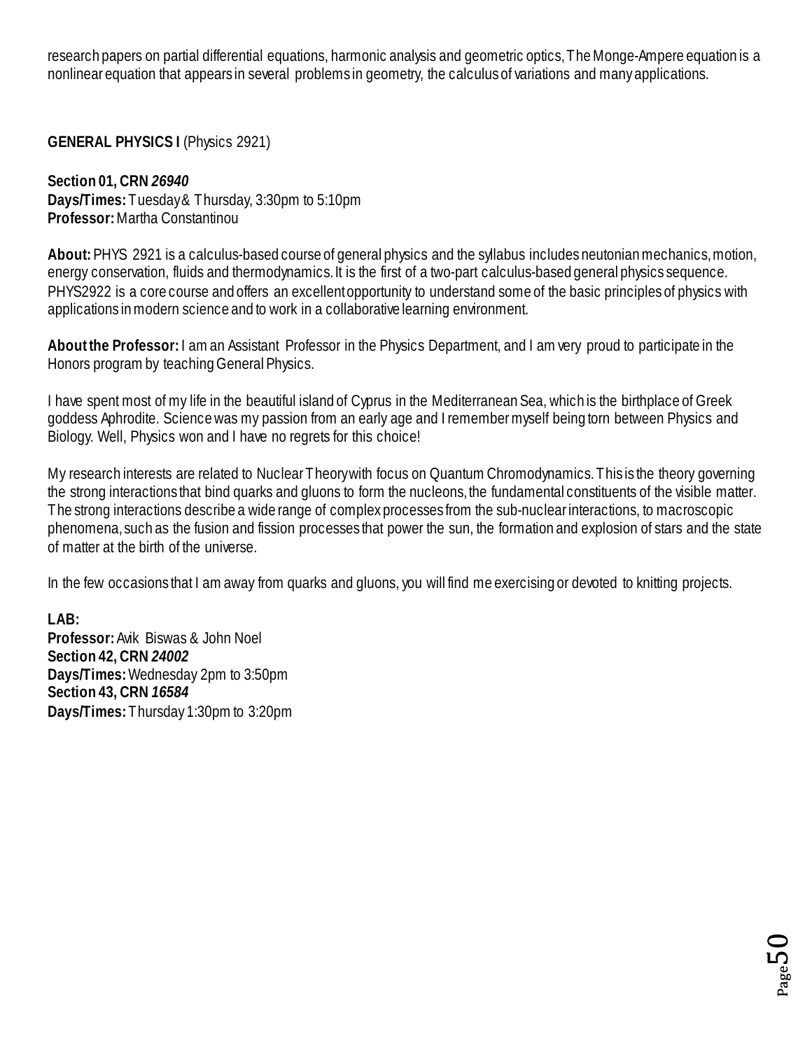research papers on partial differential equations, harmonic analysis and geometric optics, The Monge-Ampere equation is a nonlinear equation that appears in several problems in geometry, the calculus of variations and many applications.

**GENERAL PHYSICS I** (Physics 2921)

**Section 01, CRN** ***26940***
**Days/Times:** Tuesday & Thursday, 3:30pm to 5:10pm
**Professor:** Martha Constantinou

**About:** PHYS 2921 is a calculus-based course of general physics and the syllabus includes neutonian mechanics, motion, energy conservation, fluids and thermodynamics. It is the first of a two-part calculus-based general physics sequence. PHYS2922 is a core course and offers an excellent opportunity to understand some of the basic principles of physics with applications in modern science and to work in a collaborative learning environment.

**About the Professor:** I am an Assistant Professor in the Physics Department, and I am very proud to participate in the Honors program by teaching General Physics.

I have spent most of my life in the beautiful island of Cyprus in the Mediterranean Sea, which is the birthplace of Greek goddess Aphrodite. Science was my passion from an early age and I remember myself being torn between Physics and Biology. Well, Physics won and I have no regrets for this choice!

My research interests are related to Nuclear Theory with focus on Quantum Chromodynamics. This is the theory governing the strong interactions that bind quarks and gluons to form the nucleons, the fundamental constituents of the visible matter. The strong interactions describe a wide range of complex processes from the sub-nuclear interactions, to macroscopic phenomena, such as the fusion and fission processes that power the sun, the formation and explosion of stars and the state of matter at the birth of the universe.

In the few occasions that I am away from quarks and gluons, you will find me exercising or devoted to knitting projects.

**LAB:**
**Professor:** Avik Biswas & John Noel
**Section 42, CRN** ***24002***
**Days/Times:** Wednesday 2pm to 3:50pm
**Section 43, CRN** ***16584***
**Days/Times:** Thursday 1:30pm to 3:20pm